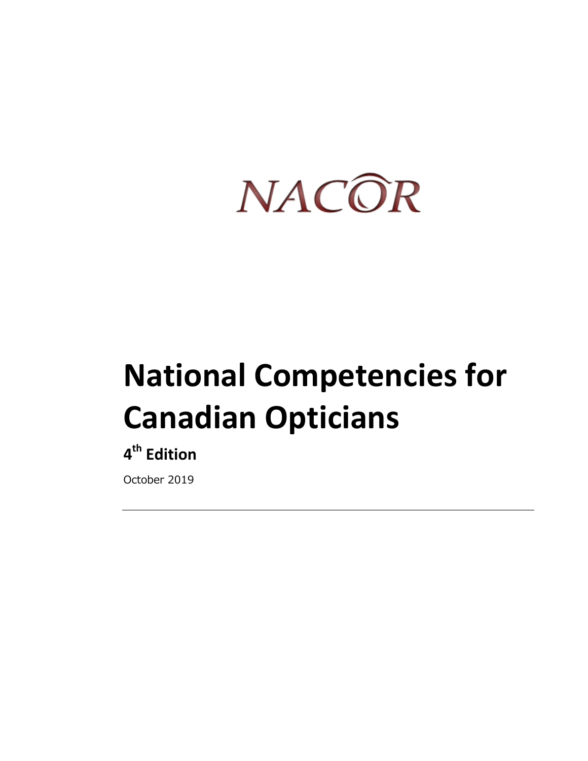NACOR

# National Competencies for Canadian Opticians

## 4th Edition

October 2019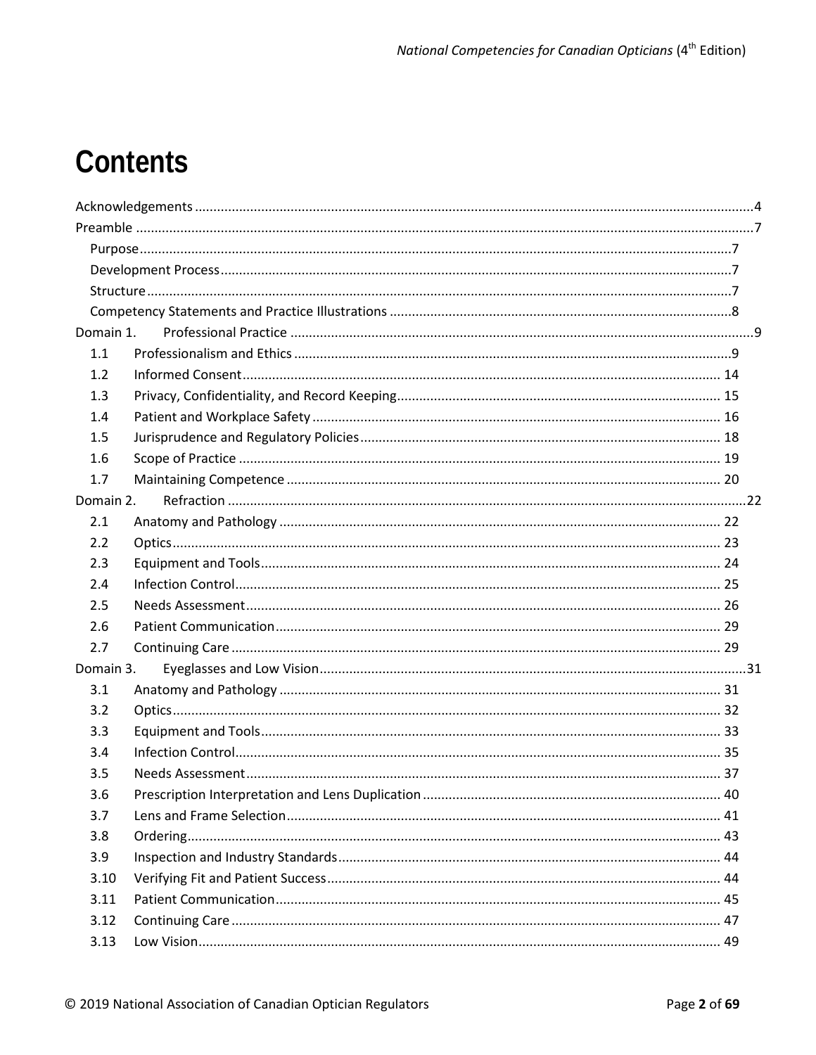# Contents

Acknowledgements ........ 4

Preamble ........ 7

- Purpose ........ 7
- Development Process ........ 7
- Structure ........ 7
- Competency Statements and Practice Illustrations ........ 8

Domain 1. Professional Practice ........ 9

- 1.1 Professionalism and Ethics ........ 9
- 1.2 Informed Consent ........ 14
- 1.3 Privacy, Confidentiality, and Record Keeping ........ 15
- 1.4 Patient and Workplace Safety ........ 16
- 1.5 Jurisprudence and Regulatory Policies ........ 18
- 1.6 Scope of Practice ........ 19
- 1.7 Maintaining Competence ........ 20

Domain 2. Refraction ........ 22

- 2.1 Anatomy and Pathology ........ 22
- 2.2 Optics ........ 23
- 2.3 Equipment and Tools ........ 24
- 2.4 Infection Control ........ 25
- 2.5 Needs Assessment ........ 26
- 2.6 Patient Communication ........ 29
- 2.7 Continuing Care ........ 29

Domain 3. Eyeglasses and Low Vision ........ 31

- 3.1 Anatomy and Pathology ........ 31
- 3.2 Optics ........ 32
- 3.3 Equipment and Tools ........ 33
- 3.4 Infection Control ........ 35
- 3.5 Needs Assessment ........ 37
- 3.6 Prescription Interpretation and Lens Duplication ........ 40
- 3.7 Lens and Frame Selection ........ 41
- 3.8 Ordering ........ 43
- 3.9 Inspection and Industry Standards ........ 44
- 3.10 Verifying Fit and Patient Success ........ 44
- 3.11 Patient Communication ........ 45
- 3.12 Continuing Care ........ 47
- 3.13 Low Vision ........ 49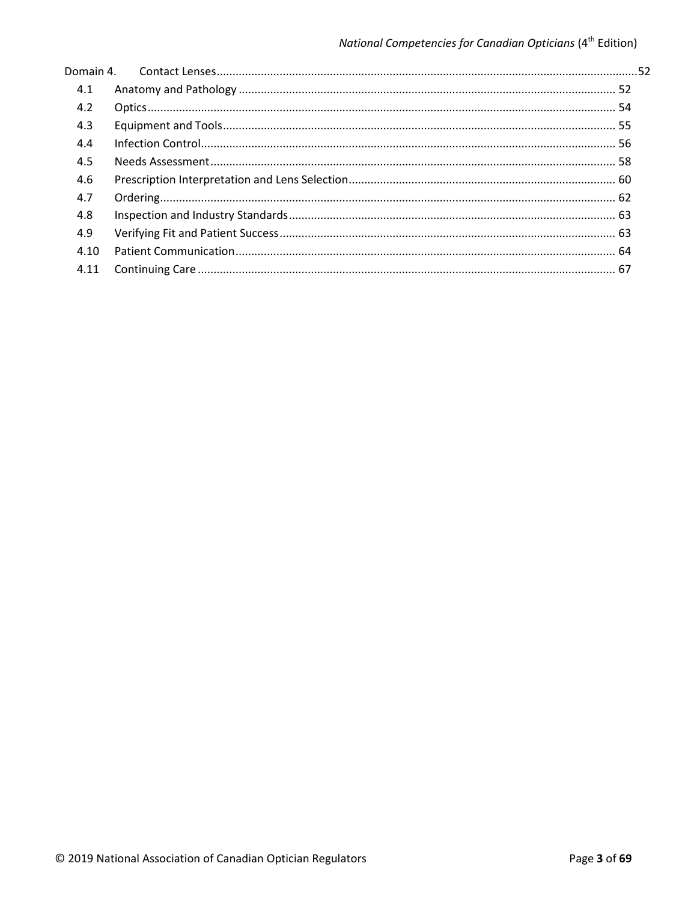| | | |
|---|---|---|
| Domain 4. | Contact Lenses | 52 |
| 4.1 | Anatomy and Pathology | 52 |
| 4.2 | Optics | 54 |
| 4.3 | Equipment and Tools | 55 |
| 4.4 | Infection Control | 56 |
| 4.5 | Needs Assessment | 58 |
| 4.6 | Prescription Interpretation and Lens Selection | 60 |
| 4.7 | Ordering | 62 |
| 4.8 | Inspection and Industry Standards | 63 |
| 4.9 | Verifying Fit and Patient Success | 63 |
| 4.10 | Patient Communication | 64 |
| 4.11 | Continuing Care | 67 |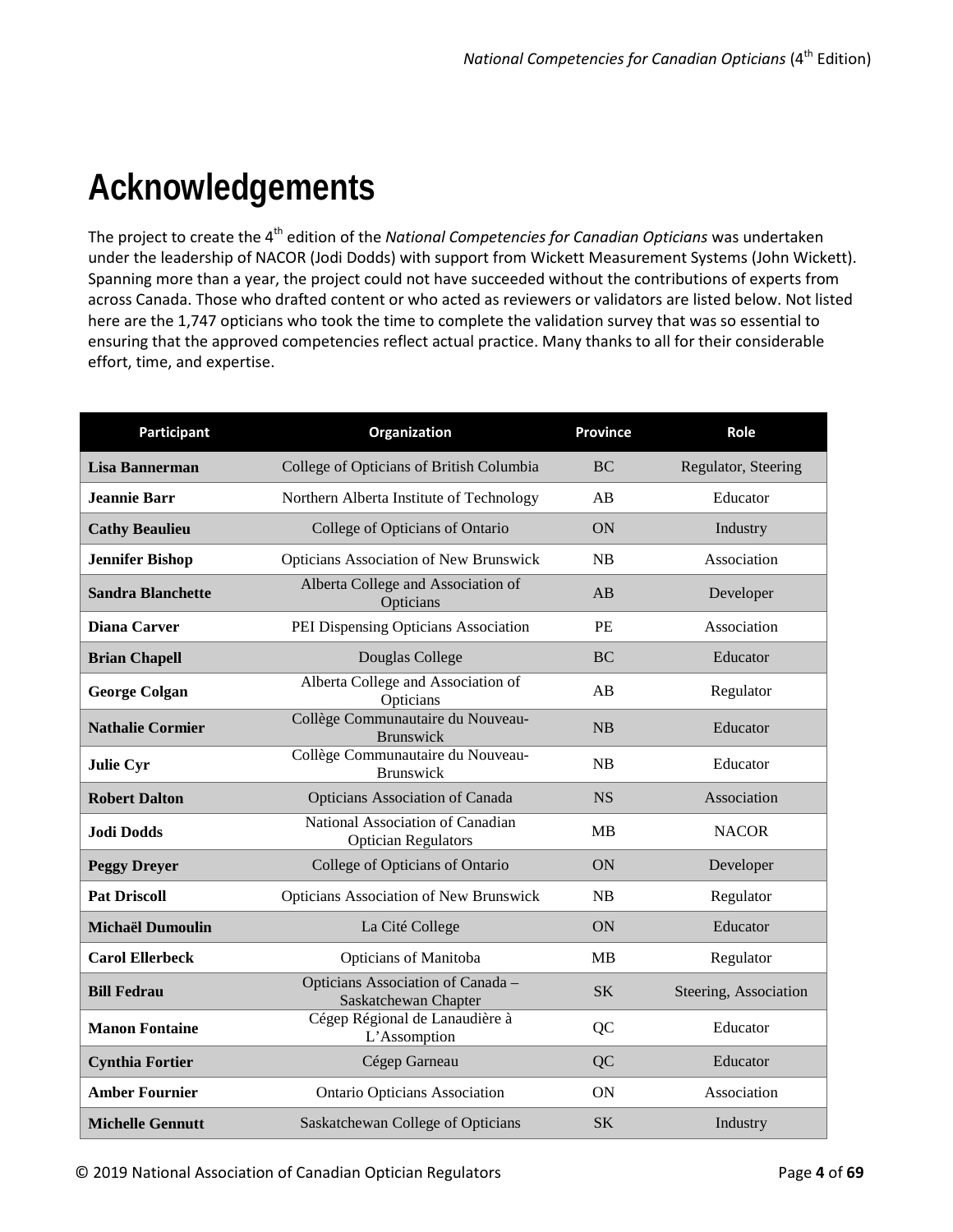# Acknowledgements

The project to create the 4th edition of the *National Competencies for Canadian Opticians* was undertaken under the leadership of NACOR (Jodi Dodds) with support from Wickett Measurement Systems (John Wickett). Spanning more than a year, the project could not have succeeded without the contributions of experts from across Canada. Those who drafted content or who acted as reviewers or validators are listed below. Not listed here are the 1,747 opticians who took the time to complete the validation survey that was so essential to ensuring that the approved competencies reflect actual practice. Many thanks to all for their considerable effort, time, and expertise.

| Participant | Organization | Province | Role |
|---|---|---|---|
| **Lisa Bannerman** | College of Opticians of British Columbia | BC | Regulator, Steering |
| **Jeannie Barr** | Northern Alberta Institute of Technology | AB | Educator |
| **Cathy Beaulieu** | College of Opticians of Ontario | ON | Industry |
| **Jennifer Bishop** | Opticians Association of New Brunswick | NB | Association |
| **Sandra Blanchette** | Alberta College and Association of Opticians | AB | Developer |
| **Diana Carver** | PEI Dispensing Opticians Association | PE | Association |
| **Brian Chapell** | Douglas College | BC | Educator |
| **George Colgan** | Alberta College and Association of Opticians | AB | Regulator |
| **Nathalie Cormier** | Collège Communautaire du Nouveau-Brunswick | NB | Educator |
| **Julie Cyr** | Collège Communautaire du Nouveau-Brunswick | NB | Educator |
| **Robert Dalton** | Opticians Association of Canada | NS | Association |
| **Jodi Dodds** | National Association of Canadian Optician Regulators | MB | NACOR |
| **Peggy Dreyer** | College of Opticians of Ontario | ON | Developer |
| **Pat Driscoll** | Opticians Association of New Brunswick | NB | Regulator |
| **Michaël Dumoulin** | La Cité College | ON | Educator |
| **Carol Ellerbeck** | Opticians of Manitoba | MB | Regulator |
| **Bill Fedrau** | Opticians Association of Canada – Saskatchewan Chapter | SK | Steering, Association |
| **Manon Fontaine** | Cégep Régional de Lanaudière à L'Assomption | QC | Educator |
| **Cynthia Fortier** | Cégep Garneau | QC | Educator |
| **Amber Fournier** | Ontario Opticians Association | ON | Association |
| **Michelle Gennutt** | Saskatchewan College of Opticians | SK | Industry |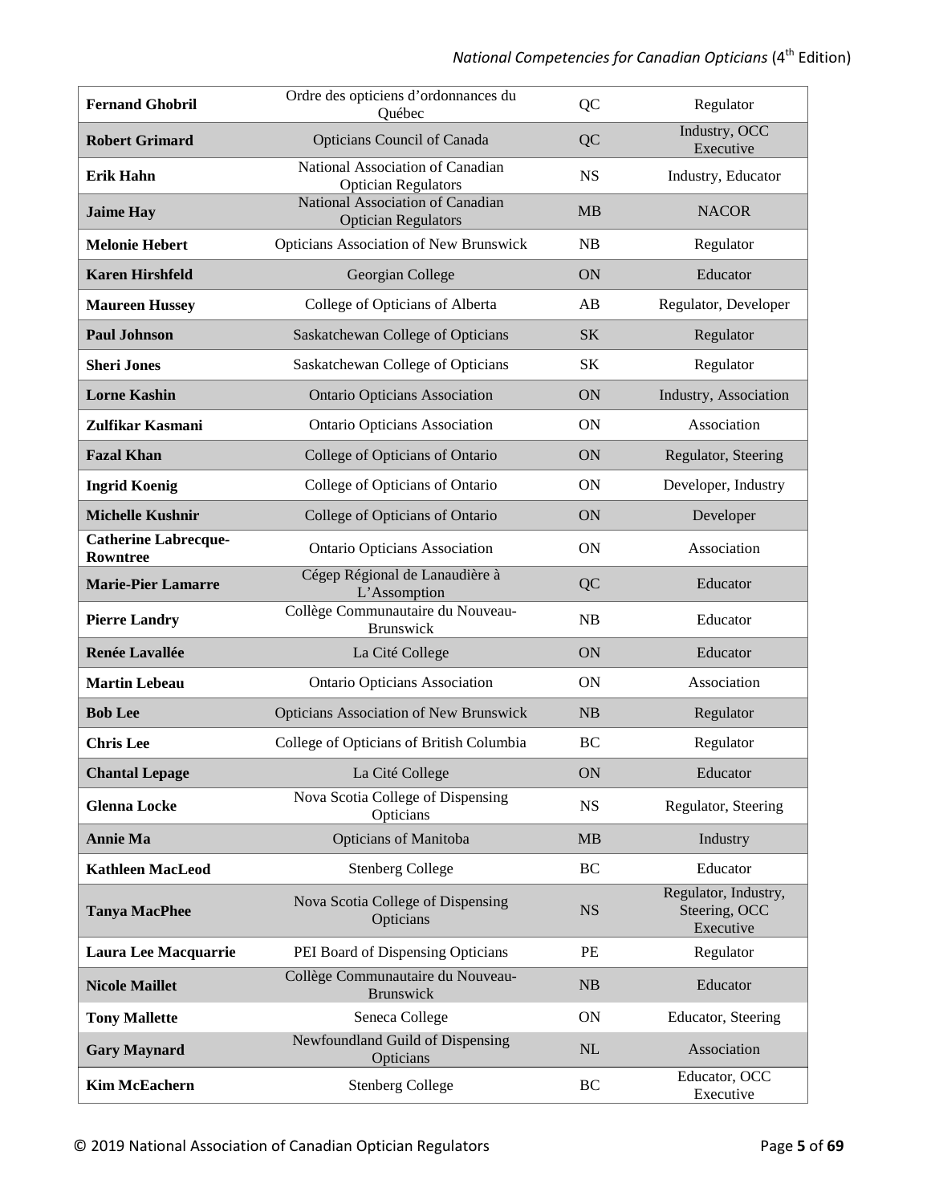| **Fernand Ghobril** | Ordre des opticiens d'ordonnances du Québec | QC | Regulator |
|---|---|---|---|
| **Robert Grimard** | Opticians Council of Canada | QC | Industry, OCC Executive |
| **Erik Hahn** | National Association of Canadian Optician Regulators | NS | Industry, Educator |
| **Jaime Hay** | National Association of Canadian Optician Regulators | MB | NACOR |
| **Melonie Hebert** | Opticians Association of New Brunswick | NB | Regulator |
| **Karen Hirshfeld** | Georgian College | ON | Educator |
| **Maureen Hussey** | College of Opticians of Alberta | AB | Regulator, Developer |
| **Paul Johnson** | Saskatchewan College of Opticians | SK | Regulator |
| **Sheri Jones** | Saskatchewan College of Opticians | SK | Regulator |
| **Lorne Kashin** | Ontario Opticians Association | ON | Industry, Association |
| **Zulfikar Kasmani** | Ontario Opticians Association | ON | Association |
| **Fazal Khan** | College of Opticians of Ontario | ON | Regulator, Steering |
| **Ingrid Koenig** | College of Opticians of Ontario | ON | Developer, Industry |
| **Michelle Kushnir** | College of Opticians of Ontario | ON | Developer |
| **Catherine Labrecque-Rowntree** | Ontario Opticians Association | ON | Association |
| **Marie-Pier Lamarre** | Cégep Régional de Lanaudière à L'Assomption | QC | Educator |
| **Pierre Landry** | Collège Communautaire du Nouveau-Brunswick | NB | Educator |
| **Renée Lavallée** | La Cité College | ON | Educator |
| **Martin Lebeau** | Ontario Opticians Association | ON | Association |
| **Bob Lee** | Opticians Association of New Brunswick | NB | Regulator |
| **Chris Lee** | College of Opticians of British Columbia | BC | Regulator |
| **Chantal Lepage** | La Cité College | ON | Educator |
| **Glenna Locke** | Nova Scotia College of Dispensing Opticians | NS | Regulator, Steering |
| **Annie Ma** | Opticians of Manitoba | MB | Industry |
| **Kathleen MacLeod** | Stenberg College | BC | Educator |
| **Tanya MacPhee** | Nova Scotia College of Dispensing Opticians | NS | Regulator, Industry, Steering, OCC Executive |
| **Laura Lee Macquarrie** | PEI Board of Dispensing Opticians | PE | Regulator |
| **Nicole Maillet** | Collège Communautaire du Nouveau-Brunswick | NB | Educator |
| **Tony Mallette** | Seneca College | ON | Educator, Steering |
| **Gary Maynard** | Newfoundland Guild of Dispensing Opticians | NL | Association |
| **Kim McEachern** | Stenberg College | BC | Educator, OCC Executive |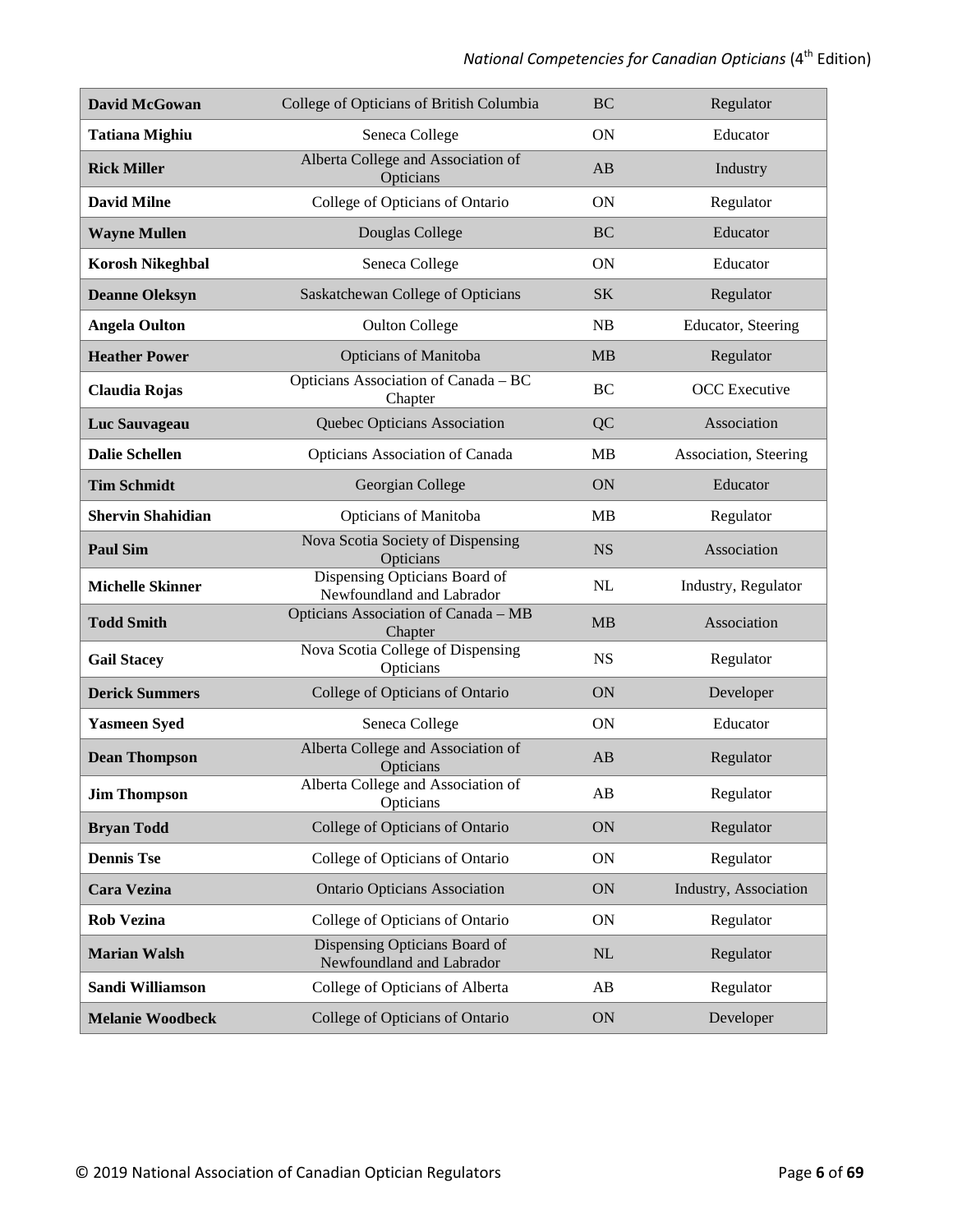| **David McGowan** | College of Opticians of British Columbia | BC | Regulator |
|---|---|---|---|
| **Tatiana Mighiu** | Seneca College | ON | Educator |
| **Rick Miller** | Alberta College and Association of Opticians | AB | Industry |
| **David Milne** | College of Opticians of Ontario | ON | Regulator |
| **Wayne Mullen** | Douglas College | BC | Educator |
| **Korosh Nikeghbal** | Seneca College | ON | Educator |
| **Deanne Oleksyn** | Saskatchewan College of Opticians | SK | Regulator |
| **Angela Oulton** | Oulton College | NB | Educator, Steering |
| **Heather Power** | Opticians of Manitoba | MB | Regulator |
| **Claudia Rojas** | Opticians Association of Canada – BC Chapter | BC | OCC Executive |
| **Luc Sauvageau** | Quebec Opticians Association | QC | Association |
| **Dalie Schellen** | Opticians Association of Canada | MB | Association, Steering |
| **Tim Schmidt** | Georgian College | ON | Educator |
| **Shervin Shahidian** | Opticians of Manitoba | MB | Regulator |
| **Paul Sim** | Nova Scotia Society of Dispensing Opticians | NS | Association |
| **Michelle Skinner** | Dispensing Opticians Board of Newfoundland and Labrador | NL | Industry, Regulator |
| **Todd Smith** | Opticians Association of Canada – MB Chapter | MB | Association |
| **Gail Stacey** | Nova Scotia College of Dispensing Opticians | NS | Regulator |
| **Derick Summers** | College of Opticians of Ontario | ON | Developer |
| **Yasmeen Syed** | Seneca College | ON | Educator |
| **Dean Thompson** | Alberta College and Association of Opticians | AB | Regulator |
| **Jim Thompson** | Alberta College and Association of Opticians | AB | Regulator |
| **Bryan Todd** | College of Opticians of Ontario | ON | Regulator |
| **Dennis Tse** | College of Opticians of Ontario | ON | Regulator |
| **Cara Vezina** | Ontario Opticians Association | ON | Industry, Association |
| **Rob Vezina** | College of Opticians of Ontario | ON | Regulator |
| **Marian Walsh** | Dispensing Opticians Board of Newfoundland and Labrador | NL | Regulator |
| **Sandi Williamson** | College of Opticians of Alberta | AB | Regulator |
| **Melanie Woodbeck** | College of Opticians of Ontario | ON | Developer |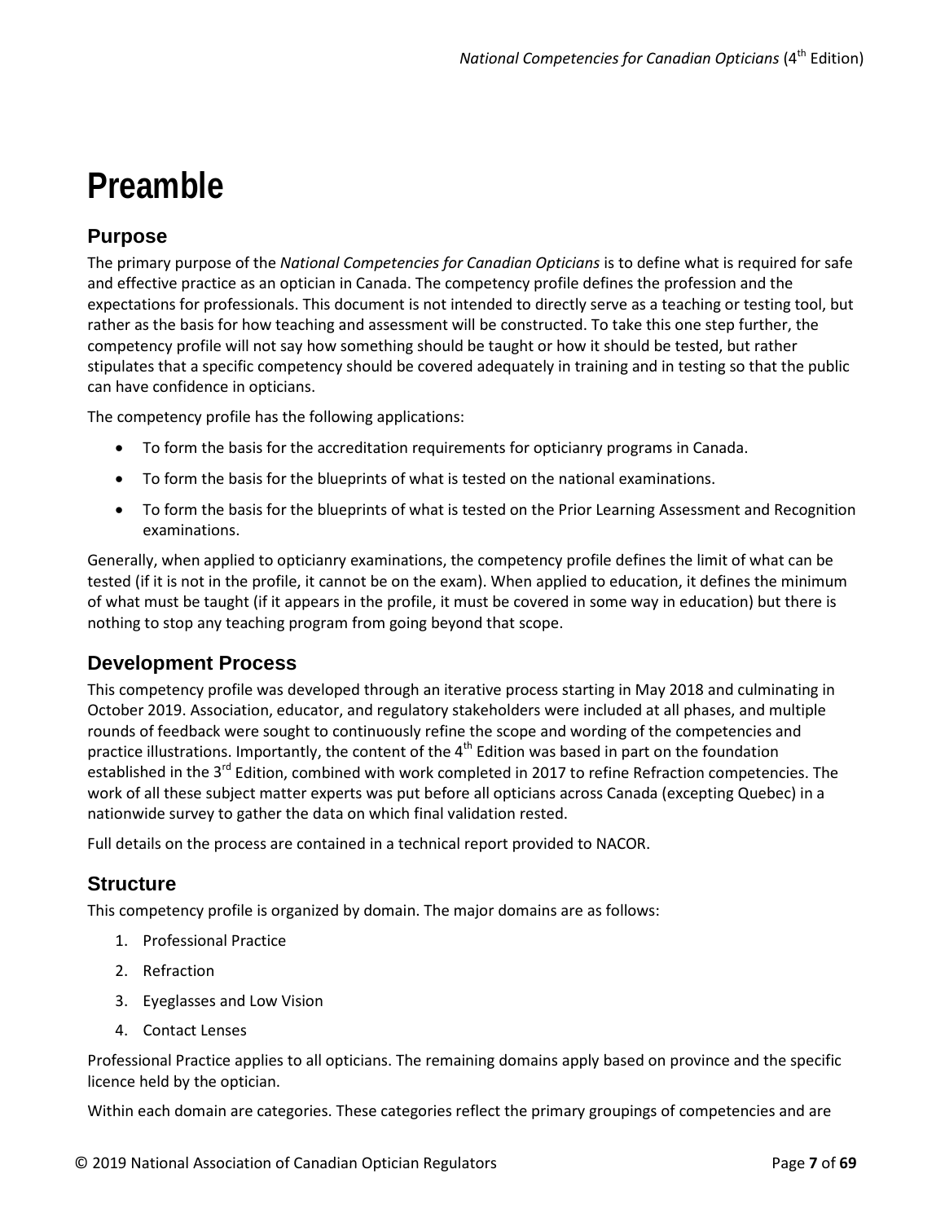# Preamble

## Purpose

The primary purpose of the *National Competencies for Canadian Opticians* is to define what is required for safe and effective practice as an optician in Canada. The competency profile defines the profession and the expectations for professionals. This document is not intended to directly serve as a teaching or testing tool, but rather as the basis for how teaching and assessment will be constructed. To take this one step further, the competency profile will not say how something should be taught or how it should be tested, but rather stipulates that a specific competency should be covered adequately in training and in testing so that the public can have confidence in opticians.

The competency profile has the following applications:

- To form the basis for the accreditation requirements for opticianry programs in Canada.
- To form the basis for the blueprints of what is tested on the national examinations.
- To form the basis for the blueprints of what is tested on the Prior Learning Assessment and Recognition examinations.

Generally, when applied to opticianry examinations, the competency profile defines the limit of what can be tested (if it is not in the profile, it cannot be on the exam). When applied to education, it defines the minimum of what must be taught (if it appears in the profile, it must be covered in some way in education) but there is nothing to stop any teaching program from going beyond that scope.

## Development Process

This competency profile was developed through an iterative process starting in May 2018 and culminating in October 2019. Association, educator, and regulatory stakeholders were included at all phases, and multiple rounds of feedback were sought to continuously refine the scope and wording of the competencies and practice illustrations. Importantly, the content of the 4th Edition was based in part on the foundation established in the 3rd Edition, combined with work completed in 2017 to refine Refraction competencies. The work of all these subject matter experts was put before all opticians across Canada (excepting Quebec) in a nationwide survey to gather the data on which final validation rested.

Full details on the process are contained in a technical report provided to NACOR.

## Structure

This competency profile is organized by domain. The major domains are as follows:

1. Professional Practice
2. Refraction
3. Eyeglasses and Low Vision
4. Contact Lenses

Professional Practice applies to all opticians. The remaining domains apply based on province and the specific licence held by the optician.

Within each domain are categories. These categories reflect the primary groupings of competencies and are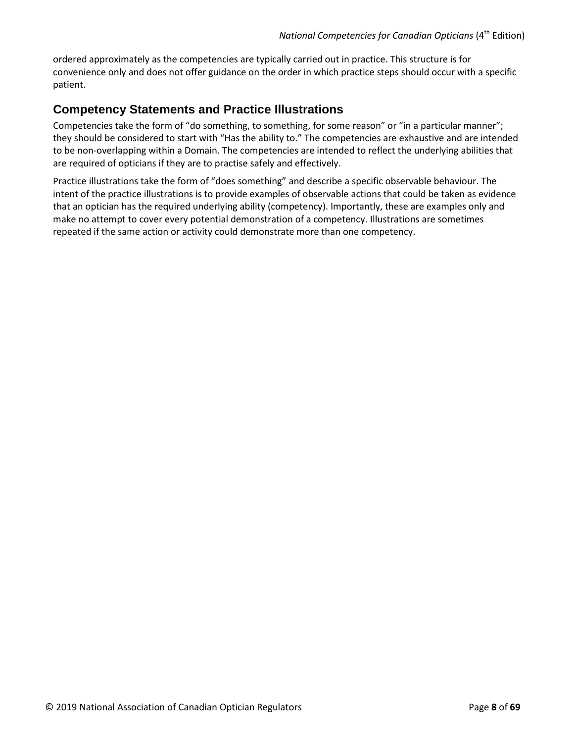ordered approximately as the competencies are typically carried out in practice. This structure is for convenience only and does not offer guidance on the order in which practice steps should occur with a specific patient.

## Competency Statements and Practice Illustrations

Competencies take the form of "do something, to something, for some reason" or "in a particular manner"; they should be considered to start with "Has the ability to." The competencies are exhaustive and are intended to be non-overlapping within a Domain. The competencies are intended to reflect the underlying abilities that are required of opticians if they are to practise safely and effectively.

Practice illustrations take the form of "does something" and describe a specific observable behaviour. The intent of the practice illustrations is to provide examples of observable actions that could be taken as evidence that an optician has the required underlying ability (competency). Importantly, these are examples only and make no attempt to cover every potential demonstration of a competency. Illustrations are sometimes repeated if the same action or activity could demonstrate more than one competency.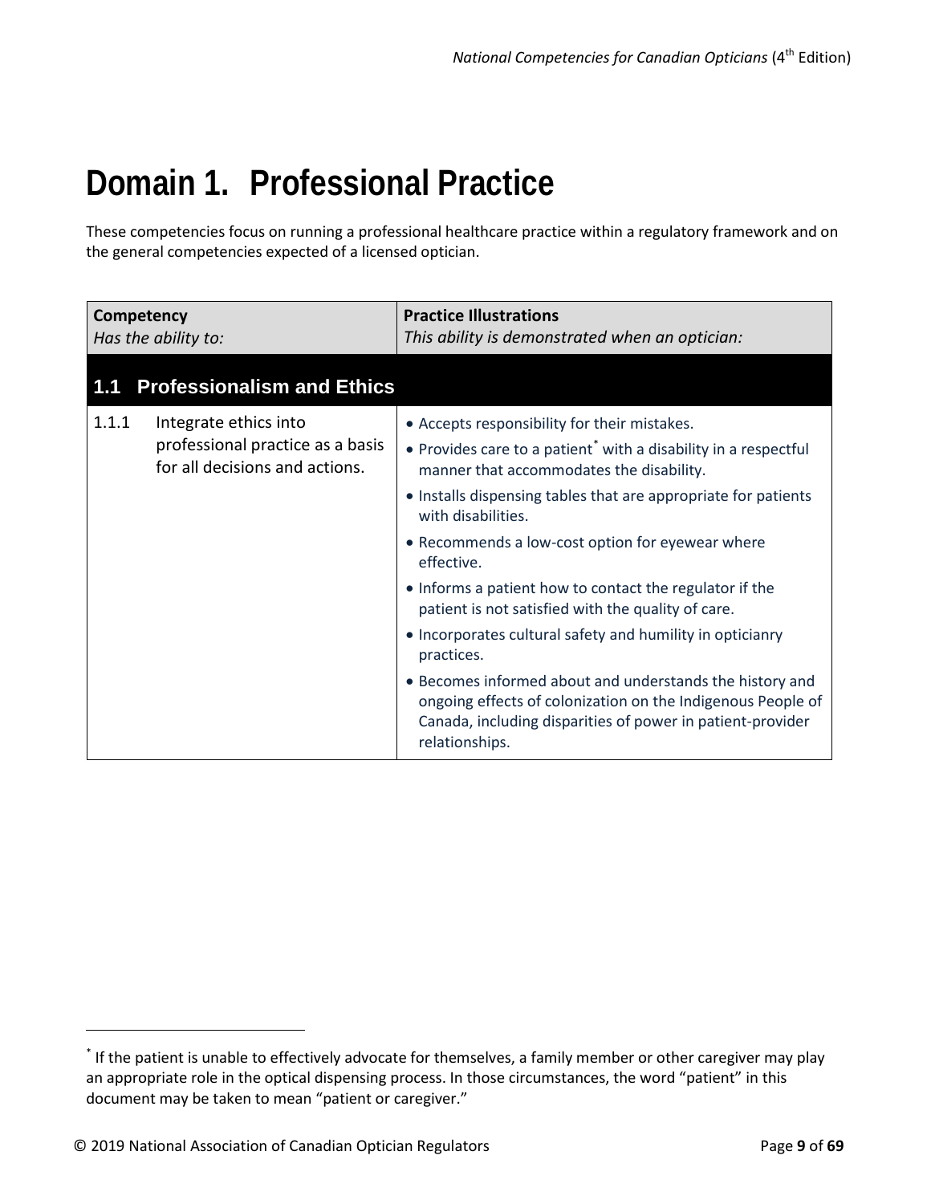# Domain 1. Professional Practice

These competencies focus on running a professional healthcare practice within a regulatory framework and on the general competencies expected of a licensed optician.

| **Competency**<br>*Has the ability to:* | **Practice Illustrations**<br>*This ability is demonstrated when an optician:* |
|---|---|
| **1.1 Professionalism and Ethics** | |
| 1.1.1 Integrate ethics into professional practice as a basis for all decisions and actions. | • Accepts responsibility for their mistakes.<br>• Provides care to a patient* with a disability in a respectful manner that accommodates the disability.<br>• Installs dispensing tables that are appropriate for patients with disabilities.<br>• Recommends a low-cost option for eyewear where effective.<br>• Informs a patient how to contact the regulator if the patient is not satisfied with the quality of care.<br>• Incorporates cultural safety and humility in opticianry practices.<br>• Becomes informed about and understands the history and ongoing effects of colonization on the Indigenous People of Canada, including disparities of power in patient-provider relationships. |

* If the patient is unable to effectively advocate for themselves, a family member or other caregiver may play an appropriate role in the optical dispensing process. In those circumstances, the word "patient" in this document may be taken to mean "patient or caregiver."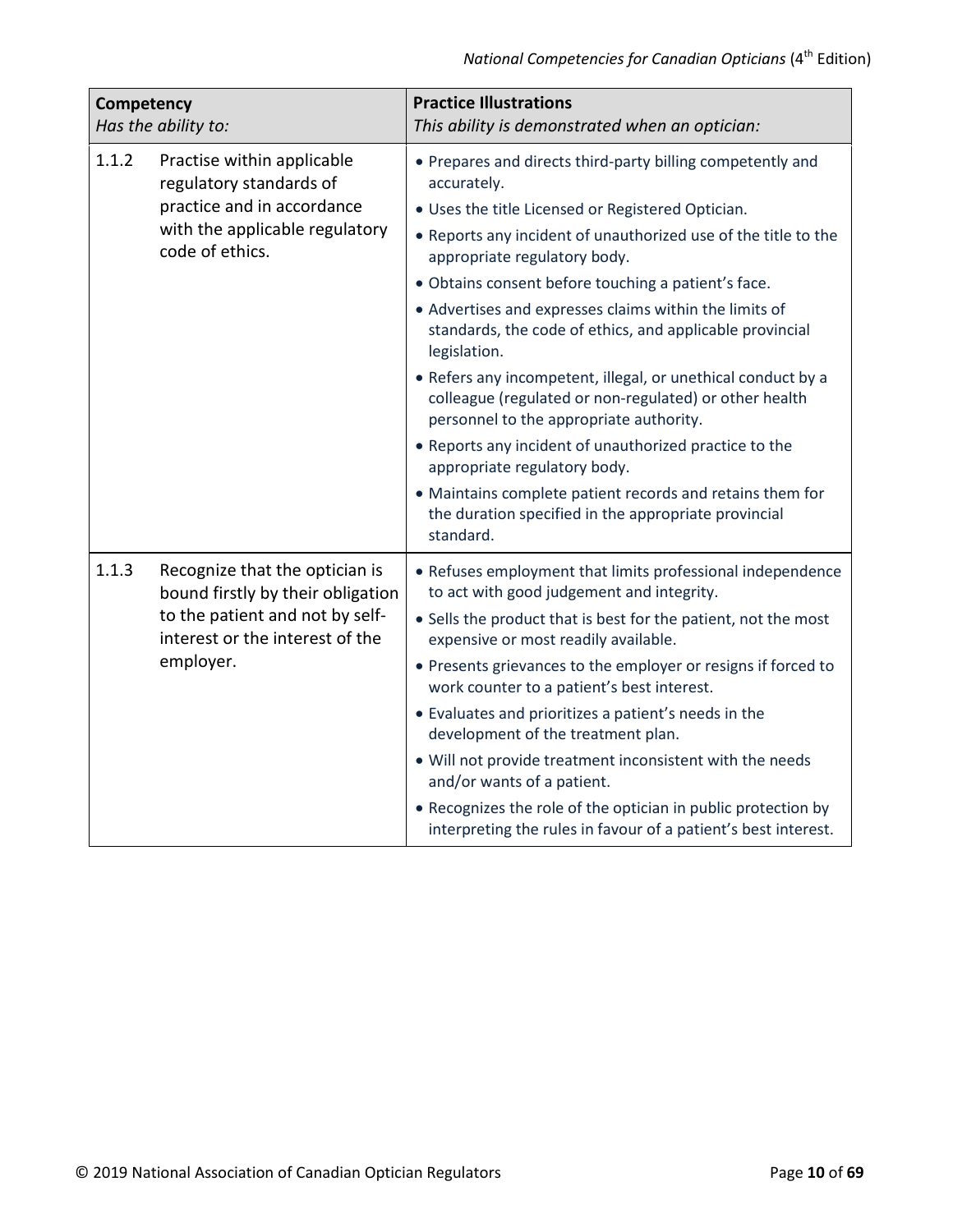| Competency<br>*Has the ability to:* | | Practice Illustrations<br>*This ability is demonstrated when an optician:* |
| --- | --- | --- |
| 1.1.2 | Practise within applicable regulatory standards of practice and in accordance with the applicable regulatory code of ethics. | • Prepares and directs third-party billing competently and accurately.<br>• Uses the title Licensed or Registered Optician.<br>• Reports any incident of unauthorized use of the title to the appropriate regulatory body.<br>• Obtains consent before touching a patient's face.<br>• Advertises and expresses claims within the limits of standards, the code of ethics, and applicable provincial legislation.<br>• Refers any incompetent, illegal, or unethical conduct by a colleague (regulated or non-regulated) or other health personnel to the appropriate authority.<br>• Reports any incident of unauthorized practice to the appropriate regulatory body.<br>• Maintains complete patient records and retains them for the duration specified in the appropriate provincial standard. |
| 1.1.3 | Recognize that the optician is bound firstly by their obligation to the patient and not by self-interest or the interest of the employer. | • Refuses employment that limits professional independence to act with good judgement and integrity.<br>• Sells the product that is best for the patient, not the most expensive or most readily available.<br>• Presents grievances to the employer or resigns if forced to work counter to a patient's best interest.<br>• Evaluates and prioritizes a patient's needs in the development of the treatment plan.<br>• Will not provide treatment inconsistent with the needs and/or wants of a patient.<br>• Recognizes the role of the optician in public protection by interpreting the rules in favour of a patient's best interest. |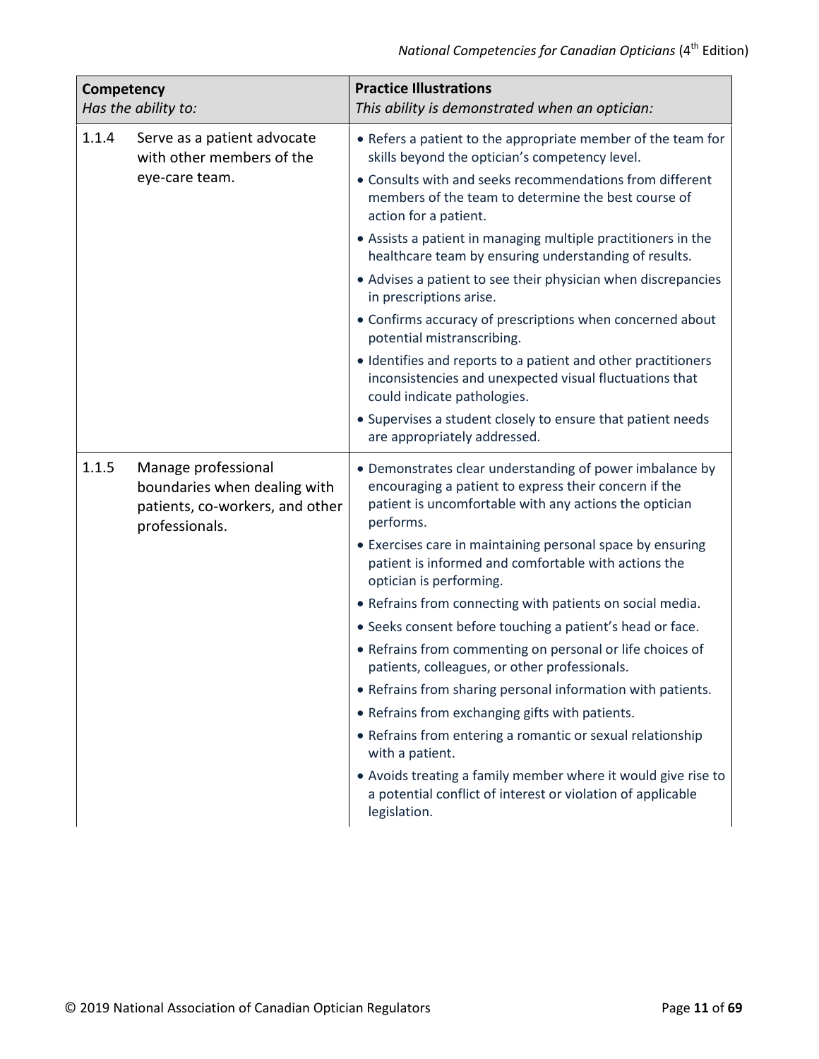| Competency<br>*Has the ability to:* | | Practice Illustrations<br>*This ability is demonstrated when an optician:* |
|---|---|---|
| 1.1.4 | Serve as a patient advocate with other members of the eye-care team. | • Refers a patient to the appropriate member of the team for skills beyond the optician's competency level.<br>• Consults with and seeks recommendations from different members of the team to determine the best course of action for a patient.<br>• Assists a patient in managing multiple practitioners in the healthcare team by ensuring understanding of results.<br>• Advises a patient to see their physician when discrepancies in prescriptions arise.<br>• Confirms accuracy of prescriptions when concerned about potential mistranscribing.<br>• Identifies and reports to a patient and other practitioners inconsistencies and unexpected visual fluctuations that could indicate pathologies.<br>• Supervises a student closely to ensure that patient needs are appropriately addressed. |
| 1.1.5 | Manage professional boundaries when dealing with patients, co-workers, and other professionals. | • Demonstrates clear understanding of power imbalance by encouraging a patient to express their concern if the patient is uncomfortable with any actions the optician performs.<br>• Exercises care in maintaining personal space by ensuring patient is informed and comfortable with actions the optician is performing.<br>• Refrains from connecting with patients on social media.<br>• Seeks consent before touching a patient's head or face.<br>• Refrains from commenting on personal or life choices of patients, colleagues, or other professionals.<br>• Refrains from sharing personal information with patients.<br>• Refrains from exchanging gifts with patients.<br>• Refrains from entering a romantic or sexual relationship with a patient.<br>• Avoids treating a family member where it would give rise to a potential conflict of interest or violation of applicable legislation. |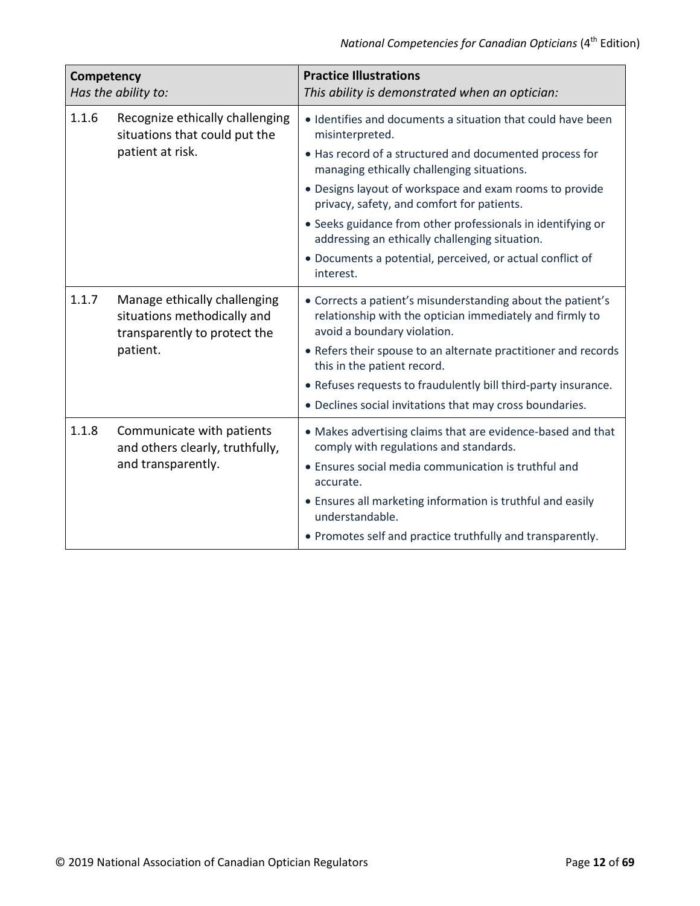| Competency<br>*Has the ability to:* | | Practice Illustrations<br>*This ability is demonstrated when an optician:* |
|---|---|---|
| 1.1.6 | Recognize ethically challenging situations that could put the patient at risk. | • Identifies and documents a situation that could have been misinterpreted.<br>• Has record of a structured and documented process for managing ethically challenging situations.<br>• Designs layout of workspace and exam rooms to provide privacy, safety, and comfort for patients.<br>• Seeks guidance from other professionals in identifying or addressing an ethically challenging situation.<br>• Documents a potential, perceived, or actual conflict of interest. |
| 1.1.7 | Manage ethically challenging situations methodically and transparently to protect the patient. | • Corrects a patient's misunderstanding about the patient's relationship with the optician immediately and firmly to avoid a boundary violation.<br>• Refers their spouse to an alternate practitioner and records this in the patient record.<br>• Refuses requests to fraudulently bill third-party insurance.<br>• Declines social invitations that may cross boundaries. |
| 1.1.8 | Communicate with patients and others clearly, truthfully, and transparently. | • Makes advertising claims that are evidence-based and that comply with regulations and standards.<br>• Ensures social media communication is truthful and accurate.<br>• Ensures all marketing information is truthful and easily understandable.<br>• Promotes self and practice truthfully and transparently. |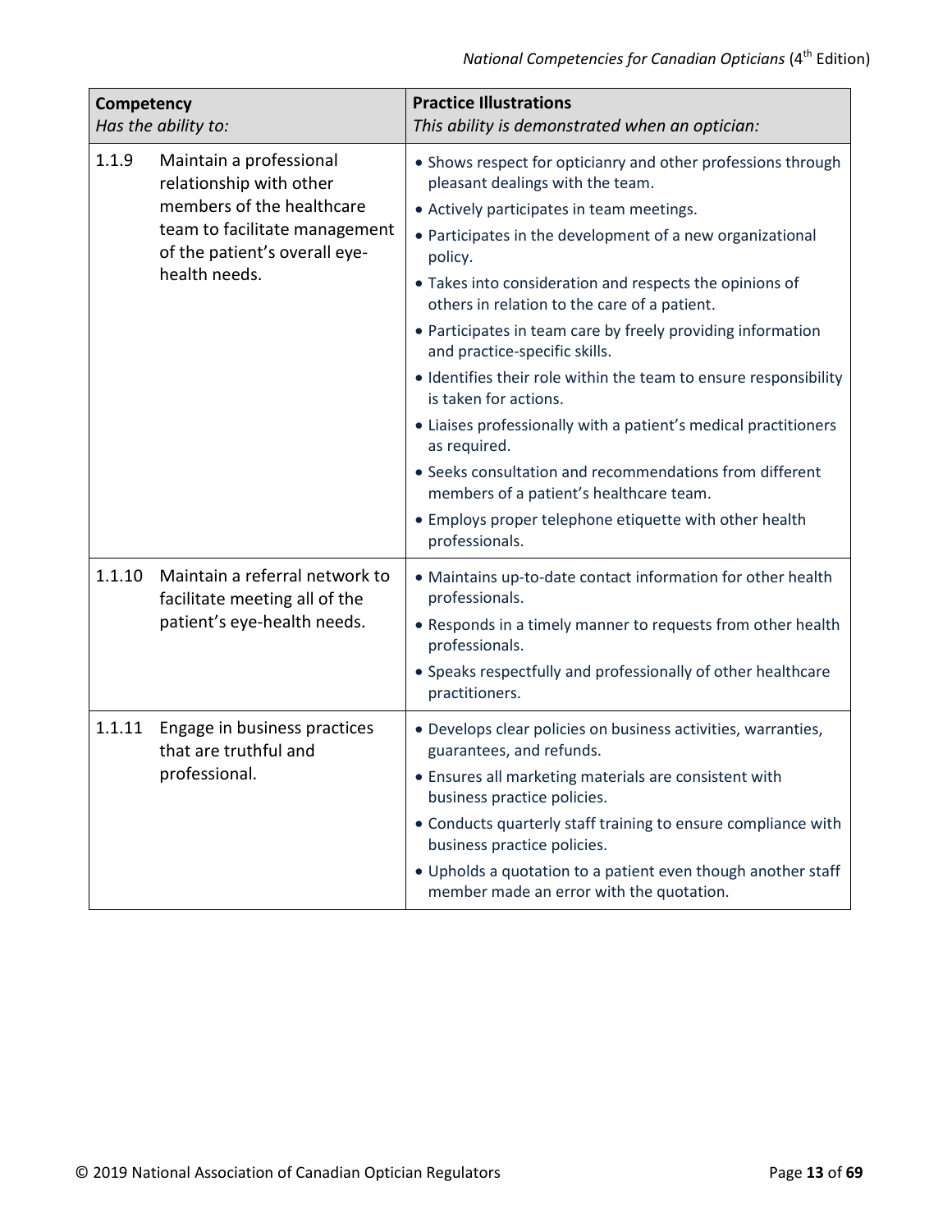| **Competency**<br>*Has the ability to:* | **Practice Illustrations**<br>*This ability is demonstrated when an optician:* |
|---|---|
| 1.1.9 Maintain a professional relationship with other members of the healthcare team to facilitate management of the patient's overall eye-health needs. | • Shows respect for opticianry and other professions through pleasant dealings with the team.<br>• Actively participates in team meetings.<br>• Participates in the development of a new organizational policy.<br>• Takes into consideration and respects the opinions of others in relation to the care of a patient.<br>• Participates in team care by freely providing information and practice-specific skills.<br>• Identifies their role within the team to ensure responsibility is taken for actions.<br>• Liaises professionally with a patient's medical practitioners as required.<br>• Seeks consultation and recommendations from different members of a patient's healthcare team.<br>• Employs proper telephone etiquette with other health professionals. |
| 1.1.10 Maintain a referral network to facilitate meeting all of the patient's eye-health needs. | • Maintains up-to-date contact information for other health professionals.<br>• Responds in a timely manner to requests from other health professionals.<br>• Speaks respectfully and professionally of other healthcare practitioners. |
| 1.1.11 Engage in business practices that are truthful and professional. | • Develops clear policies on business activities, warranties, guarantees, and refunds.<br>• Ensures all marketing materials are consistent with business practice policies.<br>• Conducts quarterly staff training to ensure compliance with business practice policies.<br>• Upholds a quotation to a patient even though another staff member made an error with the quotation. |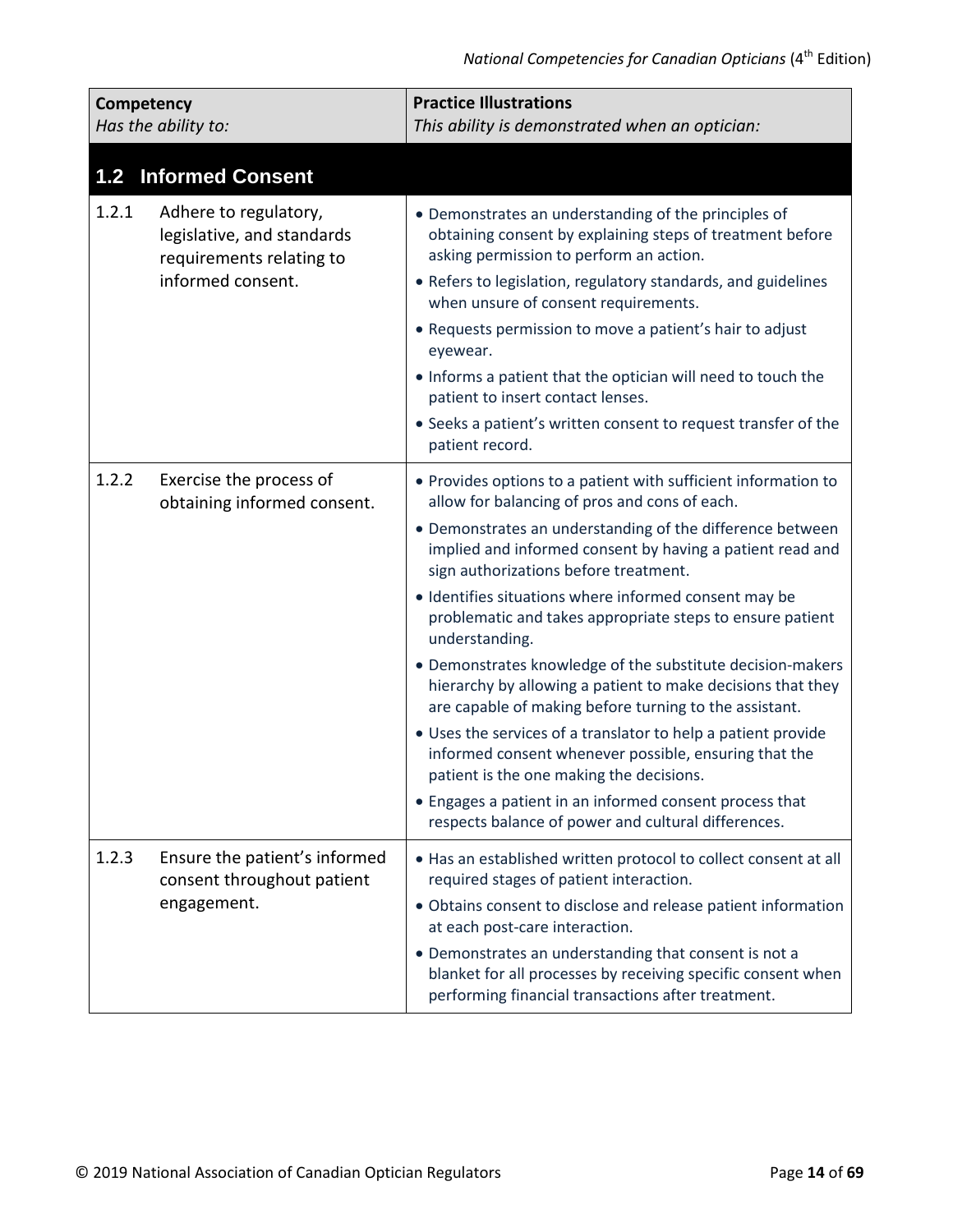| **Competency**<br>*Has the ability to:* | **Practice Illustrations**<br>*This ability is demonstrated when an optician:* |
|---|---|
| **1.2 Informed Consent** | |
| 1.2.1 Adhere to regulatory, legislative, and standards requirements relating to informed consent. | • Demonstrates an understanding of the principles of obtaining consent by explaining steps of treatment before asking permission to perform an action.<br>• Refers to legislation, regulatory standards, and guidelines when unsure of consent requirements.<br>• Requests permission to move a patient's hair to adjust eyewear.<br>• Informs a patient that the optician will need to touch the patient to insert contact lenses.<br>• Seeks a patient's written consent to request transfer of the patient record. |
| 1.2.2 Exercise the process of obtaining informed consent. | • Provides options to a patient with sufficient information to allow for balancing of pros and cons of each.<br>• Demonstrates an understanding of the difference between implied and informed consent by having a patient read and sign authorizations before treatment.<br>• Identifies situations where informed consent may be problematic and takes appropriate steps to ensure patient understanding.<br>• Demonstrates knowledge of the substitute decision-makers hierarchy by allowing a patient to make decisions that they are capable of making before turning to the assistant.<br>• Uses the services of a translator to help a patient provide informed consent whenever possible, ensuring that the patient is the one making the decisions.<br>• Engages a patient in an informed consent process that respects balance of power and cultural differences. |
| 1.2.3 Ensure the patient's informed consent throughout patient engagement. | • Has an established written protocol to collect consent at all required stages of patient interaction.<br>• Obtains consent to disclose and release patient information at each post-care interaction.<br>• Demonstrates an understanding that consent is not a blanket for all processes by receiving specific consent when performing financial transactions after treatment. |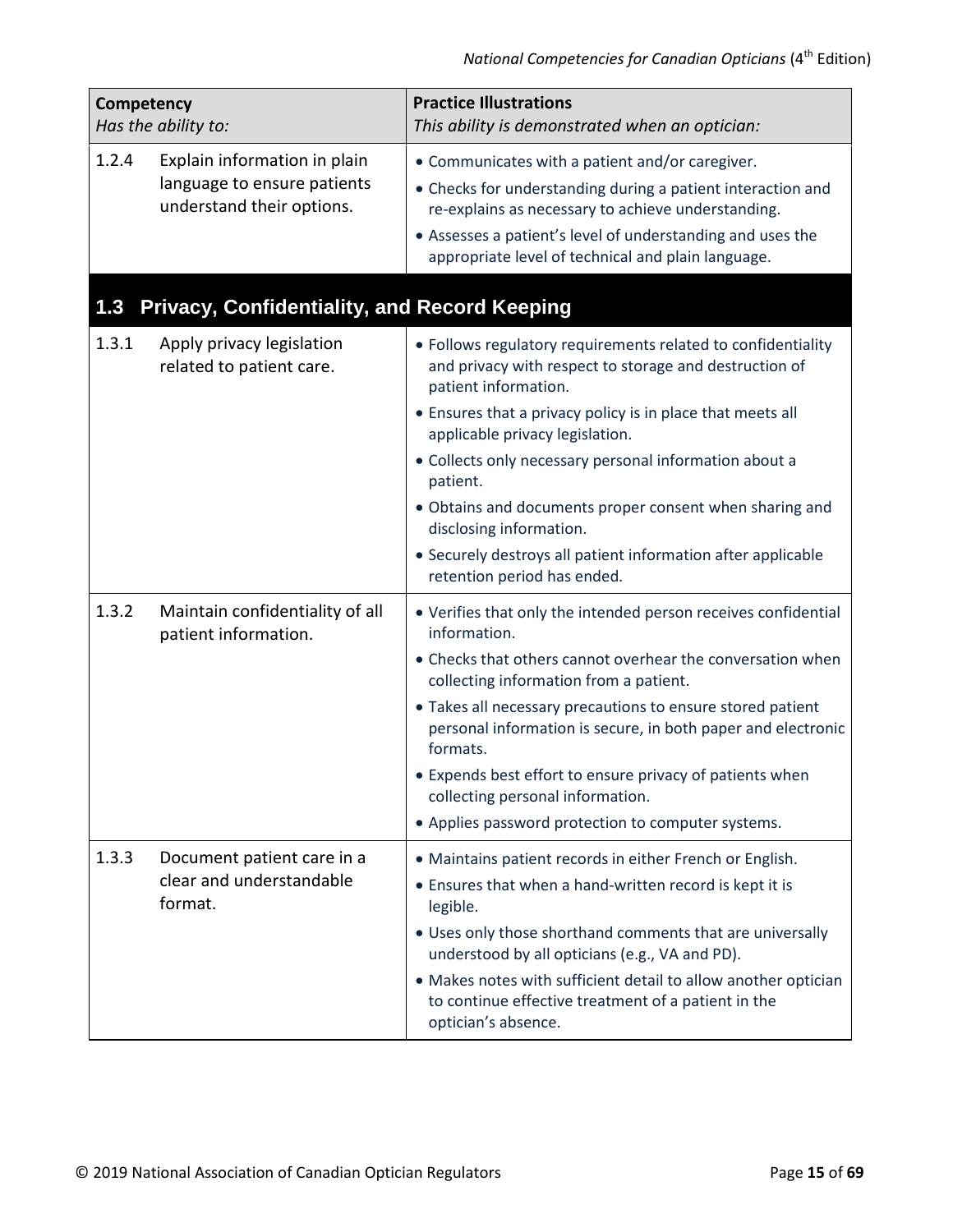| Competency<br>*Has the ability to:* | | Practice Illustrations<br>*This ability is demonstrated when an optician:* |
|---|---|---|
| 1.2.4 | Explain information in plain language to ensure patients understand their options. | • Communicates with a patient and/or caregiver.<br>• Checks for understanding during a patient interaction and re-explains as necessary to achieve understanding.<br>• Assesses a patient's level of understanding and uses the appropriate level of technical and plain language. |

## 1.3 Privacy, Confidentiality, and Record Keeping

| Competency<br>*Has the ability to:* | | Practice Illustrations<br>*This ability is demonstrated when an optician:* |
|---|---|---|
| 1.3.1 | Apply privacy legislation related to patient care. | • Follows regulatory requirements related to confidentiality and privacy with respect to storage and destruction of patient information.<br>• Ensures that a privacy policy is in place that meets all applicable privacy legislation.<br>• Collects only necessary personal information about a patient.<br>• Obtains and documents proper consent when sharing and disclosing information.<br>• Securely destroys all patient information after applicable retention period has ended. |
| 1.3.2 | Maintain confidentiality of all patient information. | • Verifies that only the intended person receives confidential information.<br>• Checks that others cannot overhear the conversation when collecting information from a patient.<br>• Takes all necessary precautions to ensure stored patient personal information is secure, in both paper and electronic formats.<br>• Expends best effort to ensure privacy of patients when collecting personal information.<br>• Applies password protection to computer systems. |
| 1.3.3 | Document patient care in a clear and understandable format. | • Maintains patient records in either French or English.<br>• Ensures that when a hand-written record is kept it is legible.<br>• Uses only those shorthand comments that are universally understood by all opticians (e.g., VA and PD).<br>• Makes notes with sufficient detail to allow another optician to continue effective treatment of a patient in the optician's absence. |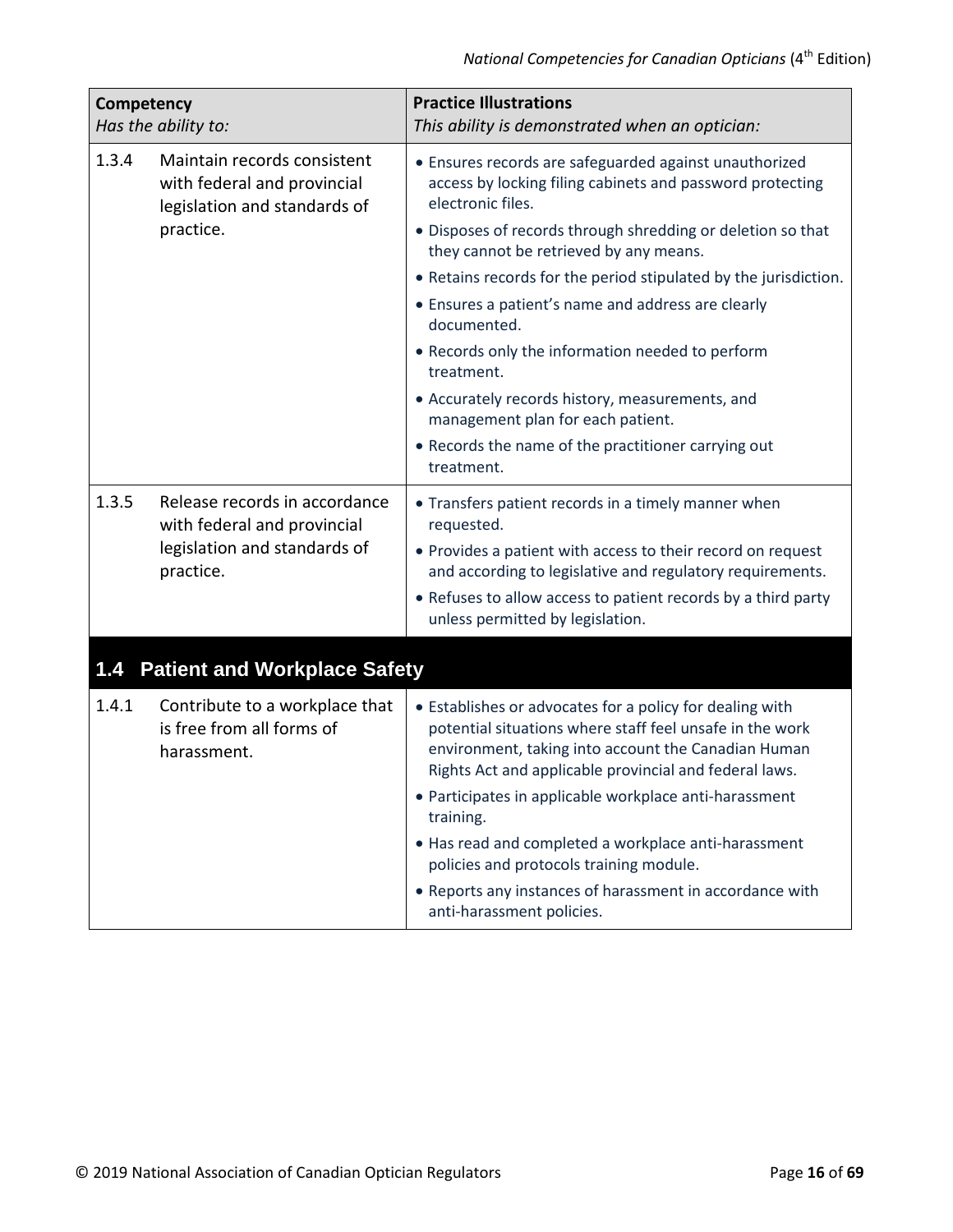| Competency<br>*Has the ability to:* | | Practice Illustrations<br>*This ability is demonstrated when an optician:* |
|---|---|---|
| 1.3.4 | Maintain records consistent with federal and provincial legislation and standards of practice. | • Ensures records are safeguarded against unauthorized access by locking filing cabinets and password protecting electronic files.<br>• Disposes of records through shredding or deletion so that they cannot be retrieved by any means.<br>• Retains records for the period stipulated by the jurisdiction.<br>• Ensures a patient's name and address are clearly documented.<br>• Records only the information needed to perform treatment.<br>• Accurately records history, measurements, and management plan for each patient.<br>• Records the name of the practitioner carrying out treatment. |
| 1.3.5 | Release records in accordance with federal and provincial legislation and standards of practice. | • Transfers patient records in a timely manner when requested.<br>• Provides a patient with access to their record on request and according to legislative and regulatory requirements.<br>• Refuses to allow access to patient records by a third party unless permitted by legislation. |
| **1.4** | **Patient and Workplace Safety** | |
| 1.4.1 | Contribute to a workplace that is free from all forms of harassment. | • Establishes or advocates for a policy for dealing with potential situations where staff feel unsafe in the work environment, taking into account the Canadian Human Rights Act and applicable provincial and federal laws.<br>• Participates in applicable workplace anti-harassment training.<br>• Has read and completed a workplace anti-harassment policies and protocols training module.<br>• Reports any instances of harassment in accordance with anti-harassment policies. |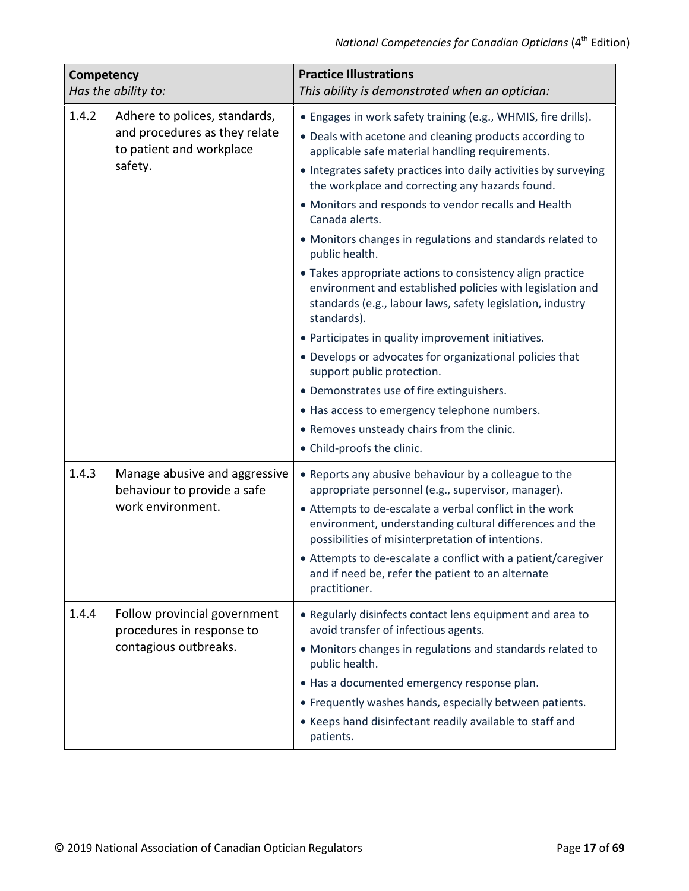| Competency<br>*Has the ability to:* | | Practice Illustrations<br>*This ability is demonstrated when an optician:* |
|---|---|---|
| 1.4.2 | Adhere to polices, standards, and procedures as they relate to patient and workplace safety. | • Engages in work safety training (e.g., WHMIS, fire drills).<br>• Deals with acetone and cleaning products according to applicable safe material handling requirements.<br>• Integrates safety practices into daily activities by surveying the workplace and correcting any hazards found.<br>• Monitors and responds to vendor recalls and Health Canada alerts.<br>• Monitors changes in regulations and standards related to public health.<br>• Takes appropriate actions to consistency align practice environment and established policies with legislation and standards (e.g., labour laws, safety legislation, industry standards).<br>• Participates in quality improvement initiatives.<br>• Develops or advocates for organizational policies that support public protection.<br>• Demonstrates use of fire extinguishers.<br>• Has access to emergency telephone numbers.<br>• Removes unsteady chairs from the clinic.<br>• Child-proofs the clinic. |
| 1.4.3 | Manage abusive and aggressive behaviour to provide a safe work environment. | • Reports any abusive behaviour by a colleague to the appropriate personnel (e.g., supervisor, manager).<br>• Attempts to de-escalate a verbal conflict in the work environment, understanding cultural differences and the possibilities of misinterpretation of intentions.<br>• Attempts to de-escalate a conflict with a patient/caregiver and if need be, refer the patient to an alternate practitioner. |
| 1.4.4 | Follow provincial government procedures in response to contagious outbreaks. | • Regularly disinfects contact lens equipment and area to avoid transfer of infectious agents.<br>• Monitors changes in regulations and standards related to public health.<br>• Has a documented emergency response plan.<br>• Frequently washes hands, especially between patients.<br>• Keeps hand disinfectant readily available to staff and patients. |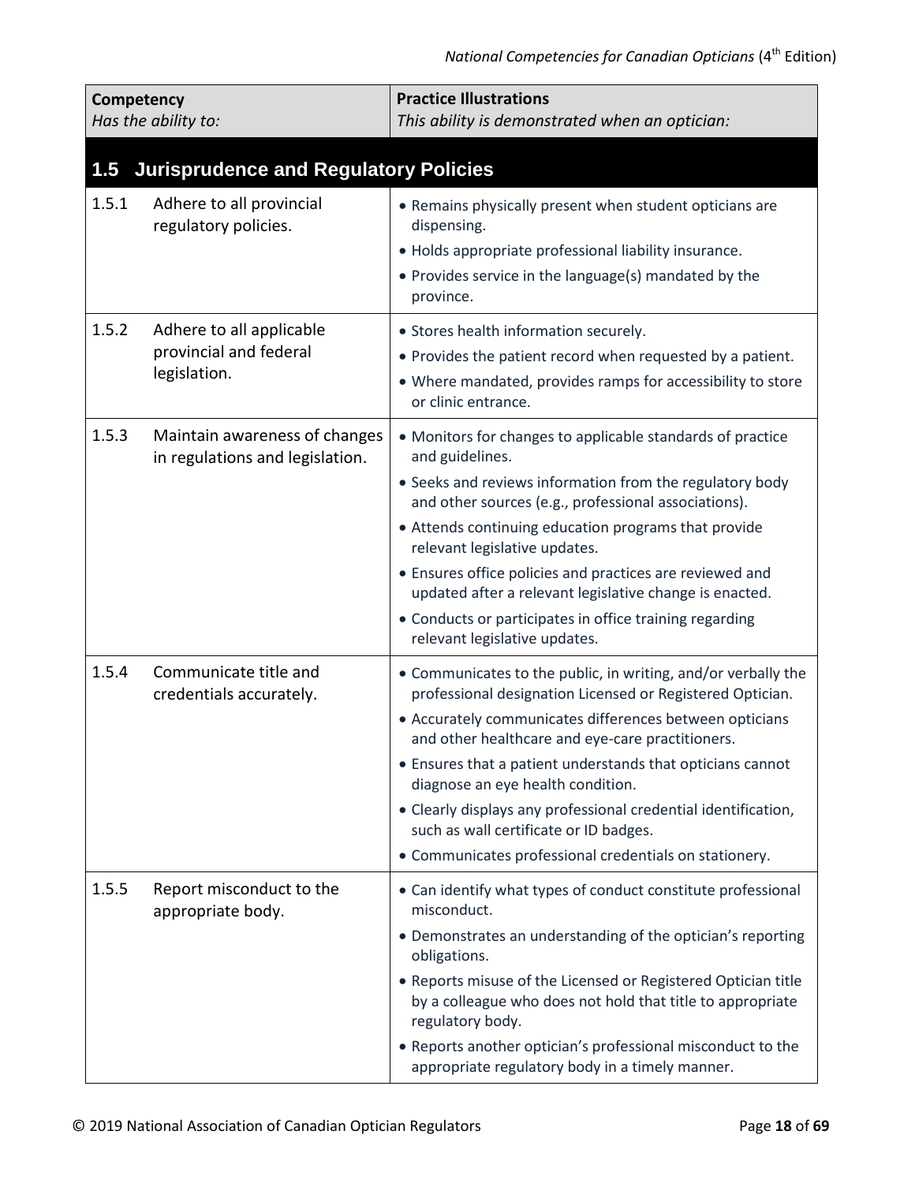| Competency<br>*Has the ability to:* | Practice Illustrations<br>*This ability is demonstrated when an optician:* |
|---|---|
| **1.5 Jurisprudence and Regulatory Policies** | |
| 1.5.1 Adhere to all provincial regulatory policies. | • Remains physically present when student opticians are dispensing.<br>• Holds appropriate professional liability insurance.<br>• Provides service in the language(s) mandated by the province. |
| 1.5.2 Adhere to all applicable provincial and federal legislation. | • Stores health information securely.<br>• Provides the patient record when requested by a patient.<br>• Where mandated, provides ramps for accessibility to store or clinic entrance. |
| 1.5.3 Maintain awareness of changes in regulations and legislation. | • Monitors for changes to applicable standards of practice and guidelines.<br>• Seeks and reviews information from the regulatory body and other sources (e.g., professional associations).<br>• Attends continuing education programs that provide relevant legislative updates.<br>• Ensures office policies and practices are reviewed and updated after a relevant legislative change is enacted.<br>• Conducts or participates in office training regarding relevant legislative updates. |
| 1.5.4 Communicate title and credentials accurately. | • Communicates to the public, in writing, and/or verbally the professional designation Licensed or Registered Optician.<br>• Accurately communicates differences between opticians and other healthcare and eye-care practitioners.<br>• Ensures that a patient understands that opticians cannot diagnose an eye health condition.<br>• Clearly displays any professional credential identification, such as wall certificate or ID badges.<br>• Communicates professional credentials on stationery. |
| 1.5.5 Report misconduct to the appropriate body. | • Can identify what types of conduct constitute professional misconduct.<br>• Demonstrates an understanding of the optician's reporting obligations.<br>• Reports misuse of the Licensed or Registered Optician title by a colleague who does not hold that title to appropriate regulatory body.<br>• Reports another optician's professional misconduct to the appropriate regulatory body in a timely manner. |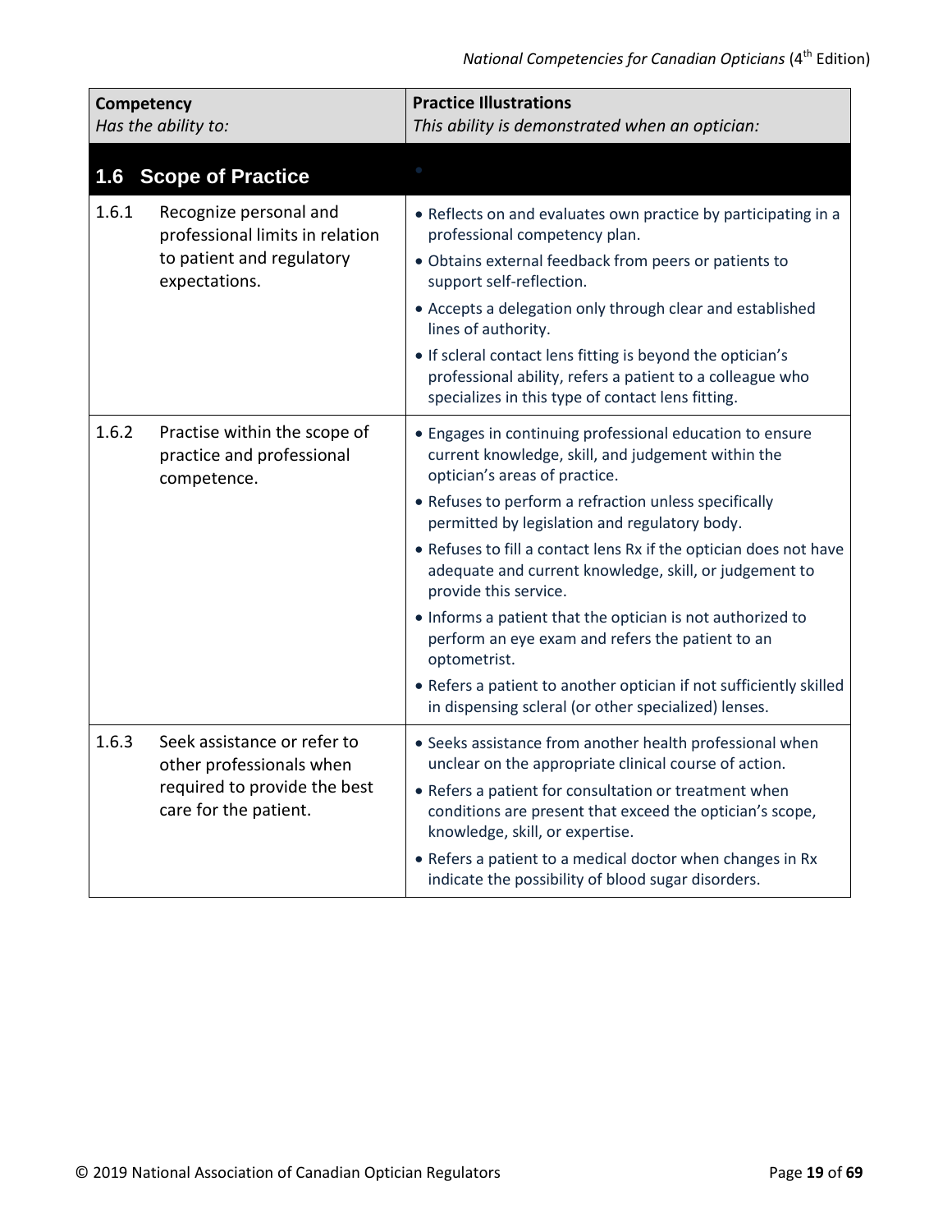| Competency<br>*Has the ability to:* | Practice Illustrations<br>*This ability is demonstrated when an optician:* |
|---|---|
| **1.6 Scope of Practice** | |
| 1.6.1 Recognize personal and professional limits in relation to patient and regulatory expectations. | • Reflects on and evaluates own practice by participating in a professional competency plan.<br>• Obtains external feedback from peers or patients to support self-reflection.<br>• Accepts a delegation only through clear and established lines of authority.<br>• If scleral contact lens fitting is beyond the optician's professional ability, refers a patient to a colleague who specializes in this type of contact lens fitting. |
| 1.6.2 Practise within the scope of practice and professional competence. | • Engages in continuing professional education to ensure current knowledge, skill, and judgement within the optician's areas of practice.<br>• Refuses to perform a refraction unless specifically permitted by legislation and regulatory body.<br>• Refuses to fill a contact lens Rx if the optician does not have adequate and current knowledge, skill, or judgement to provide this service.<br>• Informs a patient that the optician is not authorized to perform an eye exam and refers the patient to an optometrist.<br>• Refers a patient to another optician if not sufficiently skilled in dispensing scleral (or other specialized) lenses. |
| 1.6.3 Seek assistance or refer to other professionals when required to provide the best care for the patient. | • Seeks assistance from another health professional when unclear on the appropriate clinical course of action.<br>• Refers a patient for consultation or treatment when conditions are present that exceed the optician's scope, knowledge, skill, or expertise.<br>• Refers a patient to a medical doctor when changes in Rx indicate the possibility of blood sugar disorders. |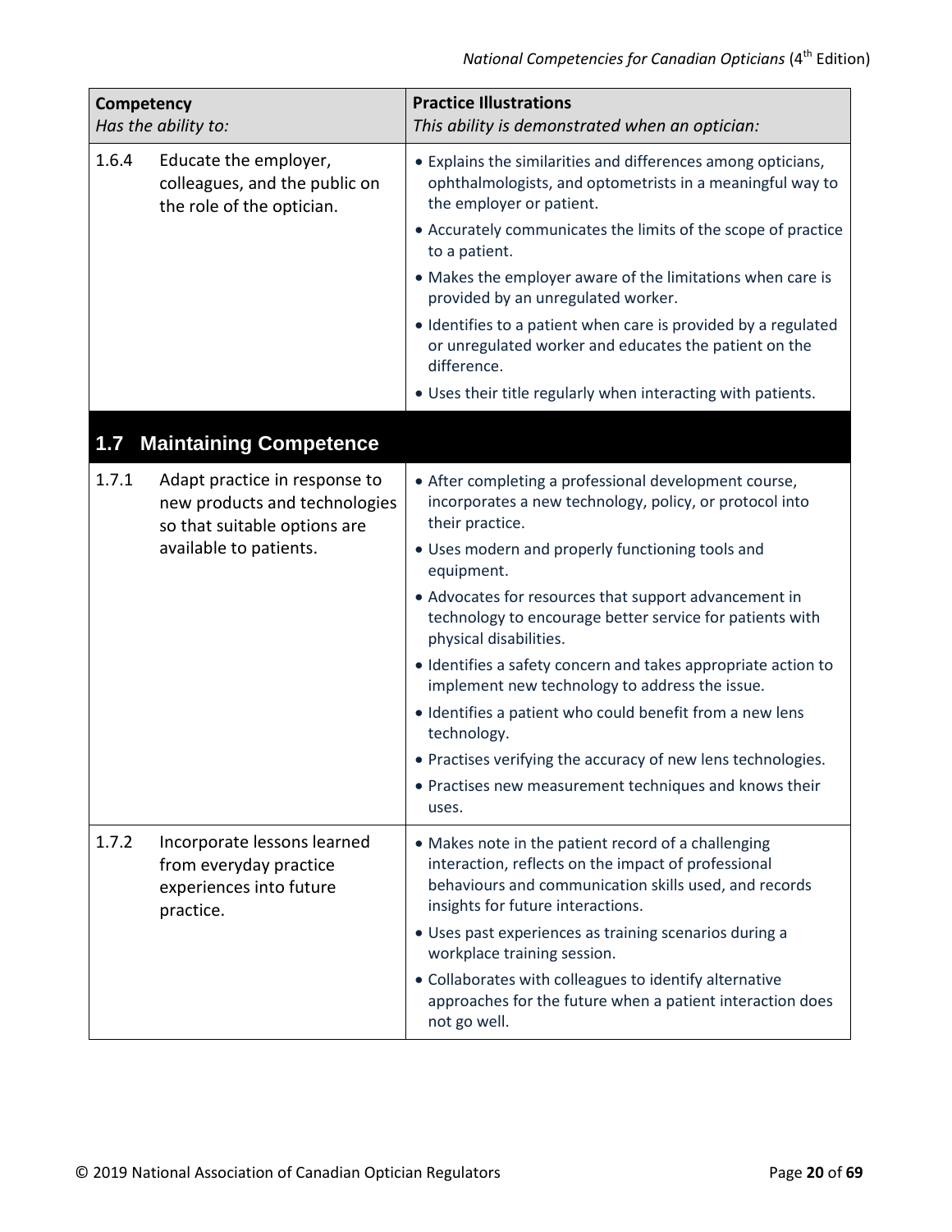| Competency<br>*Has the ability to:* | Practice Illustrations<br>*This ability is demonstrated when an optician:* |
|---|---|
| 1.6.4 Educate the employer, colleagues, and the public on the role of the optician. | • Explains the similarities and differences among opticians, ophthalmologists, and optometrists in a meaningful way to the employer or patient.<br>• Accurately communicates the limits of the scope of practice to a patient.<br>• Makes the employer aware of the limitations when care is provided by an unregulated worker.<br>• Identifies to a patient when care is provided by a regulated or unregulated worker and educates the patient on the difference.<br>• Uses their title regularly when interacting with patients. |
| **1.7 Maintaining Competence** | |
| 1.7.1 Adapt practice in response to new products and technologies so that suitable options are available to patients. | • After completing a professional development course, incorporates a new technology, policy, or protocol into their practice.<br>• Uses modern and properly functioning tools and equipment.<br>• Advocates for resources that support advancement in technology to encourage better service for patients with physical disabilities.<br>• Identifies a safety concern and takes appropriate action to implement new technology to address the issue.<br>• Identifies a patient who could benefit from a new lens technology.<br>• Practises verifying the accuracy of new lens technologies.<br>• Practises new measurement techniques and knows their uses. |
| 1.7.2 Incorporate lessons learned from everyday practice experiences into future practice. | • Makes note in the patient record of a challenging interaction, reflects on the impact of professional behaviours and communication skills used, and records insights for future interactions.<br>• Uses past experiences as training scenarios during a workplace training session.<br>• Collaborates with colleagues to identify alternative approaches for the future when a patient interaction does not go well. |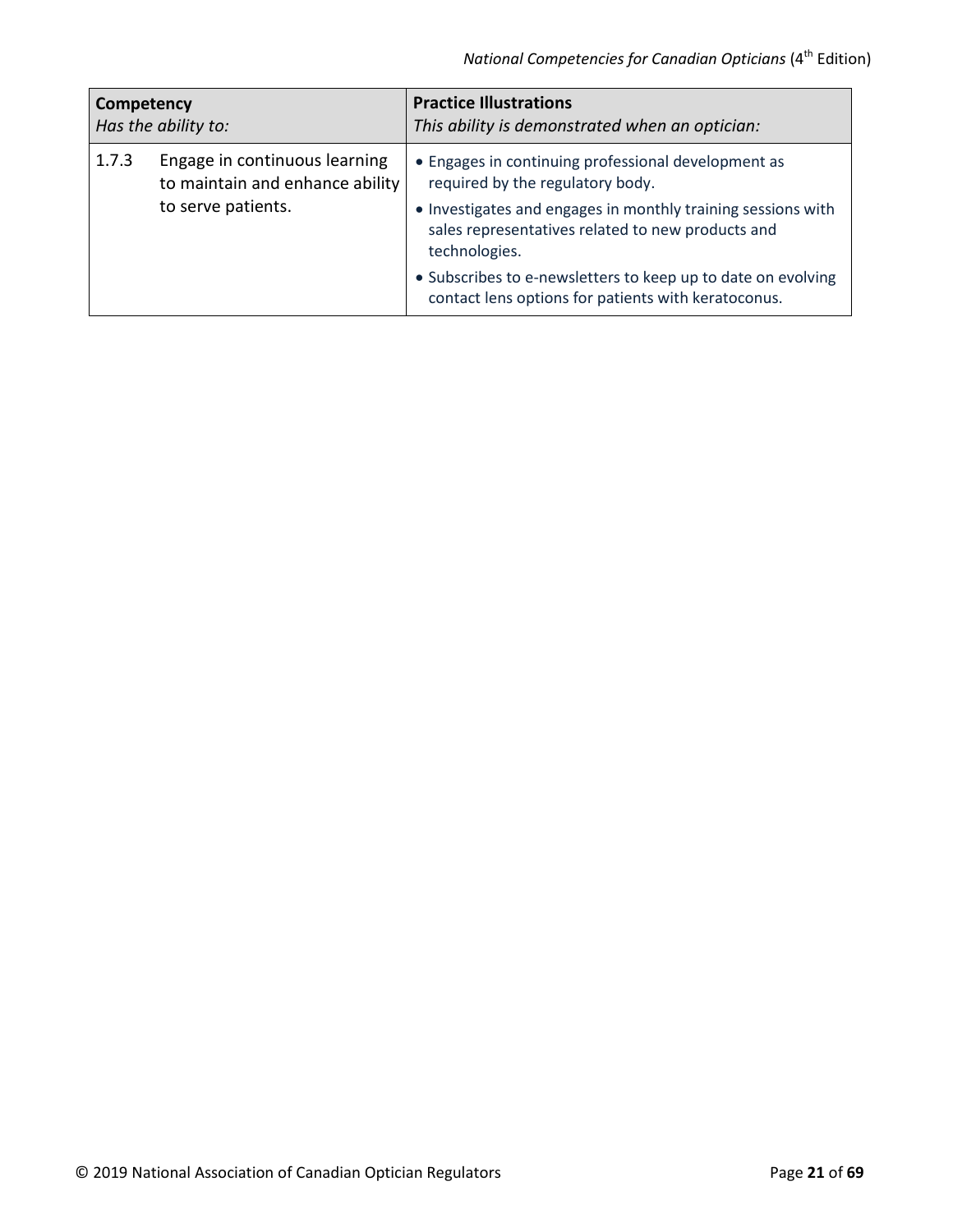| Competency<br>*Has the ability to:* | | Practice Illustrations<br>*This ability is demonstrated when an optician:* |
|---|---|---|
| 1.7.3 | Engage in continuous learning to maintain and enhance ability to serve patients. | • Engages in continuing professional development as required by the regulatory body.<br>• Investigates and engages in monthly training sessions with sales representatives related to new products and technologies.<br>• Subscribes to e-newsletters to keep up to date on evolving contact lens options for patients with keratoconus. |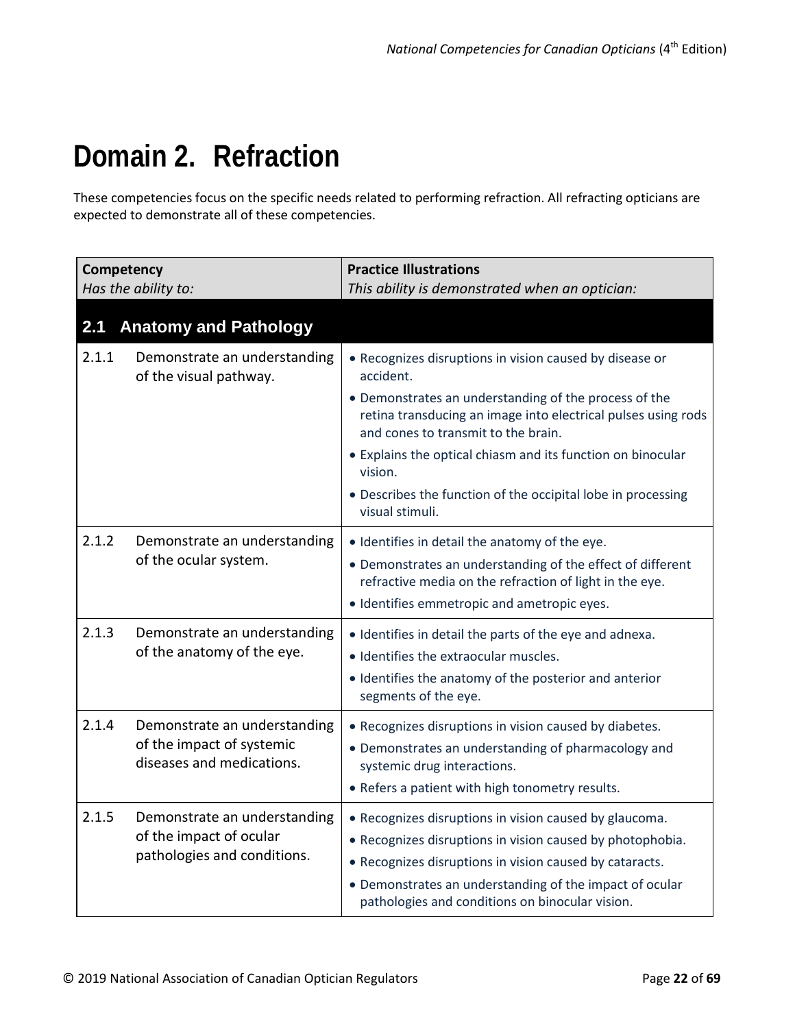# Domain 2. Refraction

These competencies focus on the specific needs related to performing refraction. All refracting opticians are expected to demonstrate all of these competencies.

| **Competency**<br>*Has the ability to:* | | **Practice Illustrations**<br>*This ability is demonstrated when an optician:* |
|---|---|---|
| **2.1** | **Anatomy and Pathology** | |
| 2.1.1 | Demonstrate an understanding of the visual pathway. | • Recognizes disruptions in vision caused by disease or accident.<br>• Demonstrates an understanding of the process of the retina transducing an image into electrical pulses using rods and cones to transmit to the brain.<br>• Explains the optical chiasm and its function on binocular vision.<br>• Describes the function of the occipital lobe in processing visual stimuli. |
| 2.1.2 | Demonstrate an understanding of the ocular system. | • Identifies in detail the anatomy of the eye.<br>• Demonstrates an understanding of the effect of different refractive media on the refraction of light in the eye.<br>• Identifies emmetropic and ametropic eyes. |
| 2.1.3 | Demonstrate an understanding of the anatomy of the eye. | • Identifies in detail the parts of the eye and adnexa.<br>• Identifies the extraocular muscles.<br>• Identifies the anatomy of the posterior and anterior segments of the eye. |
| 2.1.4 | Demonstrate an understanding of the impact of systemic diseases and medications. | • Recognizes disruptions in vision caused by diabetes.<br>• Demonstrates an understanding of pharmacology and systemic drug interactions.<br>• Refers a patient with high tonometry results. |
| 2.1.5 | Demonstrate an understanding of the impact of ocular pathologies and conditions. | • Recognizes disruptions in vision caused by glaucoma.<br>• Recognizes disruptions in vision caused by photophobia.<br>• Recognizes disruptions in vision caused by cataracts.<br>• Demonstrates an understanding of the impact of ocular pathologies and conditions on binocular vision. |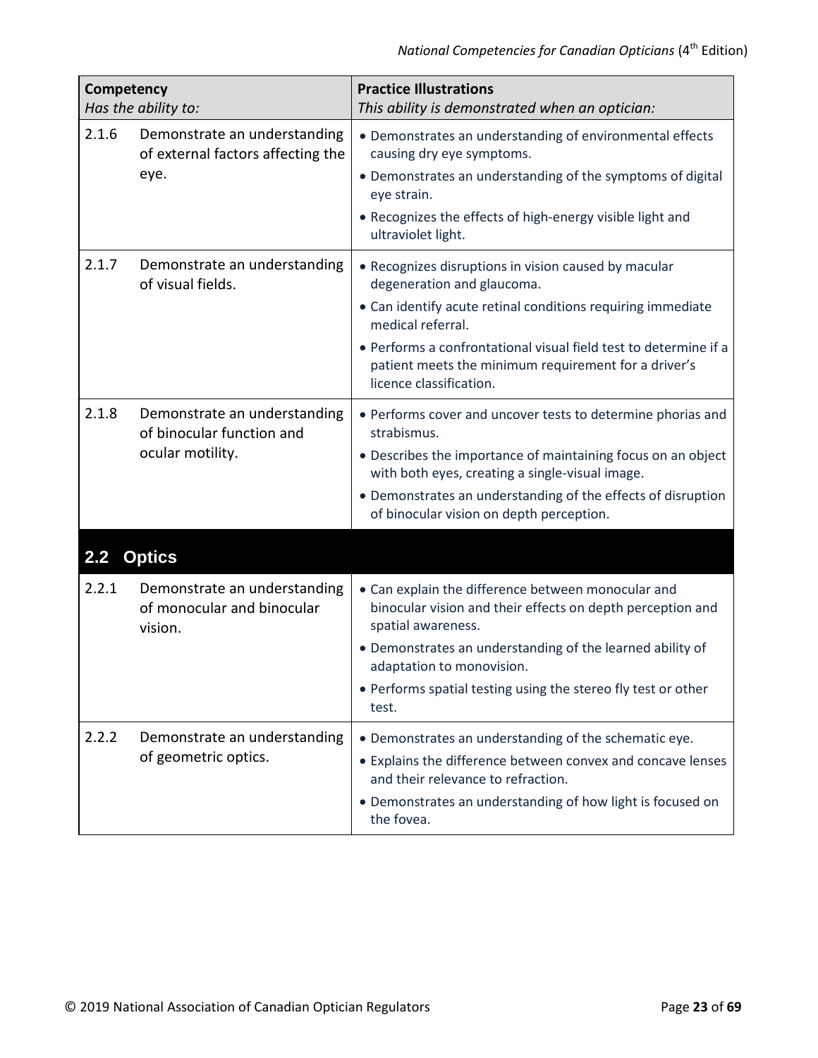| **Competency**<br>*Has the ability to:* | | **Practice Illustrations**<br>*This ability is demonstrated when an optician:* |
|---|---|---|
| 2.1.6 | Demonstrate an understanding of external factors affecting the eye. | • Demonstrates an understanding of environmental effects causing dry eye symptoms.<br>• Demonstrates an understanding of the symptoms of digital eye strain.<br>• Recognizes the effects of high-energy visible light and ultraviolet light. |
| 2.1.7 | Demonstrate an understanding of visual fields. | • Recognizes disruptions in vision caused by macular degeneration and glaucoma.<br>• Can identify acute retinal conditions requiring immediate medical referral.<br>• Performs a confrontational visual field test to determine if a patient meets the minimum requirement for a driver's licence classification. |
| 2.1.8 | Demonstrate an understanding of binocular function and ocular motility. | • Performs cover and uncover tests to determine phorias and strabismus.<br>• Describes the importance of maintaining focus on an object with both eyes, creating a single-visual image.<br>• Demonstrates an understanding of the effects of disruption of binocular vision on depth perception. |
| **2.2** | **Optics** | |
| 2.2.1 | Demonstrate an understanding of monocular and binocular vision. | • Can explain the difference between monocular and binocular vision and their effects on depth perception and spatial awareness.<br>• Demonstrates an understanding of the learned ability of adaptation to monovision.<br>• Performs spatial testing using the stereo fly test or other test. |
| 2.2.2 | Demonstrate an understanding of geometric optics. | • Demonstrates an understanding of the schematic eye.<br>• Explains the difference between convex and concave lenses and their relevance to refraction.<br>• Demonstrates an understanding of how light is focused on the fovea. |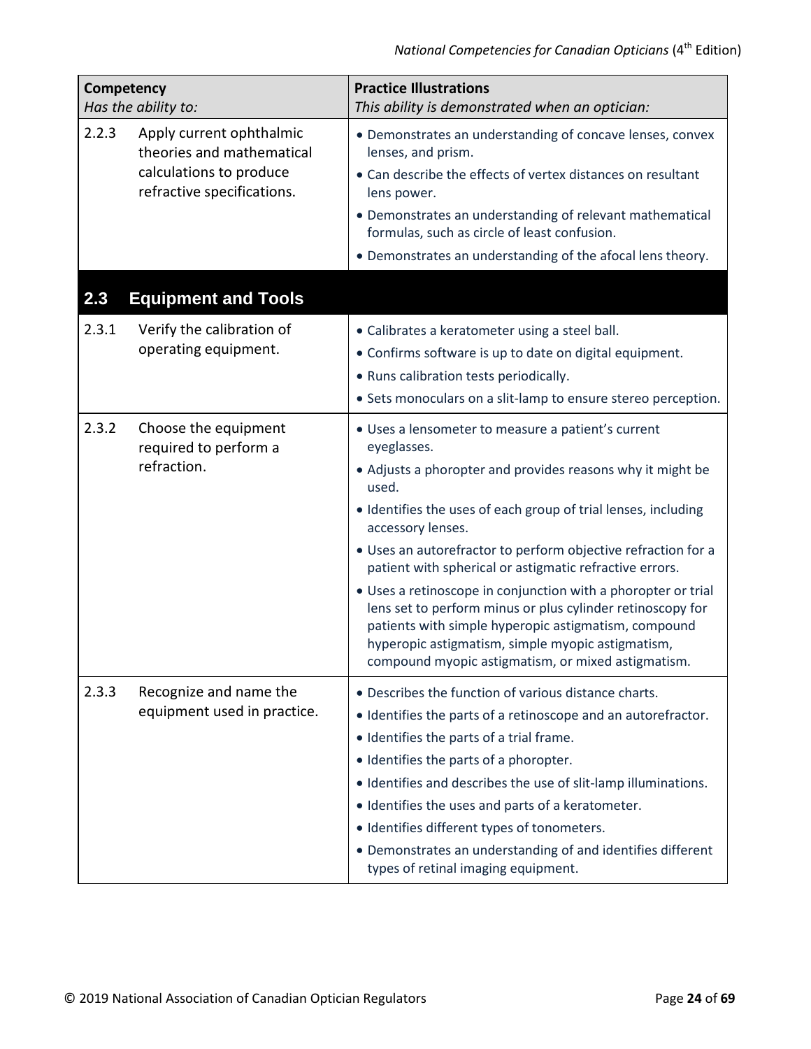| **Competency**<br>*Has the ability to:* | **Practice Illustrations**<br>*This ability is demonstrated when an optician:* |
|---|---|
| 2.2.3 Apply current ophthalmic theories and mathematical calculations to produce refractive specifications. | • Demonstrates an understanding of concave lenses, convex lenses, and prism.<br>• Can describe the effects of vertex distances on resultant lens power.<br>• Demonstrates an understanding of relevant mathematical formulas, such as circle of least confusion.<br>• Demonstrates an understanding of the afocal lens theory. |
| **2.3 Equipment and Tools** | |
| 2.3.1 Verify the calibration of operating equipment. | • Calibrates a keratometer using a steel ball.<br>• Confirms software is up to date on digital equipment.<br>• Runs calibration tests periodically.<br>• Sets monoculars on a slit-lamp to ensure stereo perception. |
| 2.3.2 Choose the equipment required to perform a refraction. | • Uses a lensometer to measure a patient's current eyeglasses.<br>• Adjusts a phoropter and provides reasons why it might be used.<br>• Identifies the uses of each group of trial lenses, including accessory lenses.<br>• Uses an autorefractor to perform objective refraction for a patient with spherical or astigmatic refractive errors.<br>• Uses a retinoscope in conjunction with a phoropter or trial lens set to perform minus or plus cylinder retinoscopy for patients with simple hyperopic astigmatism, compound hyperopic astigmatism, simple myopic astigmatism, compound myopic astigmatism, or mixed astigmatism. |
| 2.3.3 Recognize and name the equipment used in practice. | • Describes the function of various distance charts.<br>• Identifies the parts of a retinoscope and an autorefractor.<br>• Identifies the parts of a trial frame.<br>• Identifies the parts of a phoropter.<br>• Identifies and describes the use of slit-lamp illuminations.<br>• Identifies the uses and parts of a keratometer.<br>• Identifies different types of tonometers.<br>• Demonstrates an understanding of and identifies different types of retinal imaging equipment. |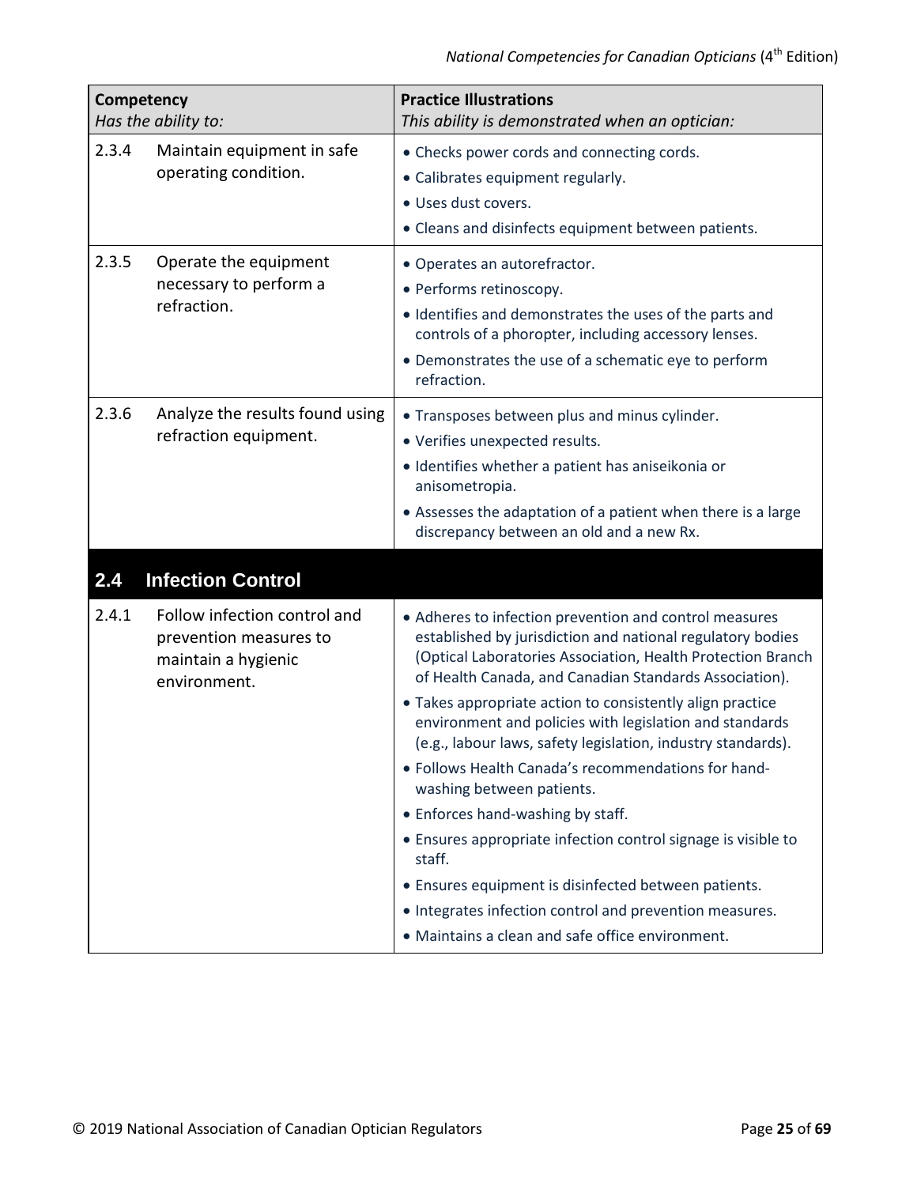| **Competency**<br>*Has the ability to:* | | **Practice Illustrations**<br>*This ability is demonstrated when an optician:* |
|---|---|---|
| 2.3.4 | Maintain equipment in safe operating condition. | • Checks power cords and connecting cords.<br>• Calibrates equipment regularly.<br>• Uses dust covers.<br>• Cleans and disinfects equipment between patients. |
| 2.3.5 | Operate the equipment necessary to perform a refraction. | • Operates an autorefractor.<br>• Performs retinoscopy.<br>• Identifies and demonstrates the uses of the parts and controls of a phoropter, including accessory lenses.<br>• Demonstrates the use of a schematic eye to perform refraction. |
| 2.3.6 | Analyze the results found using refraction equipment. | • Transposes between plus and minus cylinder.<br>• Verifies unexpected results.<br>• Identifies whether a patient has aniseikonia or anisometropia.<br>• Assesses the adaptation of a patient when there is a large discrepancy between an old and a new Rx. |
| **2.4** | **Infection Control** | |
| 2.4.1 | Follow infection control and prevention measures to maintain a hygienic environment. | • Adheres to infection prevention and control measures established by jurisdiction and national regulatory bodies (Optical Laboratories Association, Health Protection Branch of Health Canada, and Canadian Standards Association).<br>• Takes appropriate action to consistently align practice environment and policies with legislation and standards (e.g., labour laws, safety legislation, industry standards).<br>• Follows Health Canada's recommendations for hand-washing between patients.<br>• Enforces hand-washing by staff.<br>• Ensures appropriate infection control signage is visible to staff.<br>• Ensures equipment is disinfected between patients.<br>• Integrates infection control and prevention measures.<br>• Maintains a clean and safe office environment. |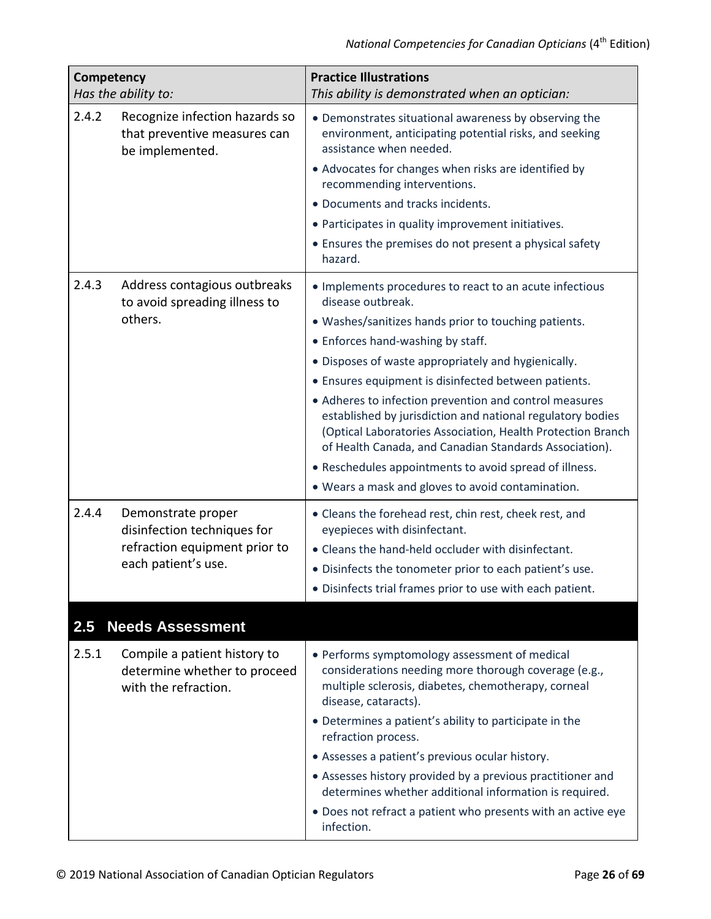| Competency *Has the ability to:* | | Practice Illustrations *This ability is demonstrated when an optician:* |
|---|---|---|
| 2.4.2 | Recognize infection hazards so that preventive measures can be implemented. | • Demonstrates situational awareness by observing the environment, anticipating potential risks, and seeking assistance when needed.<br>• Advocates for changes when risks are identified by recommending interventions.<br>• Documents and tracks incidents.<br>• Participates in quality improvement initiatives.<br>• Ensures the premises do not present a physical safety hazard. |
| 2.4.3 | Address contagious outbreaks to avoid spreading illness to others. | • Implements procedures to react to an acute infectious disease outbreak.<br>• Washes/sanitizes hands prior to touching patients.<br>• Enforces hand-washing by staff.<br>• Disposes of waste appropriately and hygienically.<br>• Ensures equipment is disinfected between patients.<br>• Adheres to infection prevention and control measures established by jurisdiction and national regulatory bodies (Optical Laboratories Association, Health Protection Branch of Health Canada, and Canadian Standards Association).<br>• Reschedules appointments to avoid spread of illness.<br>• Wears a mask and gloves to avoid contamination. |
| 2.4.4 | Demonstrate proper disinfection techniques for refraction equipment prior to each patient's use. | • Cleans the forehead rest, chin rest, cheek rest, and eyepieces with disinfectant.<br>• Cleans the hand-held occluder with disinfectant.<br>• Disinfects the tonometer prior to each patient's use.<br>• Disinfects trial frames prior to use with each patient. |

## 2.5 Needs Assessment

| Competency *Has the ability to:* | | Practice Illustrations *This ability is demonstrated when an optician:* |
|---|---|---|
| 2.5.1 | Compile a patient history to determine whether to proceed with the refraction. | • Performs symptomology assessment of medical considerations needing more thorough coverage (e.g., multiple sclerosis, diabetes, chemotherapy, corneal disease, cataracts).<br>• Determines a patient's ability to participate in the refraction process.<br>• Assesses a patient's previous ocular history.<br>• Assesses history provided by a previous practitioner and determines whether additional information is required.<br>• Does not refract a patient who presents with an active eye infection. |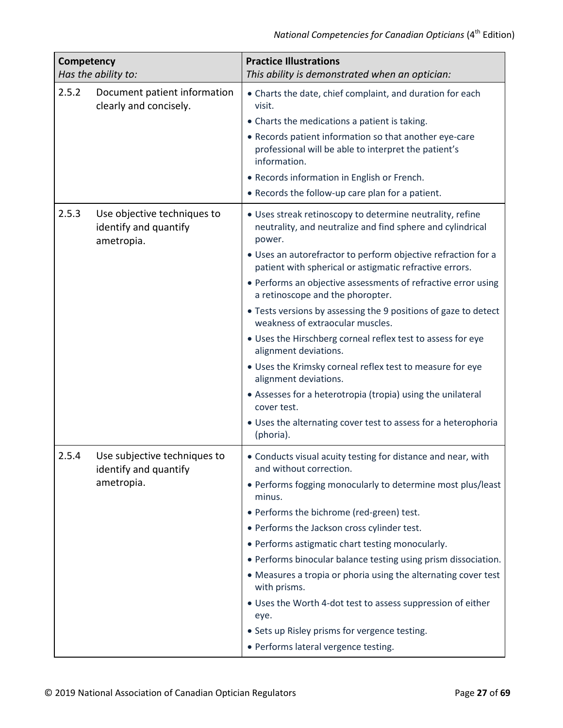| **Competency**<br>*Has the ability to:* | **Practice Illustrations**<br>*This ability is demonstrated when an optician:* |
|---|---|
| 2.5.2 Document patient information clearly and concisely. | • Charts the date, chief complaint, and duration for each visit.<br>• Charts the medications a patient is taking.<br>• Records patient information so that another eye-care professional will be able to interpret the patient's information.<br>• Records information in English or French.<br>• Records the follow-up care plan for a patient. |
| 2.5.3 Use objective techniques to identify and quantify ametropia. | • Uses streak retinoscopy to determine neutrality, refine neutrality, and neutralize and find sphere and cylindrical power.<br>• Uses an autorefractor to perform objective refraction for a patient with spherical or astigmatic refractive errors.<br>• Performs an objective assessments of refractive error using a retinoscope and the phoropter.<br>• Tests versions by assessing the 9 positions of gaze to detect weakness of extraocular muscles.<br>• Uses the Hirschberg corneal reflex test to assess for eye alignment deviations.<br>• Uses the Krimsky corneal reflex test to measure for eye alignment deviations.<br>• Assesses for a heterotropia (tropia) using the unilateral cover test.<br>• Uses the alternating cover test to assess for a heterophoria (phoria). |
| 2.5.4 Use subjective techniques to identify and quantify ametropia. | • Conducts visual acuity testing for distance and near, with and without correction.<br>• Performs fogging monocularly to determine most plus/least minus.<br>• Performs the bichrome (red-green) test.<br>• Performs the Jackson cross cylinder test.<br>• Performs astigmatic chart testing monocularly.<br>• Performs binocular balance testing using prism dissociation.<br>• Measures a tropia or phoria using the alternating cover test with prisms.<br>• Uses the Worth 4-dot test to assess suppression of either eye.<br>• Sets up Risley prisms for vergence testing.<br>• Performs lateral vergence testing. |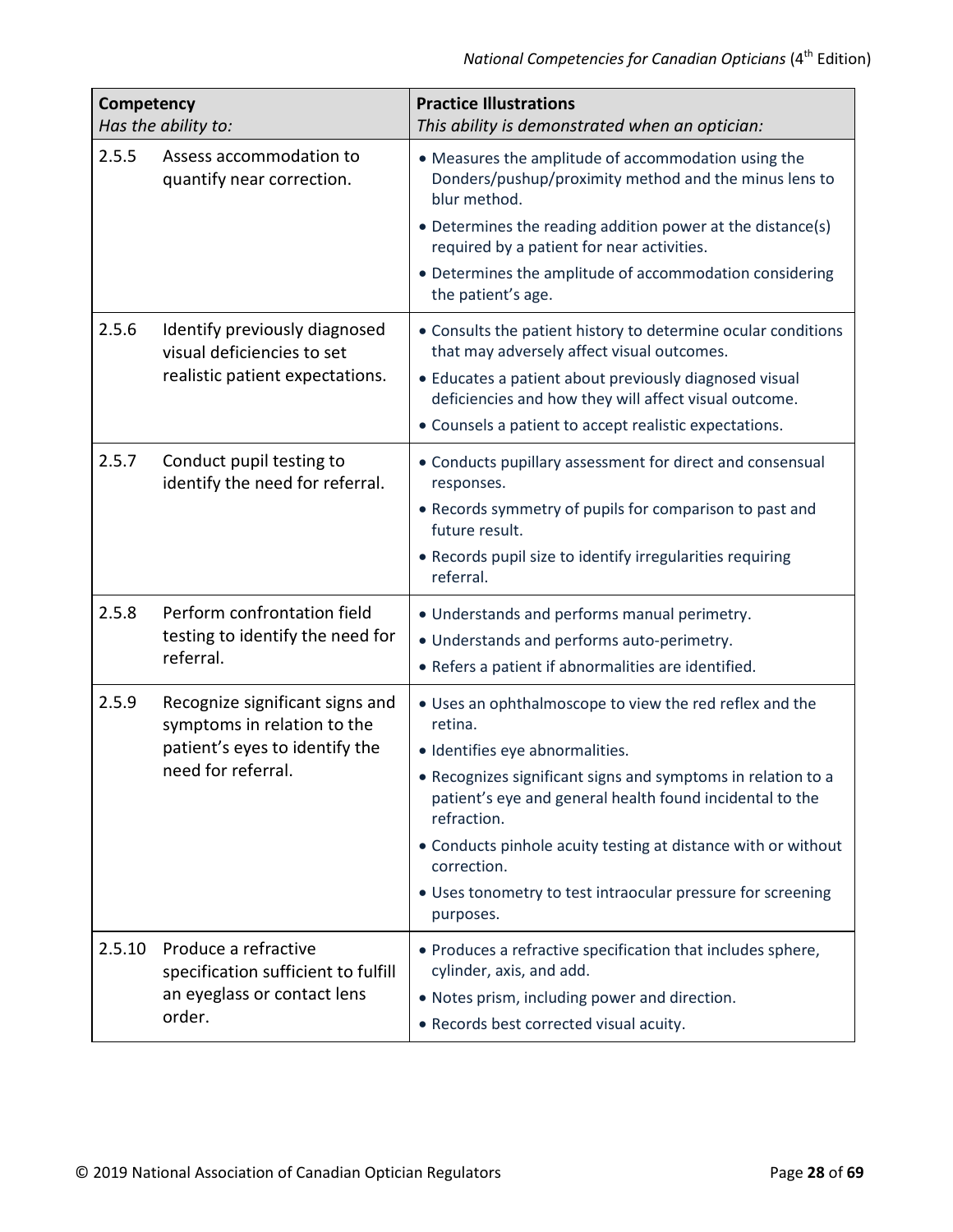| **Competency**<br>*Has the ability to:* | **Practice Illustrations**<br>*This ability is demonstrated when an optician:* |
|---|---|
| 2.5.5 Assess accommodation to quantify near correction. | • Measures the amplitude of accommodation using the Donders/pushup/proximity method and the minus lens to blur method.<br>• Determines the reading addition power at the distance(s) required by a patient for near activities.<br>• Determines the amplitude of accommodation considering the patient's age. |
| 2.5.6 Identify previously diagnosed visual deficiencies to set realistic patient expectations. | • Consults the patient history to determine ocular conditions that may adversely affect visual outcomes.<br>• Educates a patient about previously diagnosed visual deficiencies and how they will affect visual outcome.<br>• Counsels a patient to accept realistic expectations. |
| 2.5.7 Conduct pupil testing to identify the need for referral. | • Conducts pupillary assessment for direct and consensual responses.<br>• Records symmetry of pupils for comparison to past and future result.<br>• Records pupil size to identify irregularities requiring referral. |
| 2.5.8 Perform confrontation field testing to identify the need for referral. | • Understands and performs manual perimetry.<br>• Understands and performs auto-perimetry.<br>• Refers a patient if abnormalities are identified. |
| 2.5.9 Recognize significant signs and symptoms in relation to the patient's eyes to identify the need for referral. | • Uses an ophthalmoscope to view the red reflex and the retina.<br>• Identifies eye abnormalities.<br>• Recognizes significant signs and symptoms in relation to a patient's eye and general health found incidental to the refraction.<br>• Conducts pinhole acuity testing at distance with or without correction.<br>• Uses tonometry to test intraocular pressure for screening purposes. |
| 2.5.10 Produce a refractive specification sufficient to fulfill an eyeglass or contact lens order. | • Produces a refractive specification that includes sphere, cylinder, axis, and add.<br>• Notes prism, including power and direction.<br>• Records best corrected visual acuity. |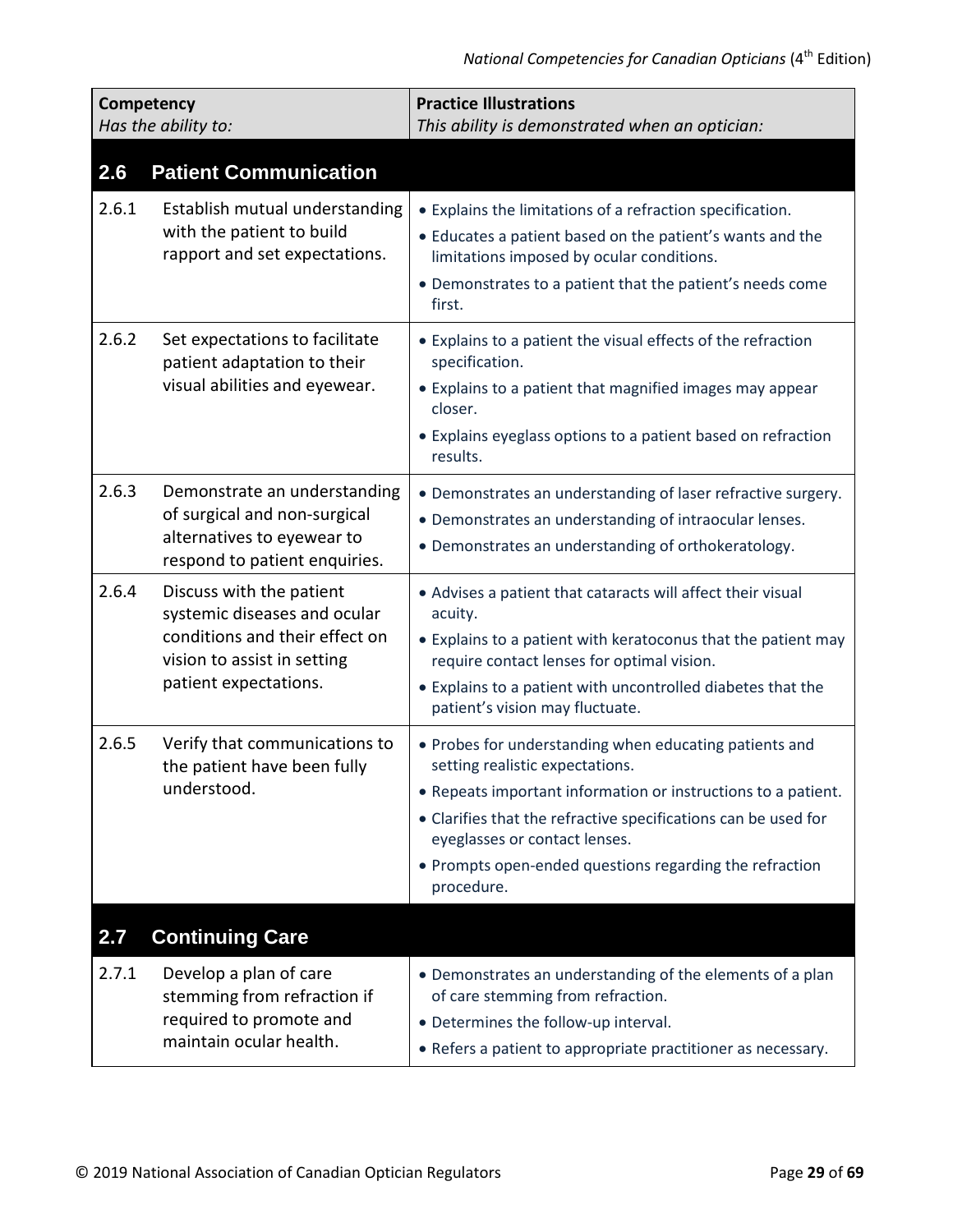| Competency<br>*Has the ability to:* | | Practice Illustrations<br>*This ability is demonstrated when an optician:* |
|---|---|---|
| **2.6** | **Patient Communication** | |
| 2.6.1 | Establish mutual understanding with the patient to build rapport and set expectations. | • Explains the limitations of a refraction specification.<br>• Educates a patient based on the patient's wants and the limitations imposed by ocular conditions.<br>• Demonstrates to a patient that the patient's needs come first. |
| 2.6.2 | Set expectations to facilitate patient adaptation to their visual abilities and eyewear. | • Explains to a patient the visual effects of the refraction specification.<br>• Explains to a patient that magnified images may appear closer.<br>• Explains eyeglass options to a patient based on refraction results. |
| 2.6.3 | Demonstrate an understanding of surgical and non-surgical alternatives to eyewear to respond to patient enquiries. | • Demonstrates an understanding of laser refractive surgery.<br>• Demonstrates an understanding of intraocular lenses.<br>• Demonstrates an understanding of orthokeratology. |
| 2.6.4 | Discuss with the patient systemic diseases and ocular conditions and their effect on vision to assist in setting patient expectations. | • Advises a patient that cataracts will affect their visual acuity.<br>• Explains to a patient with keratoconus that the patient may require contact lenses for optimal vision.<br>• Explains to a patient with uncontrolled diabetes that the patient's vision may fluctuate. |
| 2.6.5 | Verify that communications to the patient have been fully understood. | • Probes for understanding when educating patients and setting realistic expectations.<br>• Repeats important information or instructions to a patient.<br>• Clarifies that the refractive specifications can be used for eyeglasses or contact lenses.<br>• Prompts open-ended questions regarding the refraction procedure. |
| **2.7** | **Continuing Care** | |
| 2.7.1 | Develop a plan of care stemming from refraction if required to promote and maintain ocular health. | • Demonstrates an understanding of the elements of a plan of care stemming from refraction.<br>• Determines the follow-up interval.<br>• Refers a patient to appropriate practitioner as necessary. |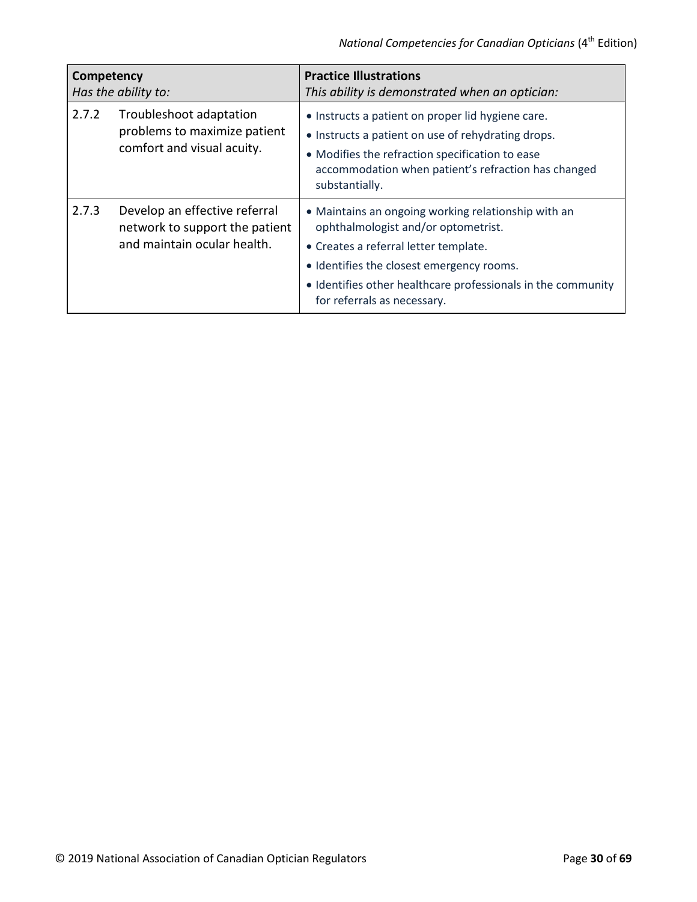| Competency<br>*Has the ability to:* | | Practice Illustrations<br>*This ability is demonstrated when an optician:* |
|---|---|---|
| 2.7.2 | Troubleshoot adaptation problems to maximize patient comfort and visual acuity. | • Instructs a patient on proper lid hygiene care.<br>• Instructs a patient on use of rehydrating drops.<br>• Modifies the refraction specification to ease accommodation when patient's refraction has changed substantially. |
| 2.7.3 | Develop an effective referral network to support the patient and maintain ocular health. | • Maintains an ongoing working relationship with an ophthalmologist and/or optometrist.<br>• Creates a referral letter template.<br>• Identifies the closest emergency rooms.<br>• Identifies other healthcare professionals in the community for referrals as necessary. |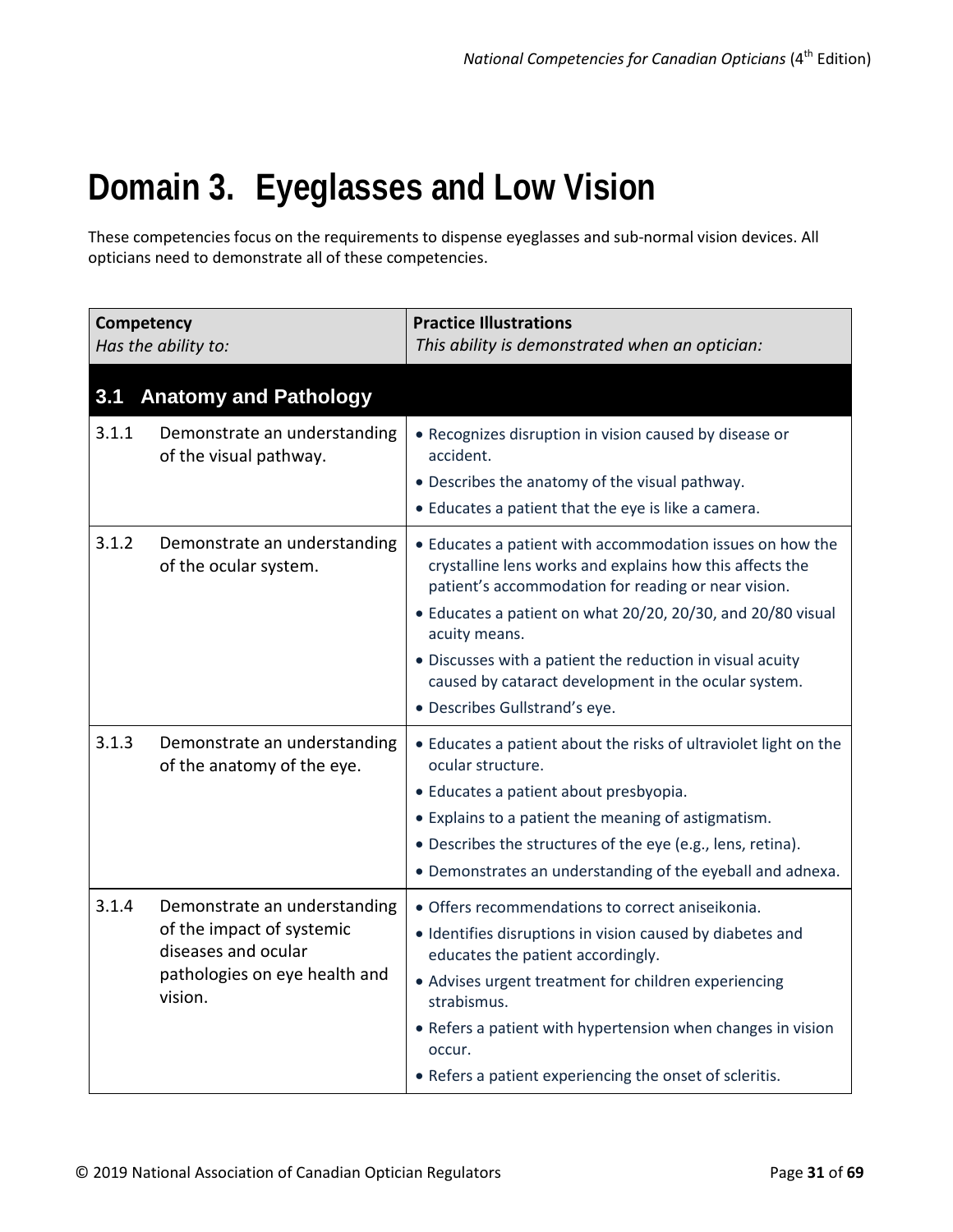# Domain 3. Eyeglasses and Low Vision

These competencies focus on the requirements to dispense eyeglasses and sub-normal vision devices. All opticians need to demonstrate all of these competencies.

| **Competency**<br>*Has the ability to:* | | **Practice Illustrations**<br>*This ability is demonstrated when an optician:* |
|---|---|---|
| **3.1 Anatomy and Pathology** | | |
| 3.1.1 | Demonstrate an understanding of the visual pathway. | • Recognizes disruption in vision caused by disease or accident.<br>• Describes the anatomy of the visual pathway.<br>• Educates a patient that the eye is like a camera. |
| 3.1.2 | Demonstrate an understanding of the ocular system. | • Educates a patient with accommodation issues on how the crystalline lens works and explains how this affects the patient's accommodation for reading or near vision.<br>• Educates a patient on what 20/20, 20/30, and 20/80 visual acuity means.<br>• Discusses with a patient the reduction in visual acuity caused by cataract development in the ocular system.<br>• Describes Gullstrand's eye. |
| 3.1.3 | Demonstrate an understanding of the anatomy of the eye. | • Educates a patient about the risks of ultraviolet light on the ocular structure.<br>• Educates a patient about presbyopia.<br>• Explains to a patient the meaning of astigmatism.<br>• Describes the structures of the eye (e.g., lens, retina).<br>• Demonstrates an understanding of the eyeball and adnexa. |
| 3.1.4 | Demonstrate an understanding of the impact of systemic diseases and ocular pathologies on eye health and vision. | • Offers recommendations to correct aniseikonia.<br>• Identifies disruptions in vision caused by diabetes and educates the patient accordingly.<br>• Advises urgent treatment for children experiencing strabismus.<br>• Refers a patient with hypertension when changes in vision occur.<br>• Refers a patient experiencing the onset of scleritis. |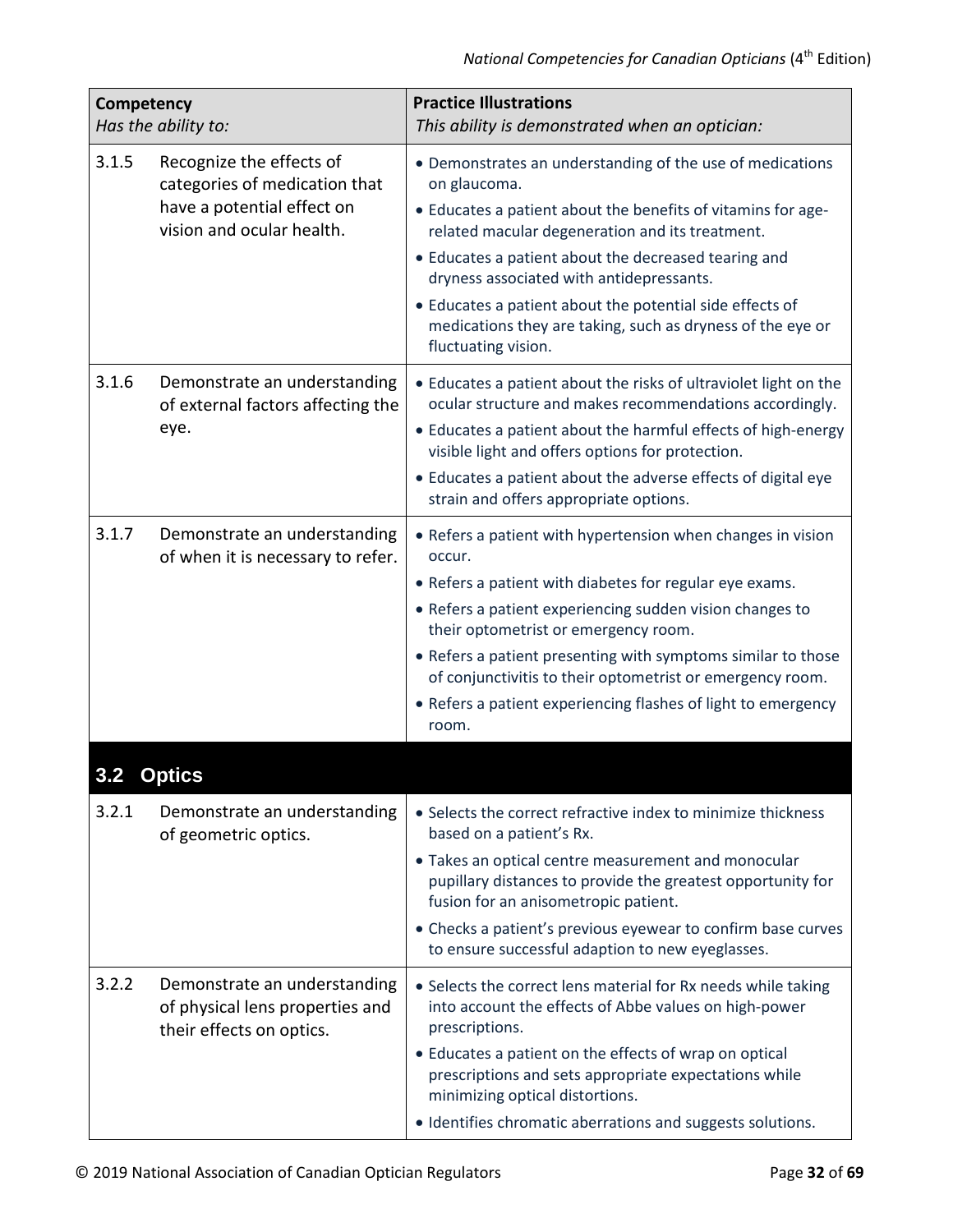| Competency<br>*Has the ability to:* | | Practice Illustrations<br>*This ability is demonstrated when an optician:* |
|---|---|---|
| 3.1.5 | Recognize the effects of categories of medication that have a potential effect on vision and ocular health. | • Demonstrates an understanding of the use of medications on glaucoma.<br>• Educates a patient about the benefits of vitamins for age-related macular degeneration and its treatment.<br>• Educates a patient about the decreased tearing and dryness associated with antidepressants.<br>• Educates a patient about the potential side effects of medications they are taking, such as dryness of the eye or fluctuating vision. |
| 3.1.6 | Demonstrate an understanding of external factors affecting the eye. | • Educates a patient about the risks of ultraviolet light on the ocular structure and makes recommendations accordingly.<br>• Educates a patient about the harmful effects of high-energy visible light and offers options for protection.<br>• Educates a patient about the adverse effects of digital eye strain and offers appropriate options. |
| 3.1.7 | Demonstrate an understanding of when it is necessary to refer. | • Refers a patient with hypertension when changes in vision occur.<br>• Refers a patient with diabetes for regular eye exams.<br>• Refers a patient experiencing sudden vision changes to their optometrist or emergency room.<br>• Refers a patient presenting with symptoms similar to those of conjunctivitis to their optometrist or emergency room.<br>• Refers a patient experiencing flashes of light to emergency room. |
| **3.2** | **Optics** | |
| 3.2.1 | Demonstrate an understanding of geometric optics. | • Selects the correct refractive index to minimize thickness based on a patient's Rx.<br>• Takes an optical centre measurement and monocular pupillary distances to provide the greatest opportunity for fusion for an anisometropic patient.<br>• Checks a patient's previous eyewear to confirm base curves to ensure successful adaption to new eyeglasses. |
| 3.2.2 | Demonstrate an understanding of physical lens properties and their effects on optics. | • Selects the correct lens material for Rx needs while taking into account the effects of Abbe values on high-power prescriptions.<br>• Educates a patient on the effects of wrap on optical prescriptions and sets appropriate expectations while minimizing optical distortions.<br>• Identifies chromatic aberrations and suggests solutions. |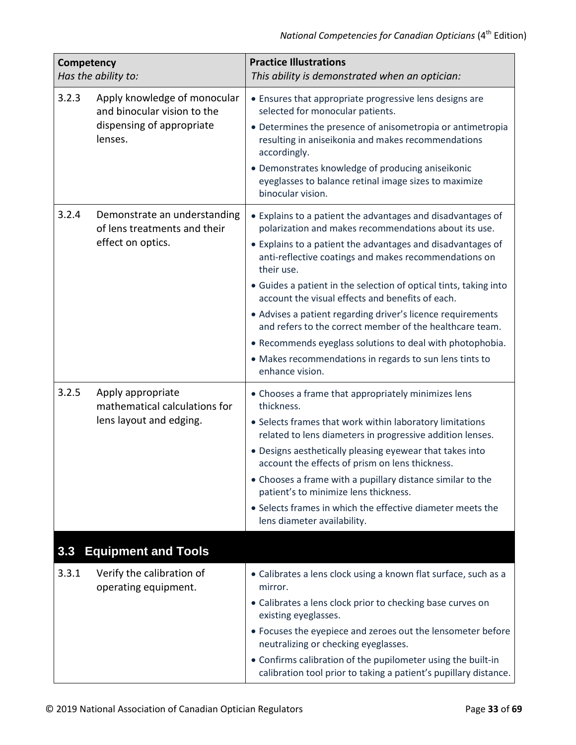| Competency<br>*Has the ability to:* | | Practice Illustrations<br>*This ability is demonstrated when an optician:* |
|---|---|---|
| 3.2.3 | Apply knowledge of monocular and binocular vision to the dispensing of appropriate lenses. | • Ensures that appropriate progressive lens designs are selected for monocular patients.<br>• Determines the presence of anisometropia or antimetropia resulting in aniseikonia and makes recommendations accordingly.<br>• Demonstrates knowledge of producing aniseikonic eyeglasses to balance retinal image sizes to maximize binocular vision. |
| 3.2.4 | Demonstrate an understanding of lens treatments and their effect on optics. | • Explains to a patient the advantages and disadvantages of polarization and makes recommendations about its use.<br>• Explains to a patient the advantages and disadvantages of anti-reflective coatings and makes recommendations on their use.<br>• Guides a patient in the selection of optical tints, taking into account the visual effects and benefits of each.<br>• Advises a patient regarding driver's licence requirements and refers to the correct member of the healthcare team.<br>• Recommends eyeglass solutions to deal with photophobia.<br>• Makes recommendations in regards to sun lens tints to enhance vision. |
| 3.2.5 | Apply appropriate mathematical calculations for lens layout and edging. | • Chooses a frame that appropriately minimizes lens thickness.<br>• Selects frames that work within laboratory limitations related to lens diameters in progressive addition lenses.<br>• Designs aesthetically pleasing eyewear that takes into account the effects of prism on lens thickness.<br>• Chooses a frame with a pupillary distance similar to the patient's to minimize lens thickness.<br>• Selects frames in which the effective diameter meets the lens diameter availability. |
| **3.3** | **Equipment and Tools** | |
| 3.3.1 | Verify the calibration of operating equipment. | • Calibrates a lens clock using a known flat surface, such as a mirror.<br>• Calibrates a lens clock prior to checking base curves on existing eyeglasses.<br>• Focuses the eyepiece and zeroes out the lensometer before neutralizing or checking eyeglasses.<br>• Confirms calibration of the pupilometer using the built-in calibration tool prior to taking a patient's pupillary distance. |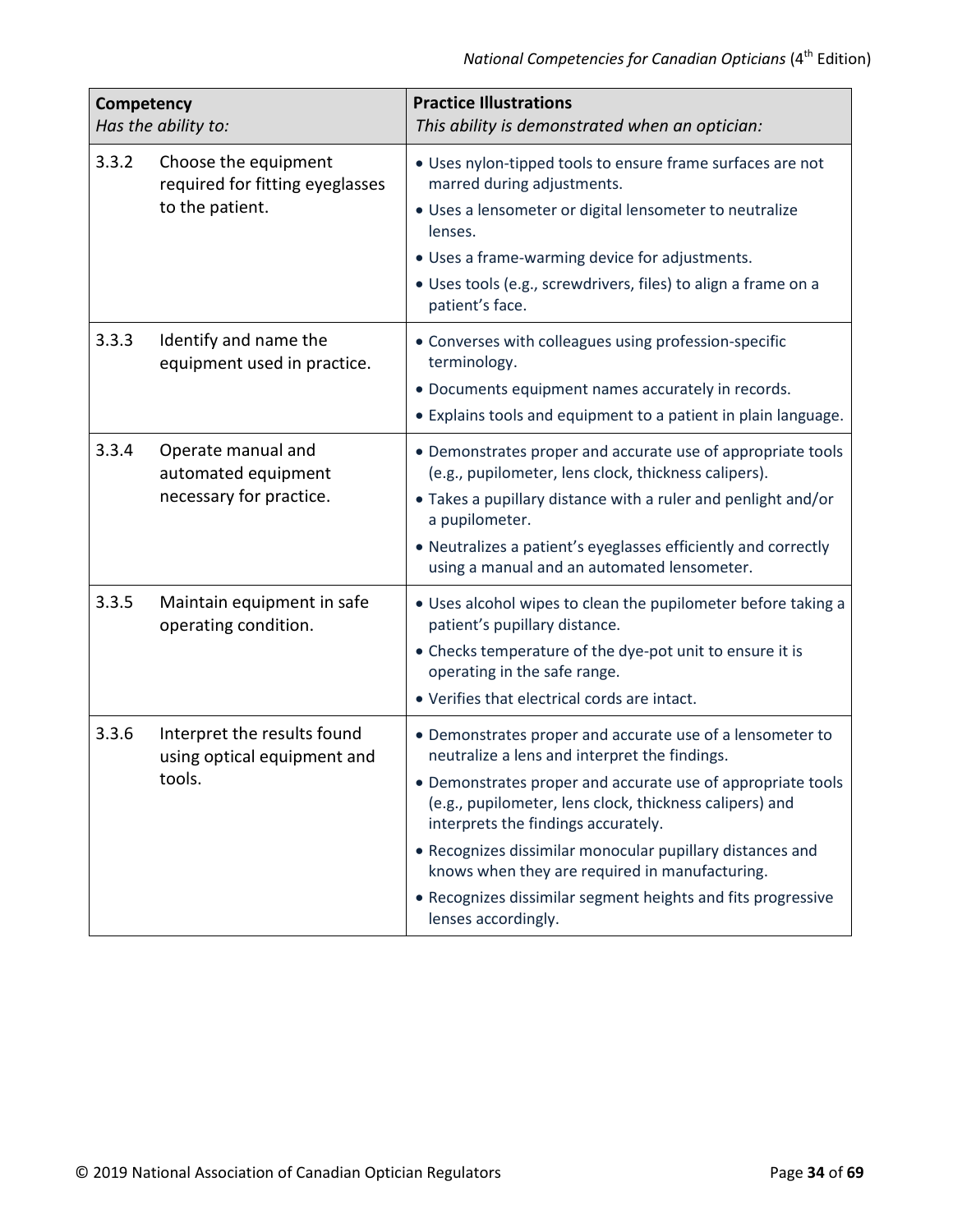| Competency<br>*Has the ability to:* | | Practice Illustrations<br>*This ability is demonstrated when an optician:* |
|---|---|---|
| 3.3.2 | Choose the equipment required for fitting eyeglasses to the patient. | • Uses nylon-tipped tools to ensure frame surfaces are not marred during adjustments.<br>• Uses a lensometer or digital lensometer to neutralize lenses.<br>• Uses a frame-warming device for adjustments.<br>• Uses tools (e.g., screwdrivers, files) to align a frame on a patient's face. |
| 3.3.3 | Identify and name the equipment used in practice. | • Converses with colleagues using profession-specific terminology.<br>• Documents equipment names accurately in records.<br>• Explains tools and equipment to a patient in plain language. |
| 3.3.4 | Operate manual and automated equipment necessary for practice. | • Demonstrates proper and accurate use of appropriate tools (e.g., pupilometer, lens clock, thickness calipers).<br>• Takes a pupillary distance with a ruler and penlight and/or a pupilometer.<br>• Neutralizes a patient's eyeglasses efficiently and correctly using a manual and an automated lensometer. |
| 3.3.5 | Maintain equipment in safe operating condition. | • Uses alcohol wipes to clean the pupilometer before taking a patient's pupillary distance.<br>• Checks temperature of the dye-pot unit to ensure it is operating in the safe range.<br>• Verifies that electrical cords are intact. |
| 3.3.6 | Interpret the results found using optical equipment and tools. | • Demonstrates proper and accurate use of a lensometer to neutralize a lens and interpret the findings.<br>• Demonstrates proper and accurate use of appropriate tools (e.g., pupilometer, lens clock, thickness calipers) and interprets the findings accurately.<br>• Recognizes dissimilar monocular pupillary distances and knows when they are required in manufacturing.<br>• Recognizes dissimilar segment heights and fits progressive lenses accordingly. |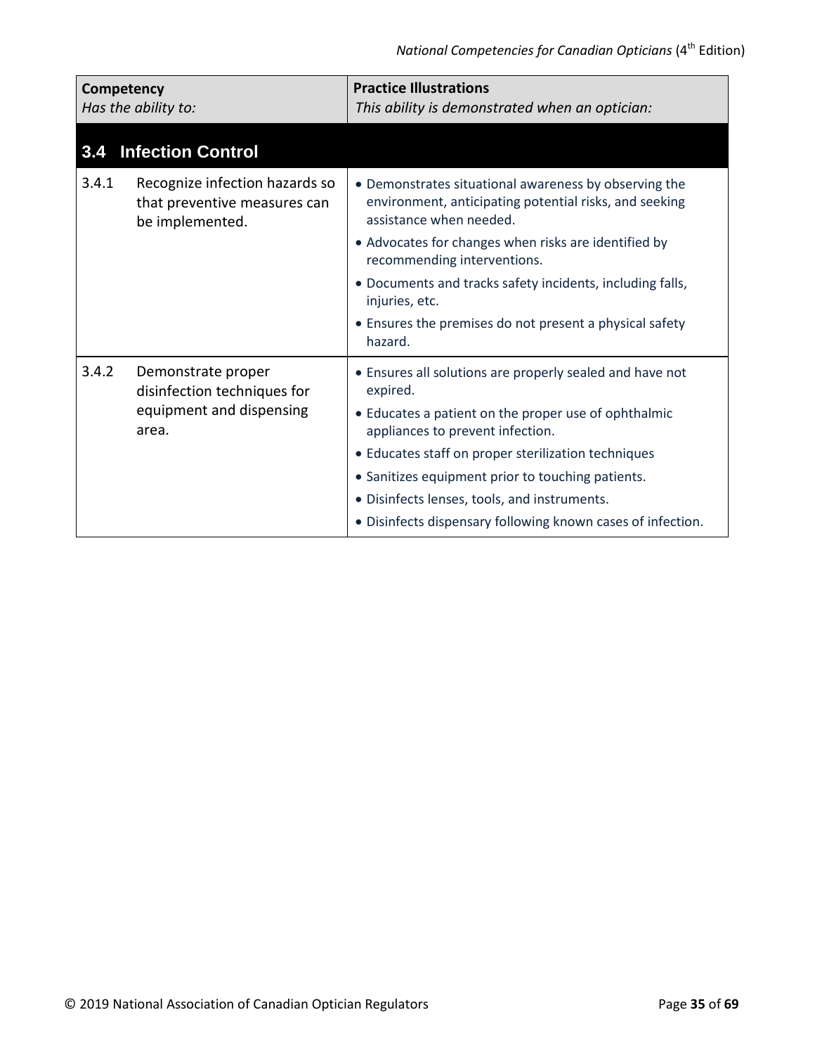| Competency<br>*Has the ability to:* | | Practice Illustrations<br>*This ability is demonstrated when an optician:* |
|---|---|---|
| **3.4** | **Infection Control** | |
| 3.4.1 | Recognize infection hazards so that preventive measures can be implemented. | • Demonstrates situational awareness by observing the environment, anticipating potential risks, and seeking assistance when needed.<br>• Advocates for changes when risks are identified by recommending interventions.<br>• Documents and tracks safety incidents, including falls, injuries, etc.<br>• Ensures the premises do not present a physical safety hazard. |
| 3.4.2 | Demonstrate proper disinfection techniques for equipment and dispensing area. | • Ensures all solutions are properly sealed and have not expired.<br>• Educates a patient on the proper use of ophthalmic appliances to prevent infection.<br>• Educates staff on proper sterilization techniques<br>• Sanitizes equipment prior to touching patients.<br>• Disinfects lenses, tools, and instruments.<br>• Disinfects dispensary following known cases of infection. |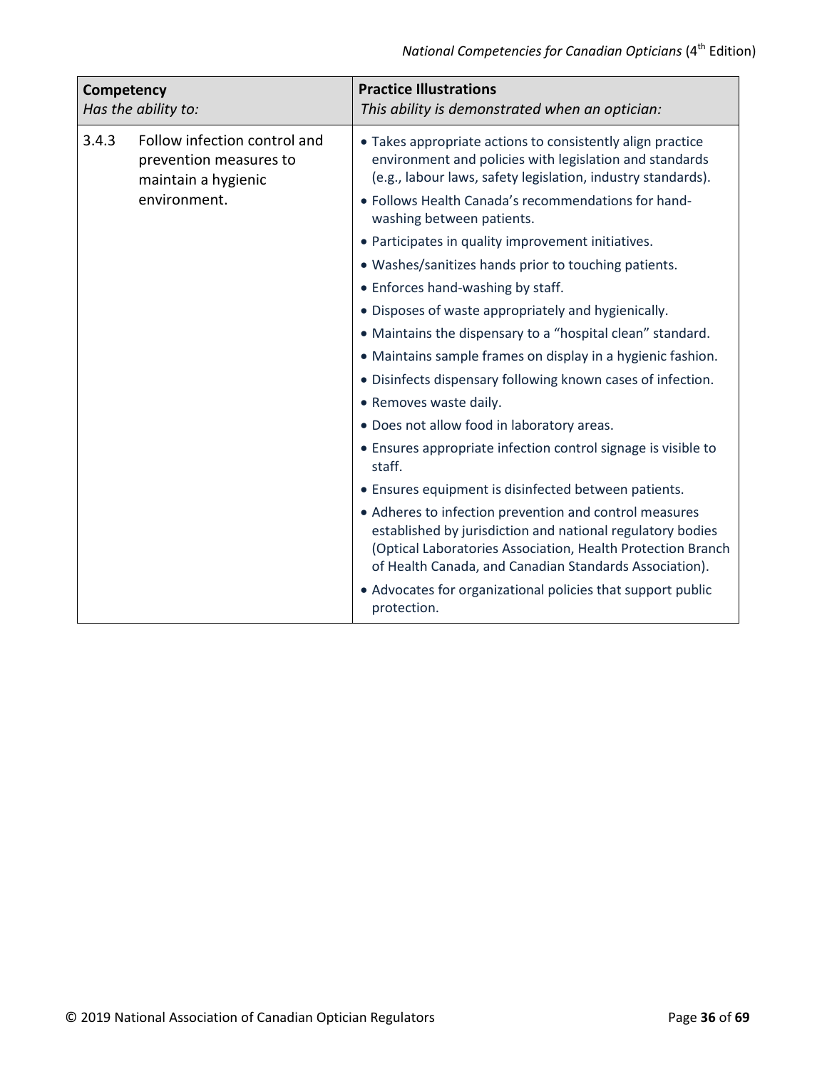| Competency<br>*Has the ability to:* | | Practice Illustrations<br>*This ability is demonstrated when an optician:* |
|---|---|---|
| 3.4.3 | Follow infection control and prevention measures to maintain a hygienic environment. | • Takes appropriate actions to consistently align practice environment and policies with legislation and standards (e.g., labour laws, safety legislation, industry standards).<br>• Follows Health Canada's recommendations for hand-washing between patients.<br>• Participates in quality improvement initiatives.<br>• Washes/sanitizes hands prior to touching patients.<br>• Enforces hand-washing by staff.<br>• Disposes of waste appropriately and hygienically.<br>• Maintains the dispensary to a "hospital clean" standard.<br>• Maintains sample frames on display in a hygienic fashion.<br>• Disinfects dispensary following known cases of infection.<br>• Removes waste daily.<br>• Does not allow food in laboratory areas.<br>• Ensures appropriate infection control signage is visible to staff.<br>• Ensures equipment is disinfected between patients.<br>• Adheres to infection prevention and control measures established by jurisdiction and national regulatory bodies (Optical Laboratories Association, Health Protection Branch of Health Canada, and Canadian Standards Association).<br>• Advocates for organizational policies that support public protection. |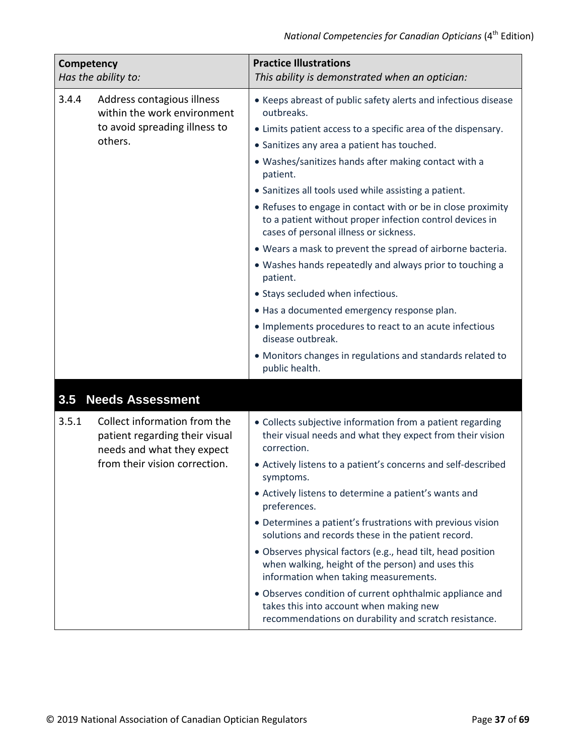| Competency<br>*Has the ability to:* | Practice Illustrations<br>*This ability is demonstrated when an optician:* |
|---|---|
| 3.4.4 Address contagious illness within the work environment to avoid spreading illness to others. | • Keeps abreast of public safety alerts and infectious disease outbreaks.<br>• Limits patient access to a specific area of the dispensary.<br>• Sanitizes any area a patient has touched.<br>• Washes/sanitizes hands after making contact with a patient.<br>• Sanitizes all tools used while assisting a patient.<br>• Refuses to engage in contact with or be in close proximity to a patient without proper infection control devices in cases of personal illness or sickness.<br>• Wears a mask to prevent the spread of airborne bacteria.<br>• Washes hands repeatedly and always prior to touching a patient.<br>• Stays secluded when infectious.<br>• Has a documented emergency response plan.<br>• Implements procedures to react to an acute infectious disease outbreak.<br>• Monitors changes in regulations and standards related to public health. |

## 3.5 Needs Assessment

| Competency<br>*Has the ability to:* | Practice Illustrations<br>*This ability is demonstrated when an optician:* |
|---|---|
| 3.5.1 Collect information from the patient regarding their visual needs and what they expect from their vision correction. | • Collects subjective information from a patient regarding their visual needs and what they expect from their vision correction.<br>• Actively listens to a patient's concerns and self-described symptoms.<br>• Actively listens to determine a patient's wants and preferences.<br>• Determines a patient's frustrations with previous vision solutions and records these in the patient record.<br>• Observes physical factors (e.g., head tilt, head position when walking, height of the person) and uses this information when taking measurements.<br>• Observes condition of current ophthalmic appliance and takes this into account when making new recommendations on durability and scratch resistance. |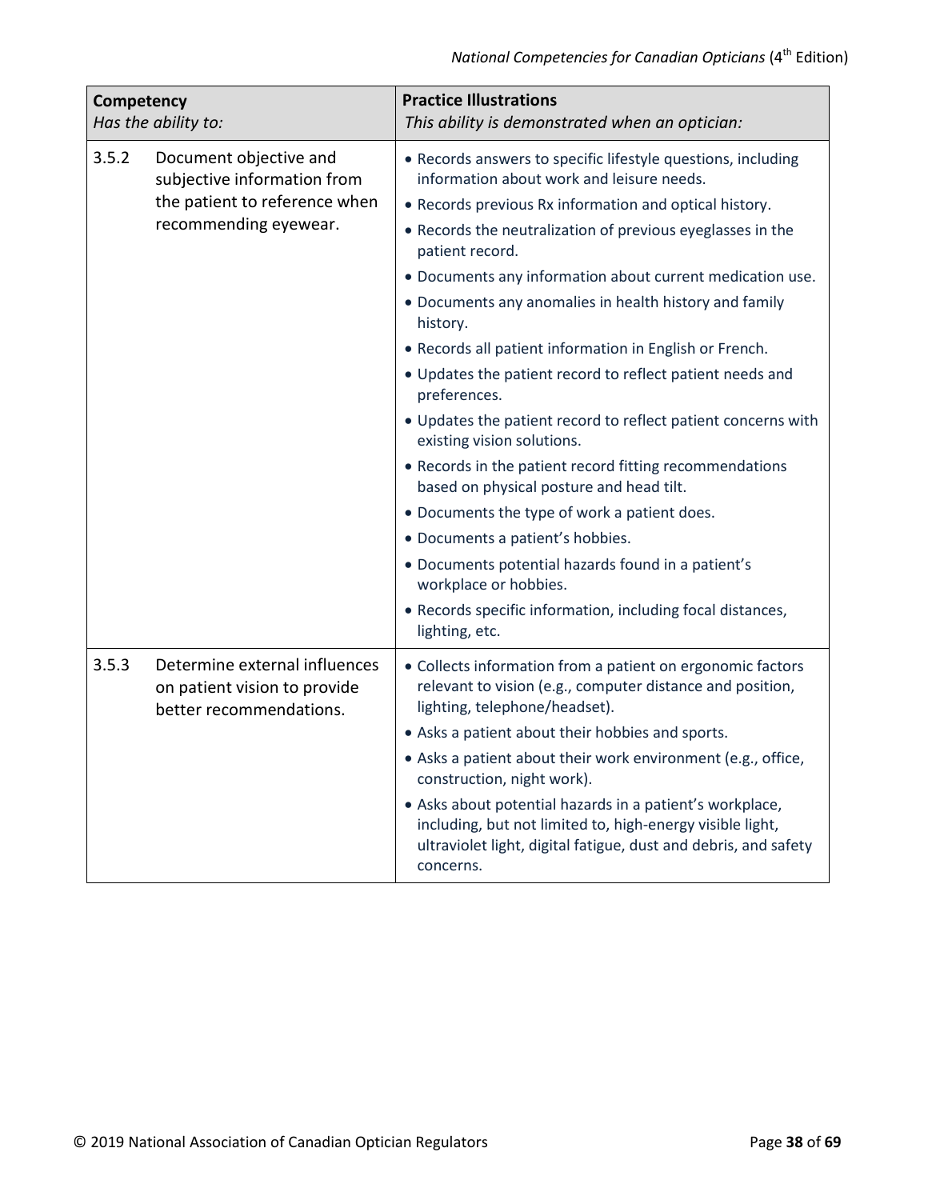| Competency<br>*Has the ability to:* | | Practice Illustrations<br>*This ability is demonstrated when an optician:* |
|---|---|---|
| 3.5.2 | Document objective and subjective information from the patient to reference when recommending eyewear. | • Records answers to specific lifestyle questions, including information about work and leisure needs.<br>• Records previous Rx information and optical history.<br>• Records the neutralization of previous eyeglasses in the patient record.<br>• Documents any information about current medication use.<br>• Documents any anomalies in health history and family history.<br>• Records all patient information in English or French.<br>• Updates the patient record to reflect patient needs and preferences.<br>• Updates the patient record to reflect patient concerns with existing vision solutions.<br>• Records in the patient record fitting recommendations based on physical posture and head tilt.<br>• Documents the type of work a patient does.<br>• Documents a patient's hobbies.<br>• Documents potential hazards found in a patient's workplace or hobbies.<br>• Records specific information, including focal distances, lighting, etc. |
| 3.5.3 | Determine external influences on patient vision to provide better recommendations. | • Collects information from a patient on ergonomic factors relevant to vision (e.g., computer distance and position, lighting, telephone/headset).<br>• Asks a patient about their hobbies and sports.<br>• Asks a patient about their work environment (e.g., office, construction, night work).<br>• Asks about potential hazards in a patient's workplace, including, but not limited to, high-energy visible light, ultraviolet light, digital fatigue, dust and debris, and safety concerns. |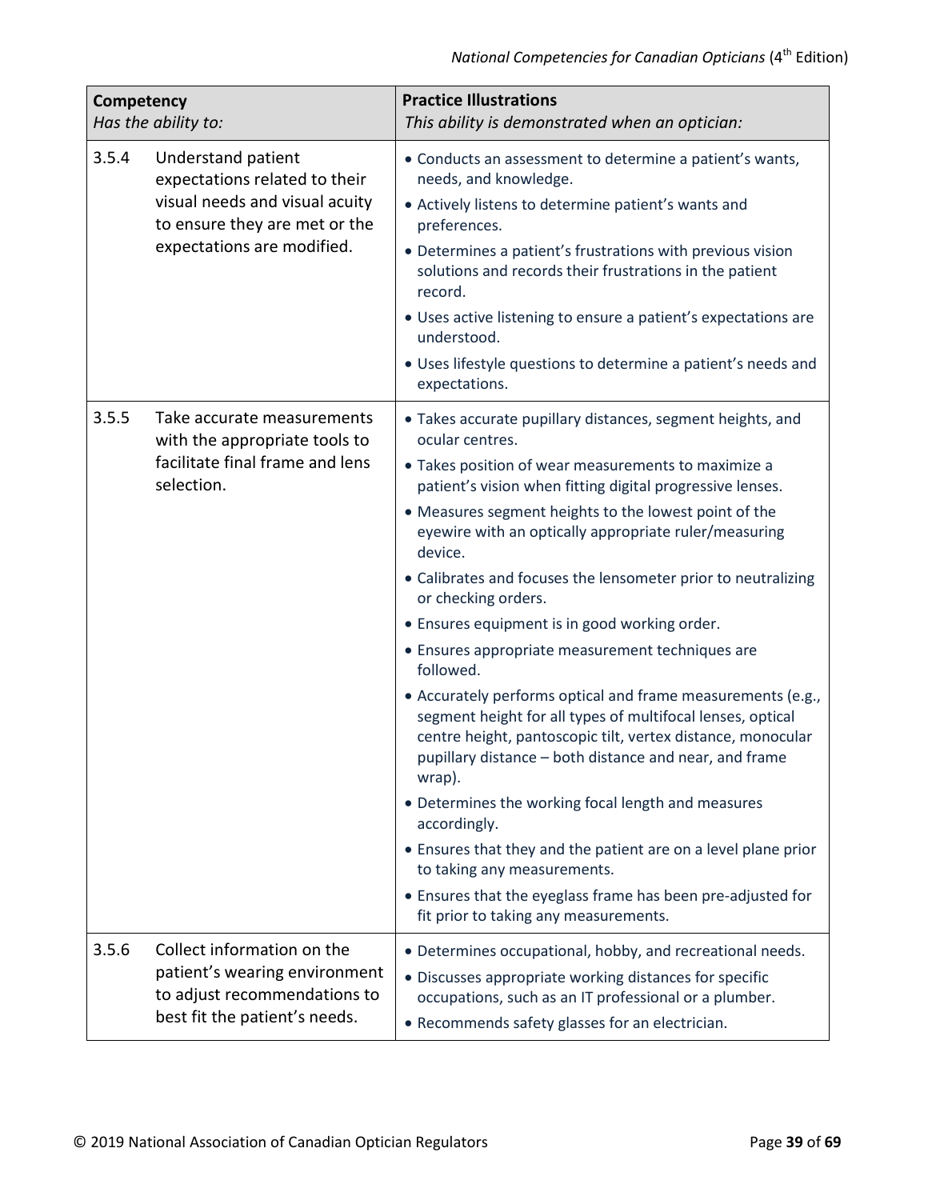| Competency<br>*Has the ability to:* | | Practice Illustrations<br>*This ability is demonstrated when an optician:* |
|---|---|---|
| 3.5.4 | Understand patient expectations related to their visual needs and visual acuity to ensure they are met or the expectations are modified. | • Conducts an assessment to determine a patient's wants, needs, and knowledge.<br>• Actively listens to determine patient's wants and preferences.<br>• Determines a patient's frustrations with previous vision solutions and records their frustrations in the patient record.<br>• Uses active listening to ensure a patient's expectations are understood.<br>• Uses lifestyle questions to determine a patient's needs and expectations. |
| 3.5.5 | Take accurate measurements with the appropriate tools to facilitate final frame and lens selection. | • Takes accurate pupillary distances, segment heights, and ocular centres.<br>• Takes position of wear measurements to maximize a patient's vision when fitting digital progressive lenses.<br>• Measures segment heights to the lowest point of the eyewire with an optically appropriate ruler/measuring device.<br>• Calibrates and focuses the lensometer prior to neutralizing or checking orders.<br>• Ensures equipment is in good working order.<br>• Ensures appropriate measurement techniques are followed.<br>• Accurately performs optical and frame measurements (e.g., segment height for all types of multifocal lenses, optical centre height, pantoscopic tilt, vertex distance, monocular pupillary distance – both distance and near, and frame wrap).<br>• Determines the working focal length and measures accordingly.<br>• Ensures that they and the patient are on a level plane prior to taking any measurements.<br>• Ensures that the eyeglass frame has been pre-adjusted for fit prior to taking any measurements. |
| 3.5.6 | Collect information on the patient's wearing environment to adjust recommendations to best fit the patient's needs. | • Determines occupational, hobby, and recreational needs.<br>• Discusses appropriate working distances for specific occupations, such as an IT professional or a plumber.<br>• Recommends safety glasses for an electrician. |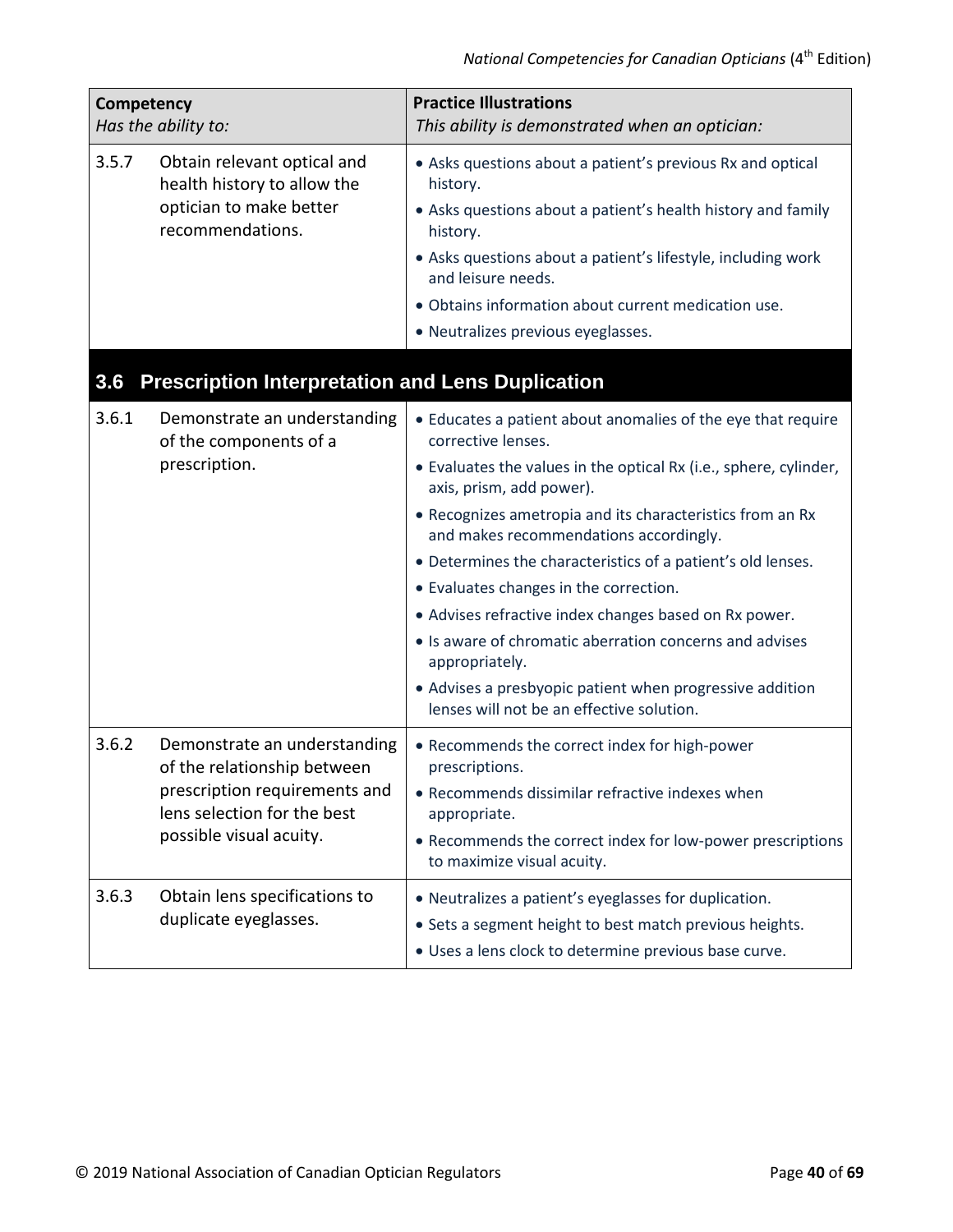| Competency<br>*Has the ability to:* | | Practice Illustrations<br>*This ability is demonstrated when an optician:* |
|---|---|---|
| 3.5.7 | Obtain relevant optical and health history to allow the optician to make better recommendations. | • Asks questions about a patient's previous Rx and optical history.<br>• Asks questions about a patient's health history and family history.<br>• Asks questions about a patient's lifestyle, including work and leisure needs.<br>• Obtains information about current medication use.<br>• Neutralizes previous eyeglasses. |
| **3.6** | **Prescription Interpretation and Lens Duplication** | |
| 3.6.1 | Demonstrate an understanding of the components of a prescription. | • Educates a patient about anomalies of the eye that require corrective lenses.<br>• Evaluates the values in the optical Rx (i.e., sphere, cylinder, axis, prism, add power).<br>• Recognizes ametropia and its characteristics from an Rx and makes recommendations accordingly.<br>• Determines the characteristics of a patient's old lenses.<br>• Evaluates changes in the correction.<br>• Advises refractive index changes based on Rx power.<br>• Is aware of chromatic aberration concerns and advises appropriately.<br>• Advises a presbyopic patient when progressive addition lenses will not be an effective solution. |
| 3.6.2 | Demonstrate an understanding of the relationship between prescription requirements and lens selection for the best possible visual acuity. | • Recommends the correct index for high-power prescriptions.<br>• Recommends dissimilar refractive indexes when appropriate.<br>• Recommends the correct index for low-power prescriptions to maximize visual acuity. |
| 3.6.3 | Obtain lens specifications to duplicate eyeglasses. | • Neutralizes a patient's eyeglasses for duplication.<br>• Sets a segment height to best match previous heights.<br>• Uses a lens clock to determine previous base curve. |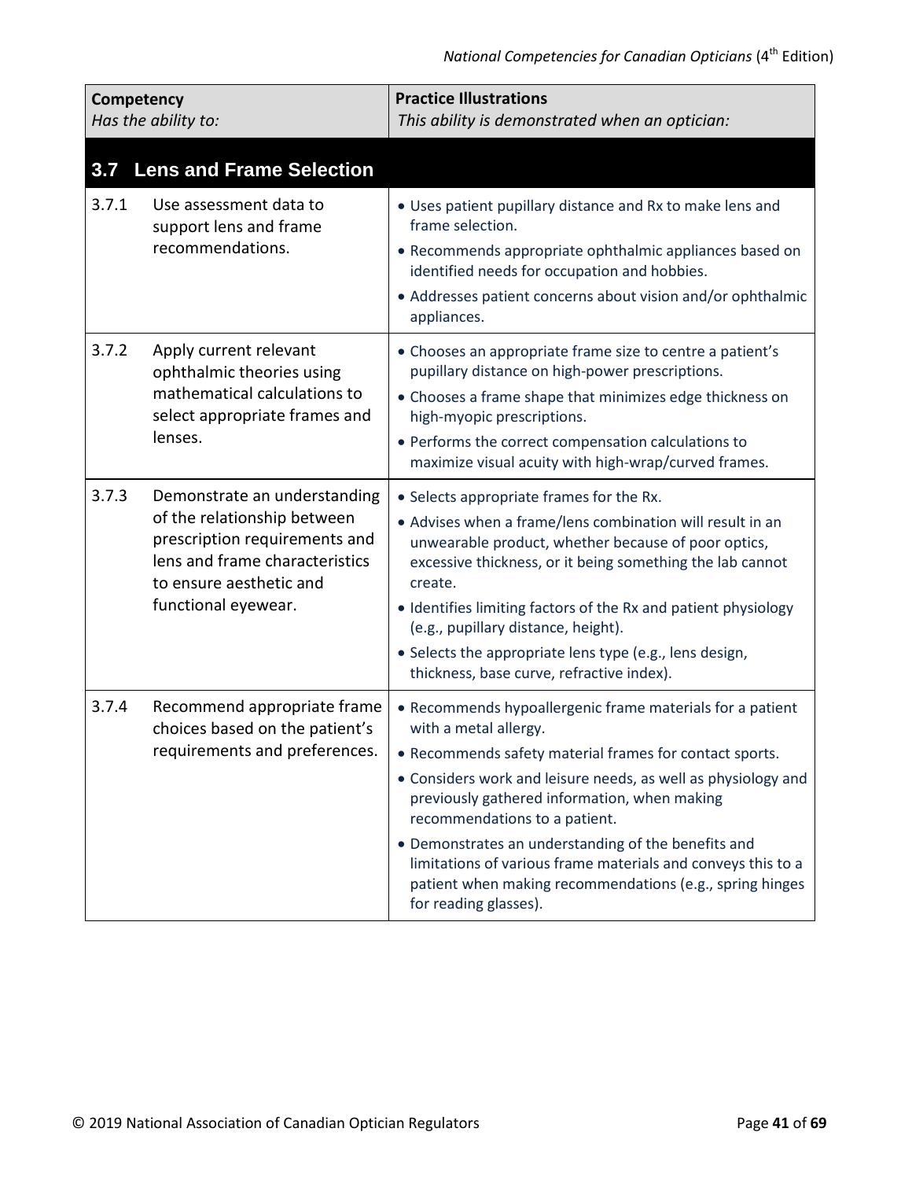| Competency<br>*Has the ability to:* | | Practice Illustrations<br>*This ability is demonstrated when an optician:* |
|---|---|---|
| **3.7** | **Lens and Frame Selection** | |
| 3.7.1 | Use assessment data to support lens and frame recommendations. | • Uses patient pupillary distance and Rx to make lens and frame selection.<br>• Recommends appropriate ophthalmic appliances based on identified needs for occupation and hobbies.<br>• Addresses patient concerns about vision and/or ophthalmic appliances. |
| 3.7.2 | Apply current relevant ophthalmic theories using mathematical calculations to select appropriate frames and lenses. | • Chooses an appropriate frame size to centre a patient's pupillary distance on high-power prescriptions.<br>• Chooses a frame shape that minimizes edge thickness on high-myopic prescriptions.<br>• Performs the correct compensation calculations to maximize visual acuity with high-wrap/curved frames. |
| 3.7.3 | Demonstrate an understanding of the relationship between prescription requirements and lens and frame characteristics to ensure aesthetic and functional eyewear. | • Selects appropriate frames for the Rx.<br>• Advises when a frame/lens combination will result in an unwearable product, whether because of poor optics, excessive thickness, or it being something the lab cannot create.<br>• Identifies limiting factors of the Rx and patient physiology (e.g., pupillary distance, height).<br>• Selects the appropriate lens type (e.g., lens design, thickness, base curve, refractive index). |
| 3.7.4 | Recommend appropriate frame choices based on the patient's requirements and preferences. | • Recommends hypoallergenic frame materials for a patient with a metal allergy.<br>• Recommends safety material frames for contact sports.<br>• Considers work and leisure needs, as well as physiology and previously gathered information, when making recommendations to a patient.<br>• Demonstrates an understanding of the benefits and limitations of various frame materials and conveys this to a patient when making recommendations (e.g., spring hinges for reading glasses). |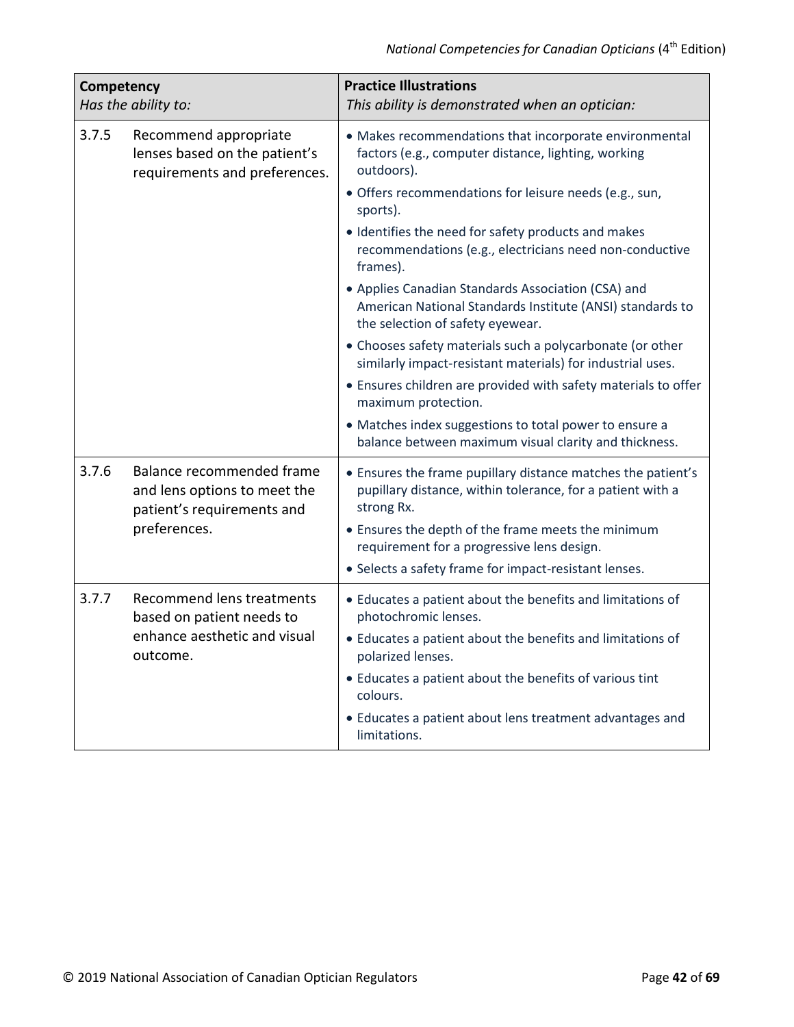| Competency<br>*Has the ability to:* | | Practice Illustrations<br>*This ability is demonstrated when an optician:* |
|---|---|---|
| 3.7.5 | Recommend appropriate lenses based on the patient's requirements and preferences. | • Makes recommendations that incorporate environmental factors (e.g., computer distance, lighting, working outdoors).<br>• Offers recommendations for leisure needs (e.g., sun, sports).<br>• Identifies the need for safety products and makes recommendations (e.g., electricians need non-conductive frames).<br>• Applies Canadian Standards Association (CSA) and American National Standards Institute (ANSI) standards to the selection of safety eyewear.<br>• Chooses safety materials such a polycarbonate (or other similarly impact-resistant materials) for industrial uses.<br>• Ensures children are provided with safety materials to offer maximum protection.<br>• Matches index suggestions to total power to ensure a balance between maximum visual clarity and thickness. |
| 3.7.6 | Balance recommended frame and lens options to meet the patient's requirements and preferences. | • Ensures the frame pupillary distance matches the patient's pupillary distance, within tolerance, for a patient with a strong Rx.<br>• Ensures the depth of the frame meets the minimum requirement for a progressive lens design.<br>• Selects a safety frame for impact-resistant lenses. |
| 3.7.7 | Recommend lens treatments based on patient needs to enhance aesthetic and visual outcome. | • Educates a patient about the benefits and limitations of photochromic lenses.<br>• Educates a patient about the benefits and limitations of polarized lenses.<br>• Educates a patient about the benefits of various tint colours.<br>• Educates a patient about lens treatment advantages and limitations. |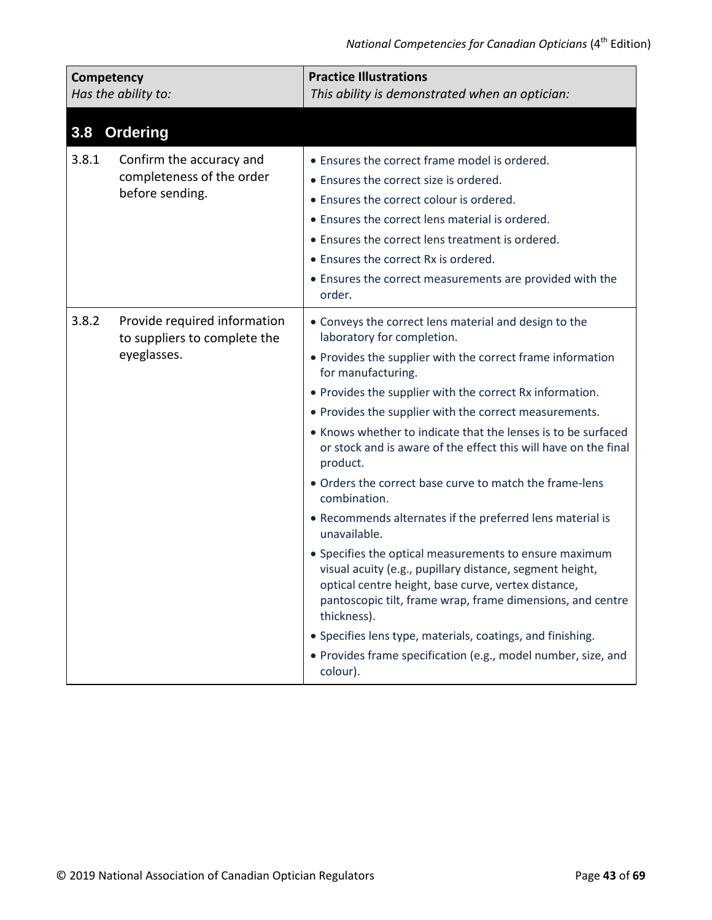| Competency<br>*Has the ability to:* | Practice Illustrations<br>*This ability is demonstrated when an optician:* |
|---|---|
| **3.8 Ordering** | |
| 3.8.1 Confirm the accuracy and completeness of the order before sending. | • Ensures the correct frame model is ordered.<br>• Ensures the correct size is ordered.<br>• Ensures the correct colour is ordered.<br>• Ensures the correct lens material is ordered.<br>• Ensures the correct lens treatment is ordered.<br>• Ensures the correct Rx is ordered.<br>• Ensures the correct measurements are provided with the order. |
| 3.8.2 Provide required information to suppliers to complete the eyeglasses. | • Conveys the correct lens material and design to the laboratory for completion.<br>• Provides the supplier with the correct frame information for manufacturing.<br>• Provides the supplier with the correct Rx information.<br>• Provides the supplier with the correct measurements.<br>• Knows whether to indicate that the lenses is to be surfaced or stock and is aware of the effect this will have on the final product.<br>• Orders the correct base curve to match the frame-lens combination.<br>• Recommends alternates if the preferred lens material is unavailable.<br>• Specifies the optical measurements to ensure maximum visual acuity (e.g., pupillary distance, segment height, optical centre height, base curve, vertex distance, pantoscopic tilt, frame wrap, frame dimensions, and centre thickness).<br>• Specifies lens type, materials, coatings, and finishing.<br>• Provides frame specification (e.g., model number, size, and colour). |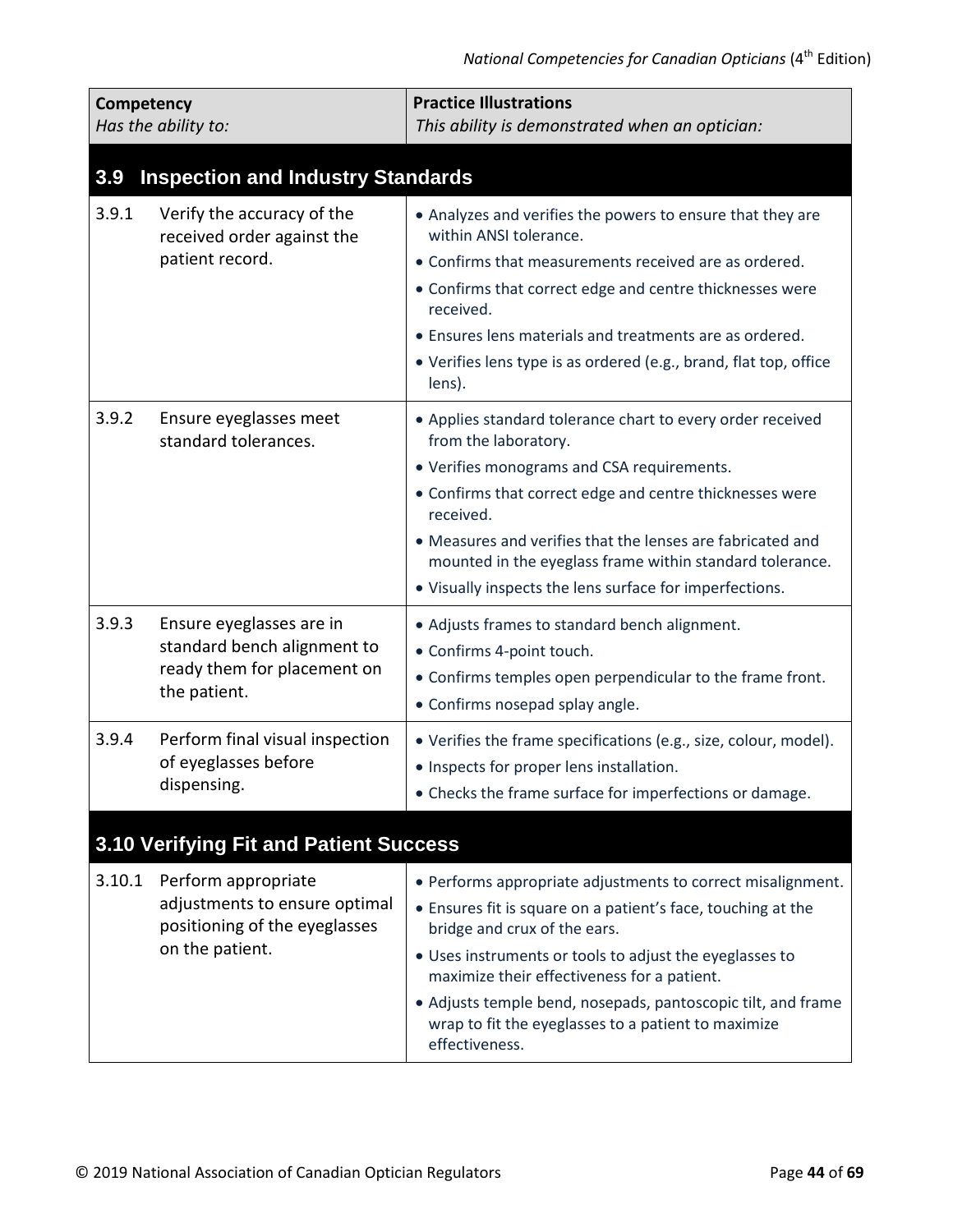| **Competency**<br>*Has the ability to:* | | **Practice Illustrations**<br>*This ability is demonstrated when an optician:* |
|---|---|---|
| **3.9** | **Inspection and Industry Standards** | |
| 3.9.1 | Verify the accuracy of the received order against the patient record. | • Analyzes and verifies the powers to ensure that they are within ANSI tolerance.<br>• Confirms that measurements received are as ordered.<br>• Confirms that correct edge and centre thicknesses were received.<br>• Ensures lens materials and treatments are as ordered.<br>• Verifies lens type is as ordered (e.g., brand, flat top, office lens). |
| 3.9.2 | Ensure eyeglasses meet standard tolerances. | • Applies standard tolerance chart to every order received from the laboratory.<br>• Verifies monograms and CSA requirements.<br>• Confirms that correct edge and centre thicknesses were received.<br>• Measures and verifies that the lenses are fabricated and mounted in the eyeglass frame within standard tolerance.<br>• Visually inspects the lens surface for imperfections. |
| 3.9.3 | Ensure eyeglasses are in standard bench alignment to ready them for placement on the patient. | • Adjusts frames to standard bench alignment.<br>• Confirms 4-point touch.<br>• Confirms temples open perpendicular to the frame front.<br>• Confirms nosepad splay angle. |
| 3.9.4 | Perform final visual inspection of eyeglasses before dispensing. | • Verifies the frame specifications (e.g., size, colour, model).<br>• Inspects for proper lens installation.<br>• Checks the frame surface for imperfections or damage. |
| **3.10** | **Verifying Fit and Patient Success** | |
| 3.10.1 | Perform appropriate adjustments to ensure optimal positioning of the eyeglasses on the patient. | • Performs appropriate adjustments to correct misalignment.<br>• Ensures fit is square on a patient's face, touching at the bridge and crux of the ears.<br>• Uses instruments or tools to adjust the eyeglasses to maximize their effectiveness for a patient.<br>• Adjusts temple bend, nosepads, pantoscopic tilt, and frame wrap to fit the eyeglasses to a patient to maximize effectiveness. |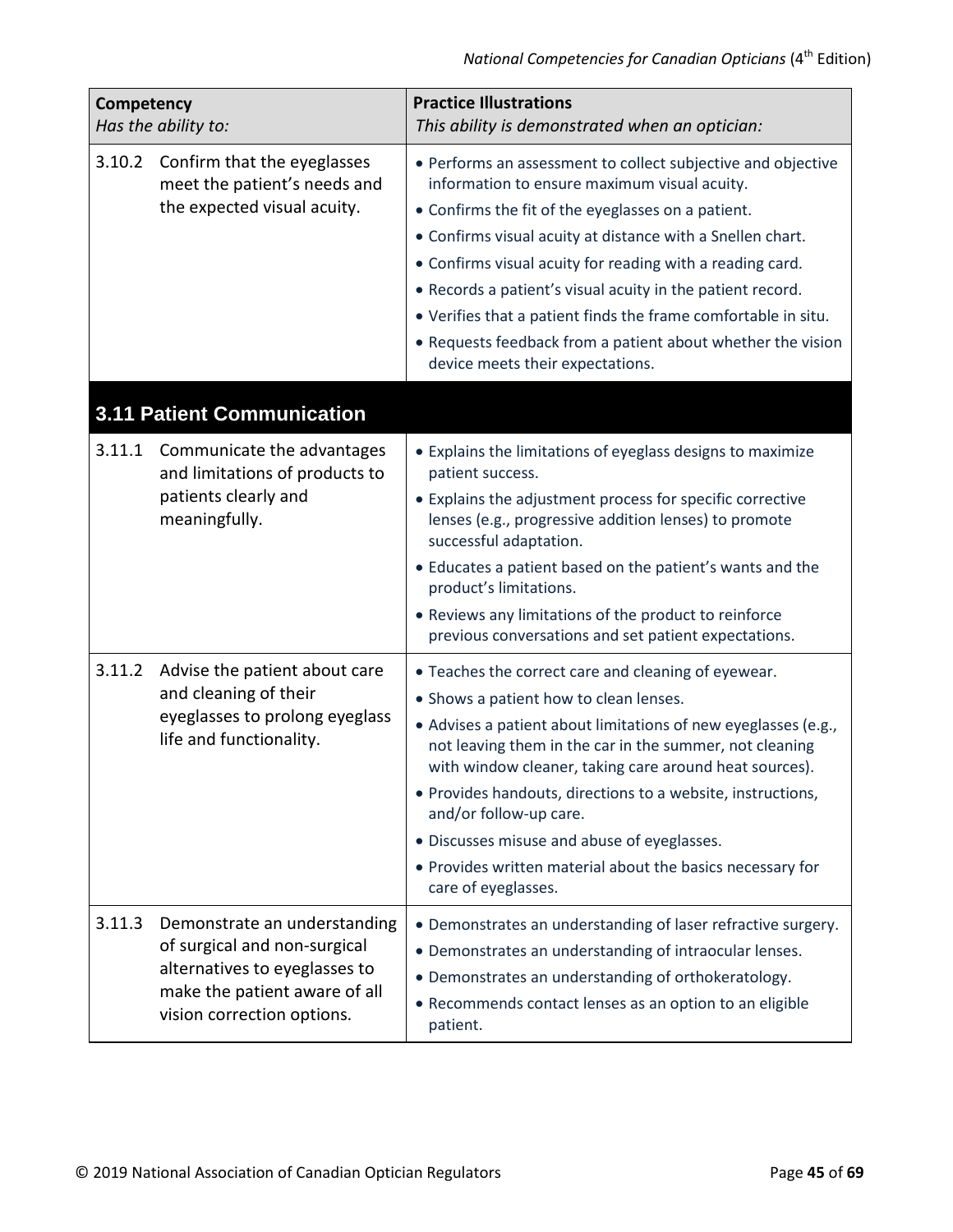| Competency<br>*Has the ability to:* | Practice Illustrations<br>*This ability is demonstrated when an optician:* |
|---|---|
| 3.10.2 Confirm that the eyeglasses meet the patient's needs and the expected visual acuity. | • Performs an assessment to collect subjective and objective information to ensure maximum visual acuity.<br>• Confirms the fit of the eyeglasses on a patient.<br>• Confirms visual acuity at distance with a Snellen chart.<br>• Confirms visual acuity for reading with a reading card.<br>• Records a patient's visual acuity in the patient record.<br>• Verifies that a patient finds the frame comfortable in situ.<br>• Requests feedback from a patient about whether the vision device meets their expectations. |
| **3.11 Patient Communication** | |
| 3.11.1 Communicate the advantages and limitations of products to patients clearly and meaningfully. | • Explains the limitations of eyeglass designs to maximize patient success.<br>• Explains the adjustment process for specific corrective lenses (e.g., progressive addition lenses) to promote successful adaptation.<br>• Educates a patient based on the patient's wants and the product's limitations.<br>• Reviews any limitations of the product to reinforce previous conversations and set patient expectations. |
| 3.11.2 Advise the patient about care and cleaning of their eyeglasses to prolong eyeglass life and functionality. | • Teaches the correct care and cleaning of eyewear.<br>• Shows a patient how to clean lenses.<br>• Advises a patient about limitations of new eyeglasses (e.g., not leaving them in the car in the summer, not cleaning with window cleaner, taking care around heat sources).<br>• Provides handouts, directions to a website, instructions, and/or follow-up care.<br>• Discusses misuse and abuse of eyeglasses.<br>• Provides written material about the basics necessary for care of eyeglasses. |
| 3.11.3 Demonstrate an understanding of surgical and non-surgical alternatives to eyeglasses to make the patient aware of all vision correction options. | • Demonstrates an understanding of laser refractive surgery.<br>• Demonstrates an understanding of intraocular lenses.<br>• Demonstrates an understanding of orthokeratology.<br>• Recommends contact lenses as an option to an eligible patient. |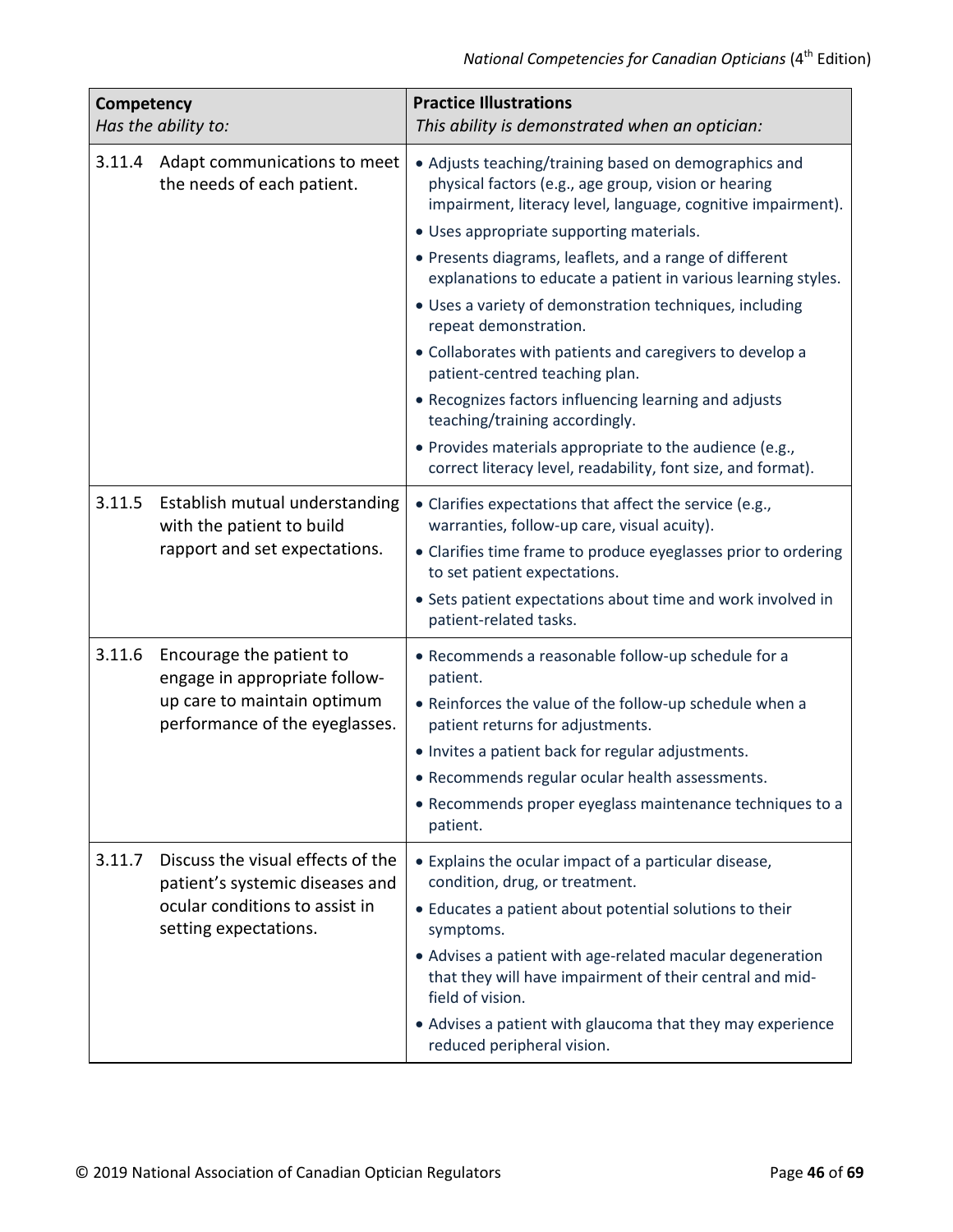| **Competency**<br>*Has the ability to:* | **Practice Illustrations**<br>*This ability is demonstrated when an optician:* |
|---|---|
| 3.11.4 Adapt communications to meet the needs of each patient. | • Adjusts teaching/training based on demographics and physical factors (e.g., age group, vision or hearing impairment, literacy level, language, cognitive impairment).<br>• Uses appropriate supporting materials.<br>• Presents diagrams, leaflets, and a range of different explanations to educate a patient in various learning styles.<br>• Uses a variety of demonstration techniques, including repeat demonstration.<br>• Collaborates with patients and caregivers to develop a patient-centred teaching plan.<br>• Recognizes factors influencing learning and adjusts teaching/training accordingly.<br>• Provides materials appropriate to the audience (e.g., correct literacy level, readability, font size, and format). |
| 3.11.5 Establish mutual understanding with the patient to build rapport and set expectations. | • Clarifies expectations that affect the service (e.g., warranties, follow-up care, visual acuity).<br>• Clarifies time frame to produce eyeglasses prior to ordering to set patient expectations.<br>• Sets patient expectations about time and work involved in patient-related tasks. |
| 3.11.6 Encourage the patient to engage in appropriate follow-up care to maintain optimum performance of the eyeglasses. | • Recommends a reasonable follow-up schedule for a patient.<br>• Reinforces the value of the follow-up schedule when a patient returns for adjustments.<br>• Invites a patient back for regular adjustments.<br>• Recommends regular ocular health assessments.<br>• Recommends proper eyeglass maintenance techniques to a patient. |
| 3.11.7 Discuss the visual effects of the patient's systemic diseases and ocular conditions to assist in setting expectations. | • Explains the ocular impact of a particular disease, condition, drug, or treatment.<br>• Educates a patient about potential solutions to their symptoms.<br>• Advises a patient with age-related macular degeneration that they will have impairment of their central and mid-field of vision.<br>• Advises a patient with glaucoma that they may experience reduced peripheral vision. |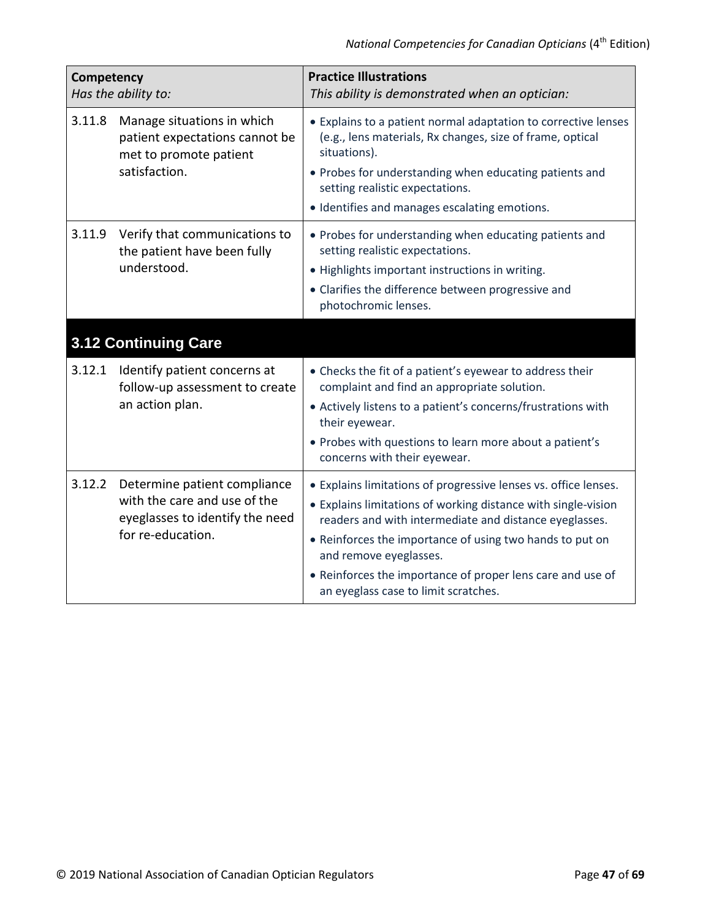| Competency<br>*Has the ability to:* | Practice Illustrations<br>*This ability is demonstrated when an optician:* |
|---|---|
| 3.11.8 Manage situations in which patient expectations cannot be met to promote patient satisfaction. | • Explains to a patient normal adaptation to corrective lenses (e.g., lens materials, Rx changes, size of frame, optical situations).<br>• Probes for understanding when educating patients and setting realistic expectations.<br>• Identifies and manages escalating emotions. |
| 3.11.9 Verify that communications to the patient have been fully understood. | • Probes for understanding when educating patients and setting realistic expectations.<br>• Highlights important instructions in writing.<br>• Clarifies the difference between progressive and photochromic lenses. |
| **3.12 Continuing Care** | |
| 3.12.1 Identify patient concerns at follow-up assessment to create an action plan. | • Checks the fit of a patient's eyewear to address their complaint and find an appropriate solution.<br>• Actively listens to a patient's concerns/frustrations with their eyewear.<br>• Probes with questions to learn more about a patient's concerns with their eyewear. |
| 3.12.2 Determine patient compliance with the care and use of the eyeglasses to identify the need for re-education. | • Explains limitations of progressive lenses vs. office lenses.<br>• Explains limitations of working distance with single-vision readers and with intermediate and distance eyeglasses.<br>• Reinforces the importance of using two hands to put on and remove eyeglasses.<br>• Reinforces the importance of proper lens care and use of an eyeglass case to limit scratches. |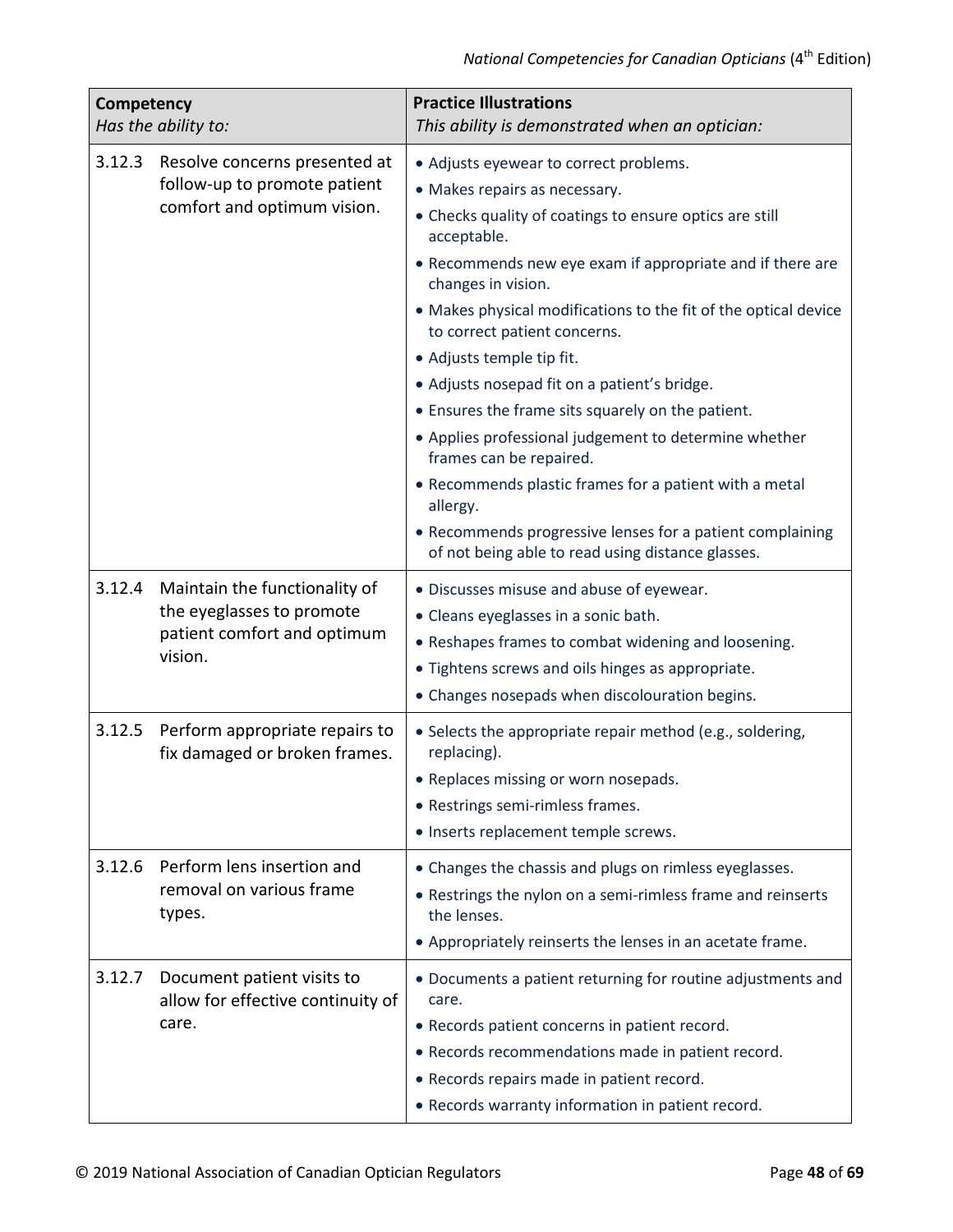| **Competency**<br>*Has the ability to:* | **Practice Illustrations**<br>*This ability is demonstrated when an optician:* |
|---|---|
| 3.12.3 Resolve concerns presented at follow-up to promote patient comfort and optimum vision. | • Adjusts eyewear to correct problems.<br>• Makes repairs as necessary.<br>• Checks quality of coatings to ensure optics are still acceptable.<br>• Recommends new eye exam if appropriate and if there are changes in vision.<br>• Makes physical modifications to the fit of the optical device to correct patient concerns.<br>• Adjusts temple tip fit.<br>• Adjusts nosepad fit on a patient's bridge.<br>• Ensures the frame sits squarely on the patient.<br>• Applies professional judgement to determine whether frames can be repaired.<br>• Recommends plastic frames for a patient with a metal allergy.<br>• Recommends progressive lenses for a patient complaining of not being able to read using distance glasses. |
| 3.12.4 Maintain the functionality of the eyeglasses to promote patient comfort and optimum vision. | • Discusses misuse and abuse of eyewear.<br>• Cleans eyeglasses in a sonic bath.<br>• Reshapes frames to combat widening and loosening.<br>• Tightens screws and oils hinges as appropriate.<br>• Changes nosepads when discolouration begins. |
| 3.12.5 Perform appropriate repairs to fix damaged or broken frames. | • Selects the appropriate repair method (e.g., soldering, replacing).<br>• Replaces missing or worn nosepads.<br>• Restrings semi-rimless frames.<br>• Inserts replacement temple screws. |
| 3.12.6 Perform lens insertion and removal on various frame types. | • Changes the chassis and plugs on rimless eyeglasses.<br>• Restrings the nylon on a semi-rimless frame and reinserts the lenses.<br>• Appropriately reinserts the lenses in an acetate frame. |
| 3.12.7 Document patient visits to allow for effective continuity of care. | • Documents a patient returning for routine adjustments and care.<br>• Records patient concerns in patient record.<br>• Records recommendations made in patient record.<br>• Records repairs made in patient record.<br>• Records warranty information in patient record. |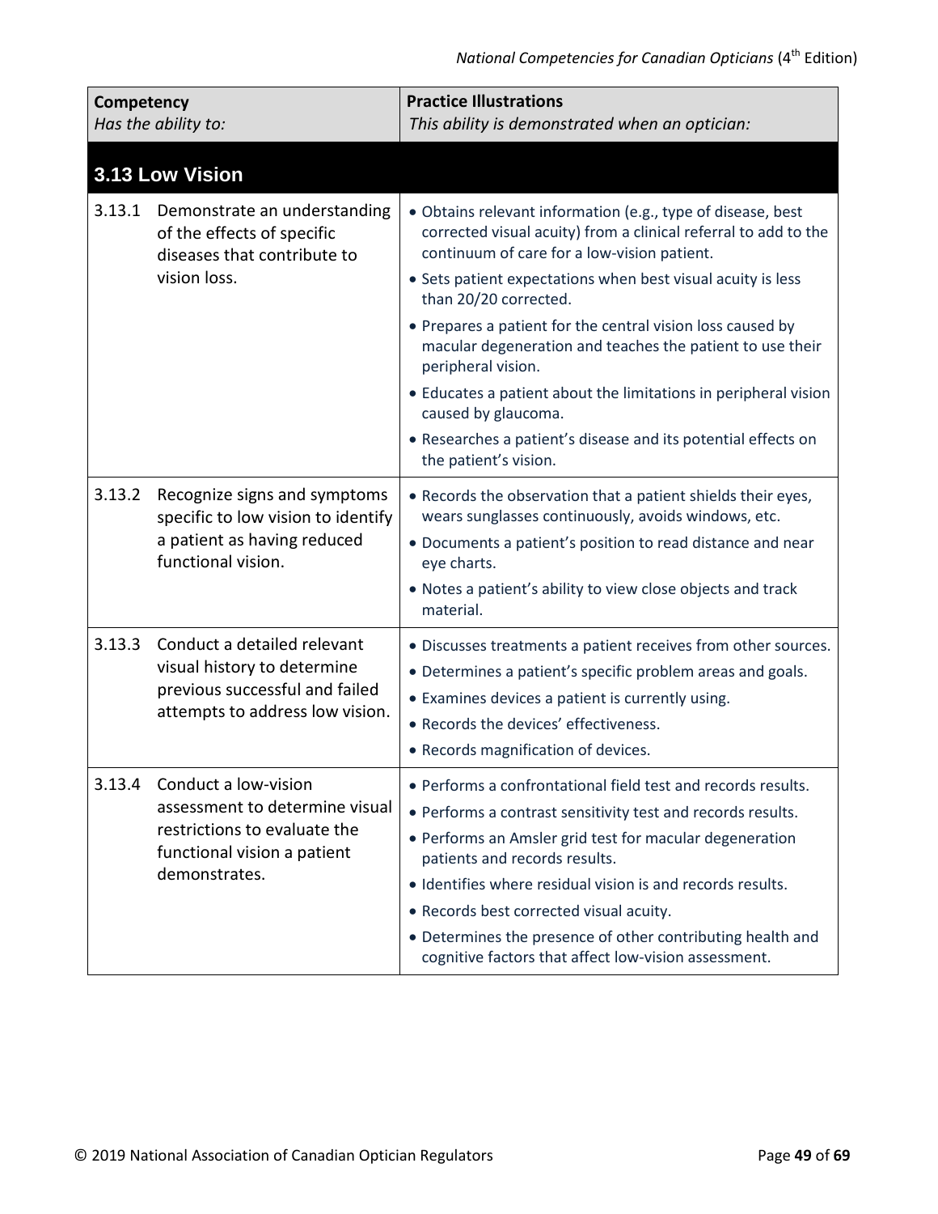| **Competency**<br>*Has the ability to:* | **Practice Illustrations**<br>*This ability is demonstrated when an optician:* |
|---|---|
| **3.13 Low Vision** | |
| 3.13.1 Demonstrate an understanding of the effects of specific diseases that contribute to vision loss. | • Obtains relevant information (e.g., type of disease, best corrected visual acuity) from a clinical referral to add to the continuum of care for a low-vision patient.<br>• Sets patient expectations when best visual acuity is less than 20/20 corrected.<br>• Prepares a patient for the central vision loss caused by macular degeneration and teaches the patient to use their peripheral vision.<br>• Educates a patient about the limitations in peripheral vision caused by glaucoma.<br>• Researches a patient's disease and its potential effects on the patient's vision. |
| 3.13.2 Recognize signs and symptoms specific to low vision to identify a patient as having reduced functional vision. | • Records the observation that a patient shields their eyes, wears sunglasses continuously, avoids windows, etc.<br>• Documents a patient's position to read distance and near eye charts.<br>• Notes a patient's ability to view close objects and track material. |
| 3.13.3 Conduct a detailed relevant visual history to determine previous successful and failed attempts to address low vision. | • Discusses treatments a patient receives from other sources.<br>• Determines a patient's specific problem areas and goals.<br>• Examines devices a patient is currently using.<br>• Records the devices' effectiveness.<br>• Records magnification of devices. |
| 3.13.4 Conduct a low-vision assessment to determine visual restrictions to evaluate the functional vision a patient demonstrates. | • Performs a confrontational field test and records results.<br>• Performs a contrast sensitivity test and records results.<br>• Performs an Amsler grid test for macular degeneration patients and records results.<br>• Identifies where residual vision is and records results.<br>• Records best corrected visual acuity.<br>• Determines the presence of other contributing health and cognitive factors that affect low-vision assessment. |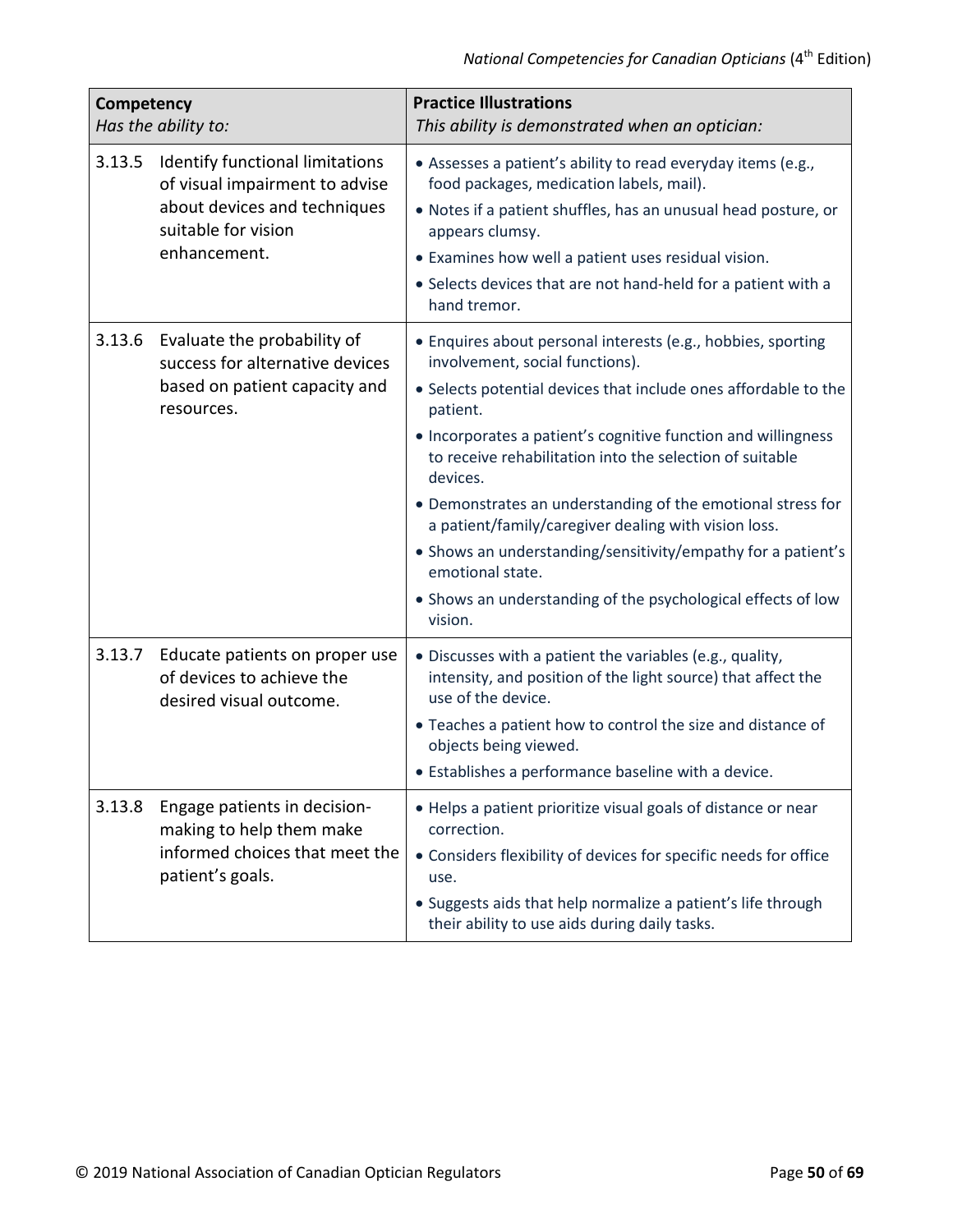| Competency<br>*Has the ability to:* | Practice Illustrations<br>*This ability is demonstrated when an optician:* |
|---|---|
| 3.13.5 Identify functional limitations of visual impairment to advise about devices and techniques suitable for vision enhancement. | • Assesses a patient's ability to read everyday items (e.g., food packages, medication labels, mail).<br>• Notes if a patient shuffles, has an unusual head posture, or appears clumsy.<br>• Examines how well a patient uses residual vision.<br>• Selects devices that are not hand-held for a patient with a hand tremor. |
| 3.13.6 Evaluate the probability of success for alternative devices based on patient capacity and resources. | • Enquires about personal interests (e.g., hobbies, sporting involvement, social functions).<br>• Selects potential devices that include ones affordable to the patient.<br>• Incorporates a patient's cognitive function and willingness to receive rehabilitation into the selection of suitable devices.<br>• Demonstrates an understanding of the emotional stress for a patient/family/caregiver dealing with vision loss.<br>• Shows an understanding/sensitivity/empathy for a patient's emotional state.<br>• Shows an understanding of the psychological effects of low vision. |
| 3.13.7 Educate patients on proper use of devices to achieve the desired visual outcome. | • Discusses with a patient the variables (e.g., quality, intensity, and position of the light source) that affect the use of the device.<br>• Teaches a patient how to control the size and distance of objects being viewed.<br>• Establishes a performance baseline with a device. |
| 3.13.8 Engage patients in decision-making to help them make informed choices that meet the patient's goals. | • Helps a patient prioritize visual goals of distance or near correction.<br>• Considers flexibility of devices for specific needs for office use.<br>• Suggests aids that help normalize a patient's life through their ability to use aids during daily tasks. |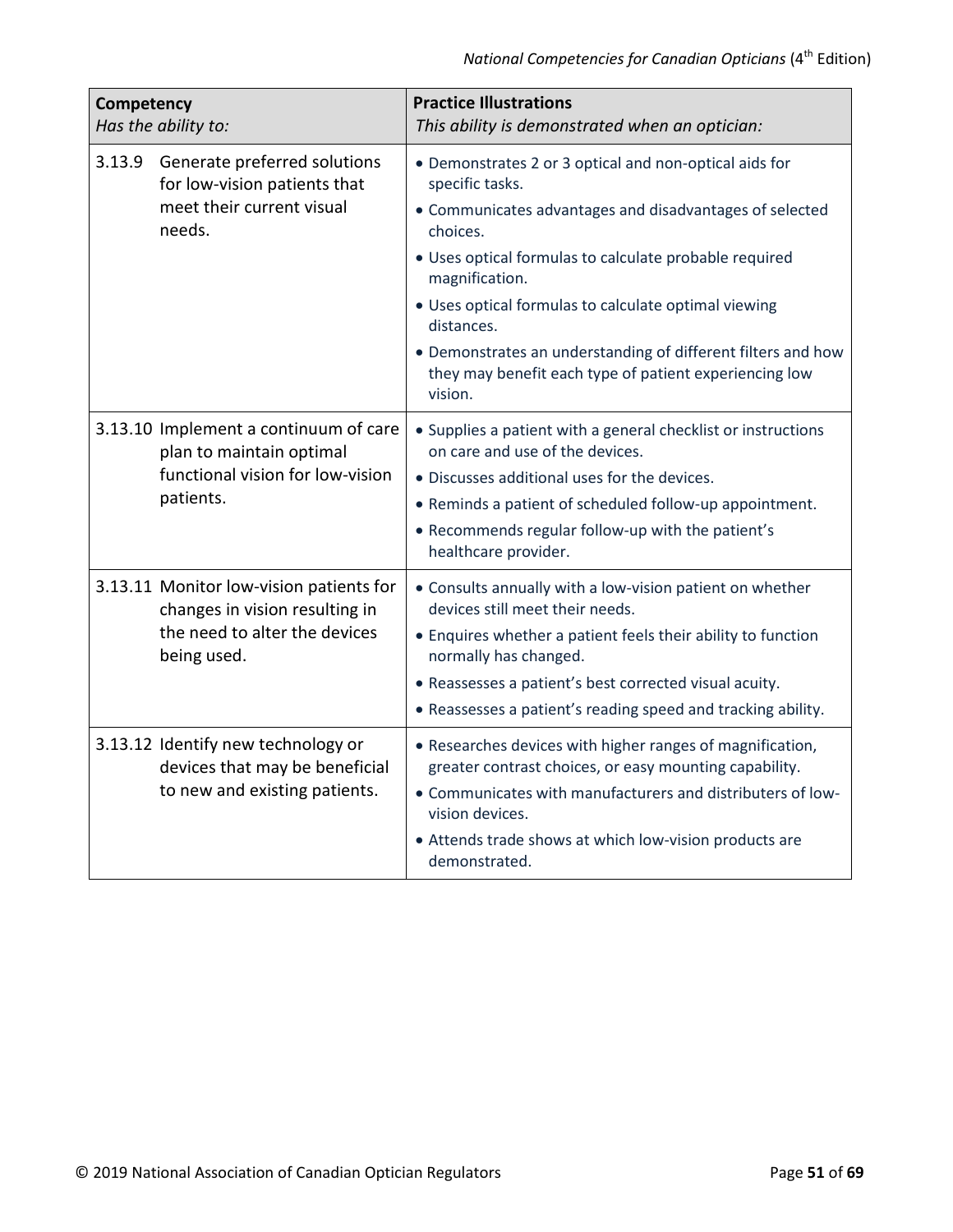| **Competency**<br>*Has the ability to:* | **Practice Illustrations**<br>*This ability is demonstrated when an optician:* |
|---|---|
| 3.13.9 Generate preferred solutions for low-vision patients that meet their current visual needs. | • Demonstrates 2 or 3 optical and non-optical aids for specific tasks.<br>• Communicates advantages and disadvantages of selected choices.<br>• Uses optical formulas to calculate probable required magnification.<br>• Uses optical formulas to calculate optimal viewing distances.<br>• Demonstrates an understanding of different filters and how they may benefit each type of patient experiencing low vision. |
| 3.13.10 Implement a continuum of care plan to maintain optimal functional vision for low-vision patients. | • Supplies a patient with a general checklist or instructions on care and use of the devices.<br>• Discusses additional uses for the devices.<br>• Reminds a patient of scheduled follow-up appointment.<br>• Recommends regular follow-up with the patient's healthcare provider. |
| 3.13.11 Monitor low-vision patients for changes in vision resulting in the need to alter the devices being used. | • Consults annually with a low-vision patient on whether devices still meet their needs.<br>• Enquires whether a patient feels their ability to function normally has changed.<br>• Reassesses a patient's best corrected visual acuity.<br>• Reassesses a patient's reading speed and tracking ability. |
| 3.13.12 Identify new technology or devices that may be beneficial to new and existing patients. | • Researches devices with higher ranges of magnification, greater contrast choices, or easy mounting capability.<br>• Communicates with manufacturers and distributers of low-vision devices.<br>• Attends trade shows at which low-vision products are demonstrated. |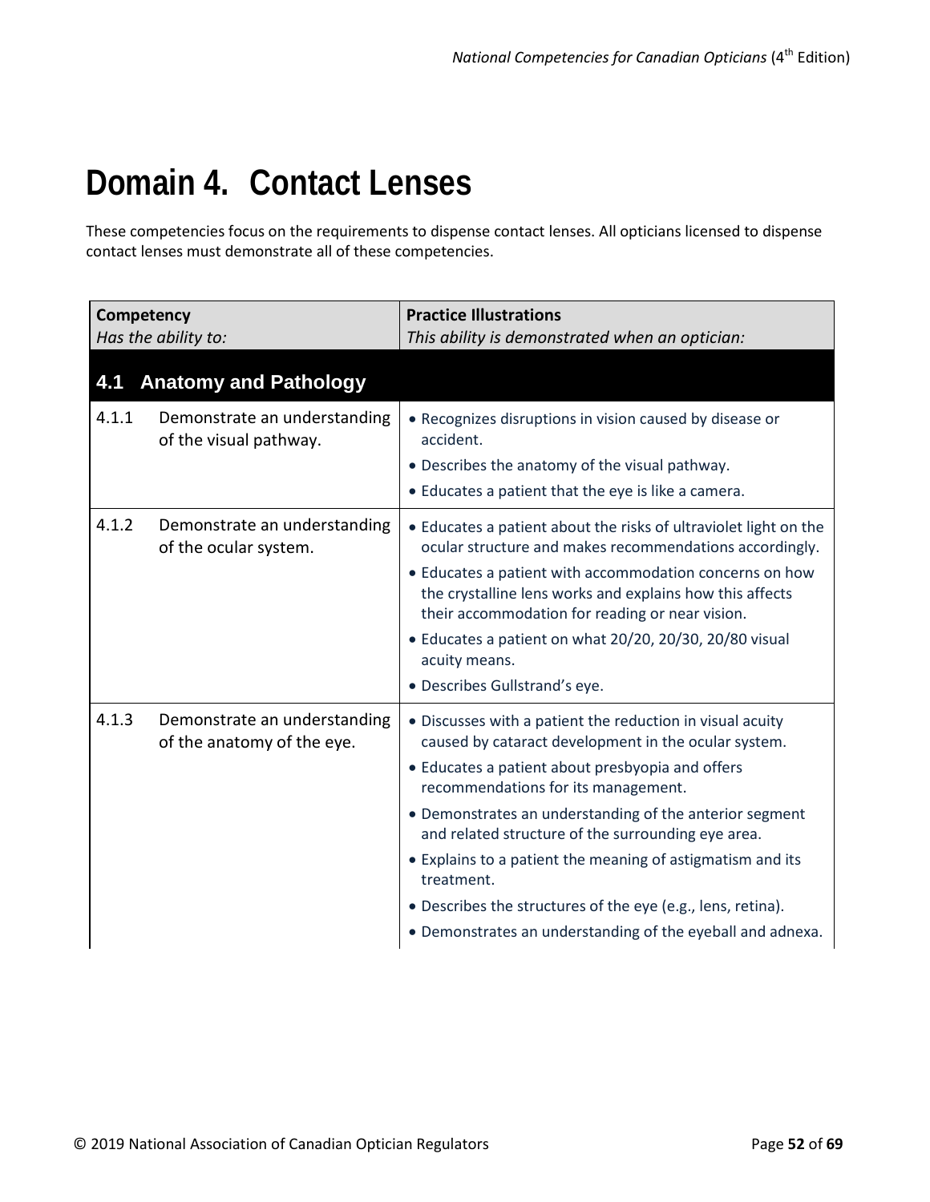# Domain 4. Contact Lenses

These competencies focus on the requirements to dispense contact lenses. All opticians licensed to dispense contact lenses must demonstrate all of these competencies.

| Competency<br>*Has the ability to:* | | Practice Illustrations<br>*This ability is demonstrated when an optician:* |
|---|---|---|
| **4.1** | **Anatomy and Pathology** | |
| 4.1.1 | Demonstrate an understanding of the visual pathway. | • Recognizes disruptions in vision caused by disease or accident.<br>• Describes the anatomy of the visual pathway.<br>• Educates a patient that the eye is like a camera. |
| 4.1.2 | Demonstrate an understanding of the ocular system. | • Educates a patient about the risks of ultraviolet light on the ocular structure and makes recommendations accordingly.<br>• Educates a patient with accommodation concerns on how the crystalline lens works and explains how this affects their accommodation for reading or near vision.<br>• Educates a patient on what 20/20, 20/30, 20/80 visual acuity means.<br>• Describes Gullstrand's eye. |
| 4.1.3 | Demonstrate an understanding of the anatomy of the eye. | • Discusses with a patient the reduction in visual acuity caused by cataract development in the ocular system.<br>• Educates a patient about presbyopia and offers recommendations for its management.<br>• Demonstrates an understanding of the anterior segment and related structure of the surrounding eye area.<br>• Explains to a patient the meaning of astigmatism and its treatment.<br>• Describes the structures of the eye (e.g., lens, retina).<br>• Demonstrates an understanding of the eyeball and adnexa. |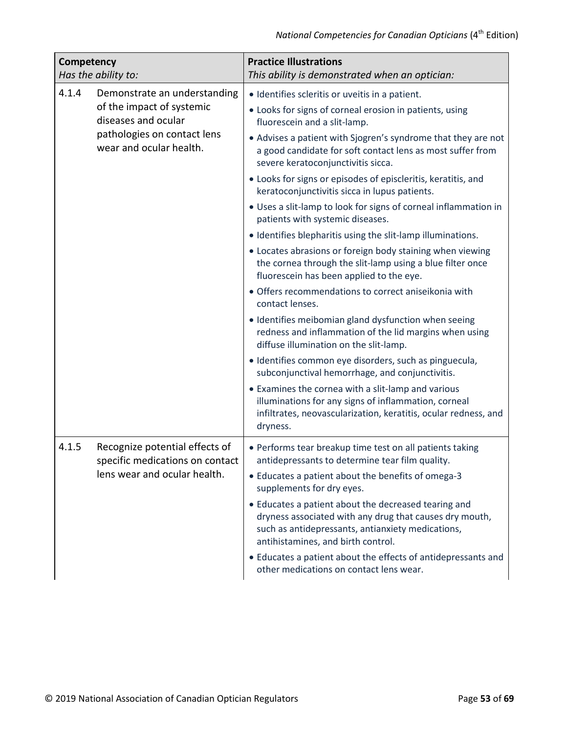| Competency<br>*Has the ability to:* | | Practice Illustrations<br>*This ability is demonstrated when an optician:* |
|---|---|---|
| 4.1.4 | Demonstrate an understanding of the impact of systemic diseases and ocular pathologies on contact lens wear and ocular health. | • Identifies scleritis or uveitis in a patient.<br>• Looks for signs of corneal erosion in patients, using fluorescein and a slit-lamp.<br>• Advises a patient with Sjogren's syndrome that they are not a good candidate for soft contact lens as most suffer from severe keratoconjunctivitis sicca.<br>• Looks for signs or episodes of episcleritis, keratitis, and keratoconjunctivitis sicca in lupus patients.<br>• Uses a slit-lamp to look for signs of corneal inflammation in patients with systemic diseases.<br>• Identifies blepharitis using the slit-lamp illuminations.<br>• Locates abrasions or foreign body staining when viewing the cornea through the slit-lamp using a blue filter once fluorescein has been applied to the eye.<br>• Offers recommendations to correct aniseikonia with contact lenses.<br>• Identifies meibomian gland dysfunction when seeing redness and inflammation of the lid margins when using diffuse illumination on the slit-lamp.<br>• Identifies common eye disorders, such as pinguecula, subconjunctival hemorrhage, and conjunctivitis.<br>• Examines the cornea with a slit-lamp and various illuminations for any signs of inflammation, corneal infiltrates, neovascularization, keratitis, ocular redness, and dryness. |
| 4.1.5 | Recognize potential effects of specific medications on contact lens wear and ocular health. | • Performs tear breakup time test on all patients taking antidepressants to determine tear film quality.<br>• Educates a patient about the benefits of omega-3 supplements for dry eyes.<br>• Educates a patient about the decreased tearing and dryness associated with any drug that causes dry mouth, such as antidepressants, antianxiety medications, antihistamines, and birth control.<br>• Educates a patient about the effects of antidepressants and other medications on contact lens wear. |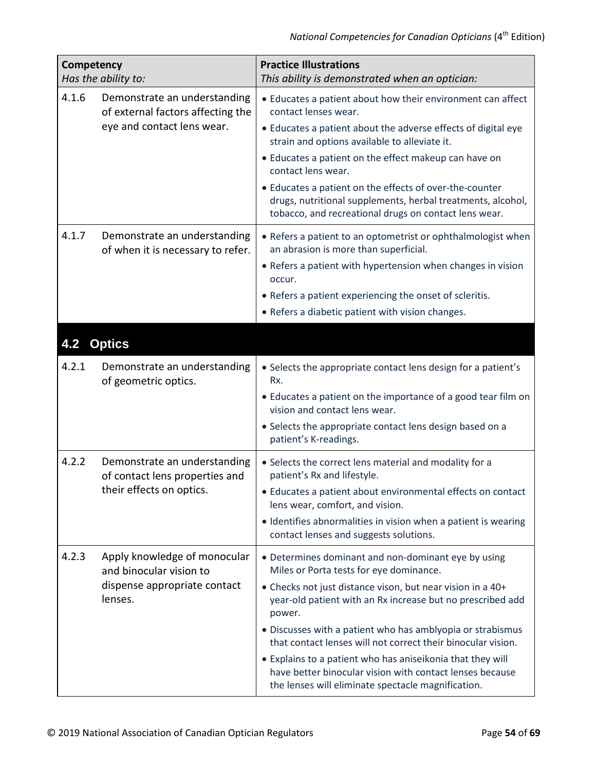| Competency<br>*Has the ability to:* | | Practice Illustrations<br>*This ability is demonstrated when an optician:* |
|---|---|---|
| 4.1.6 | Demonstrate an understanding of external factors affecting the eye and contact lens wear. | • Educates a patient about how their environment can affect contact lenses wear.<br>• Educates a patient about the adverse effects of digital eye strain and options available to alleviate it.<br>• Educates a patient on the effect makeup can have on contact lens wear.<br>• Educates a patient on the effects of over-the-counter drugs, nutritional supplements, herbal treatments, alcohol, tobacco, and recreational drugs on contact lens wear. |
| 4.1.7 | Demonstrate an understanding of when it is necessary to refer. | • Refers a patient to an optometrist or ophthalmologist when an abrasion is more than superficial.<br>• Refers a patient with hypertension when changes in vision occur.<br>• Refers a patient experiencing the onset of scleritis.<br>• Refers a diabetic patient with vision changes. |

## 4.2 Optics

| Competency | | Practice Illustrations |
|---|---|---|
| 4.2.1 | Demonstrate an understanding of geometric optics. | • Selects the appropriate contact lens design for a patient's Rx.<br>• Educates a patient on the importance of a good tear film on vision and contact lens wear.<br>• Selects the appropriate contact lens design based on a patient's K-readings. |
| 4.2.2 | Demonstrate an understanding of contact lens properties and their effects on optics. | • Selects the correct lens material and modality for a patient's Rx and lifestyle.<br>• Educates a patient about environmental effects on contact lens wear, comfort, and vision.<br>• Identifies abnormalities in vision when a patient is wearing contact lenses and suggests solutions. |
| 4.2.3 | Apply knowledge of monocular and binocular vision to dispense appropriate contact lenses. | • Determines dominant and non-dominant eye by using Miles or Porta tests for eye dominance.<br>• Checks not just distance vison, but near vision in a 40+ year-old patient with an Rx increase but no prescribed add power.<br>• Discusses with a patient who has amblyopia or strabismus that contact lenses will not correct their binocular vision.<br>• Explains to a patient who has aniseikonia that they will have better binocular vision with contact lenses because the lenses will eliminate spectacle magnification. |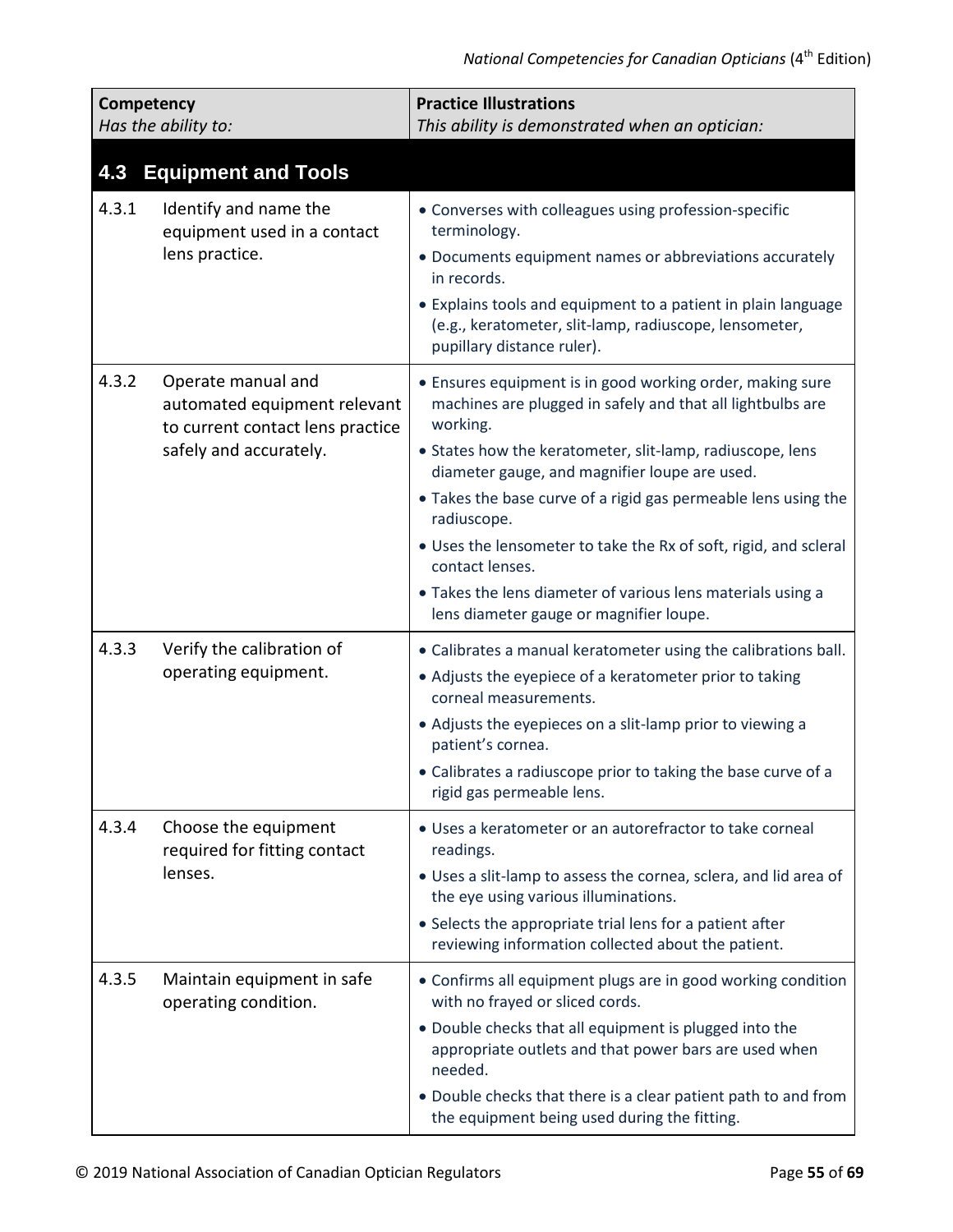| **Competency**<br>*Has the ability to:* | | **Practice Illustrations**<br>*This ability is demonstrated when an optician:* |
|---|---|---|
| **4.3** | **Equipment and Tools** | |
| 4.3.1 | Identify and name the equipment used in a contact lens practice. | • Converses with colleagues using profession-specific terminology.<br>• Documents equipment names or abbreviations accurately in records.<br>• Explains tools and equipment to a patient in plain language (e.g., keratometer, slit-lamp, radiuscope, lensometer, pupillary distance ruler). |
| 4.3.2 | Operate manual and automated equipment relevant to current contact lens practice safely and accurately. | • Ensures equipment is in good working order, making sure machines are plugged in safely and that all lightbulbs are working.<br>• States how the keratometer, slit-lamp, radiuscope, lens diameter gauge, and magnifier loupe are used.<br>• Takes the base curve of a rigid gas permeable lens using the radiuscope.<br>• Uses the lensometer to take the Rx of soft, rigid, and scleral contact lenses.<br>• Takes the lens diameter of various lens materials using a lens diameter gauge or magnifier loupe. |
| 4.3.3 | Verify the calibration of operating equipment. | • Calibrates a manual keratometer using the calibrations ball.<br>• Adjusts the eyepiece of a keratometer prior to taking corneal measurements.<br>• Adjusts the eyepieces on a slit-lamp prior to viewing a patient's cornea.<br>• Calibrates a radiuscope prior to taking the base curve of a rigid gas permeable lens. |
| 4.3.4 | Choose the equipment required for fitting contact lenses. | • Uses a keratometer or an autorefractor to take corneal readings.<br>• Uses a slit-lamp to assess the cornea, sclera, and lid area of the eye using various illuminations.<br>• Selects the appropriate trial lens for a patient after reviewing information collected about the patient. |
| 4.3.5 | Maintain equipment in safe operating condition. | • Confirms all equipment plugs are in good working condition with no frayed or sliced cords.<br>• Double checks that all equipment is plugged into the appropriate outlets and that power bars are used when needed.<br>• Double checks that there is a clear patient path to and from the equipment being used during the fitting. |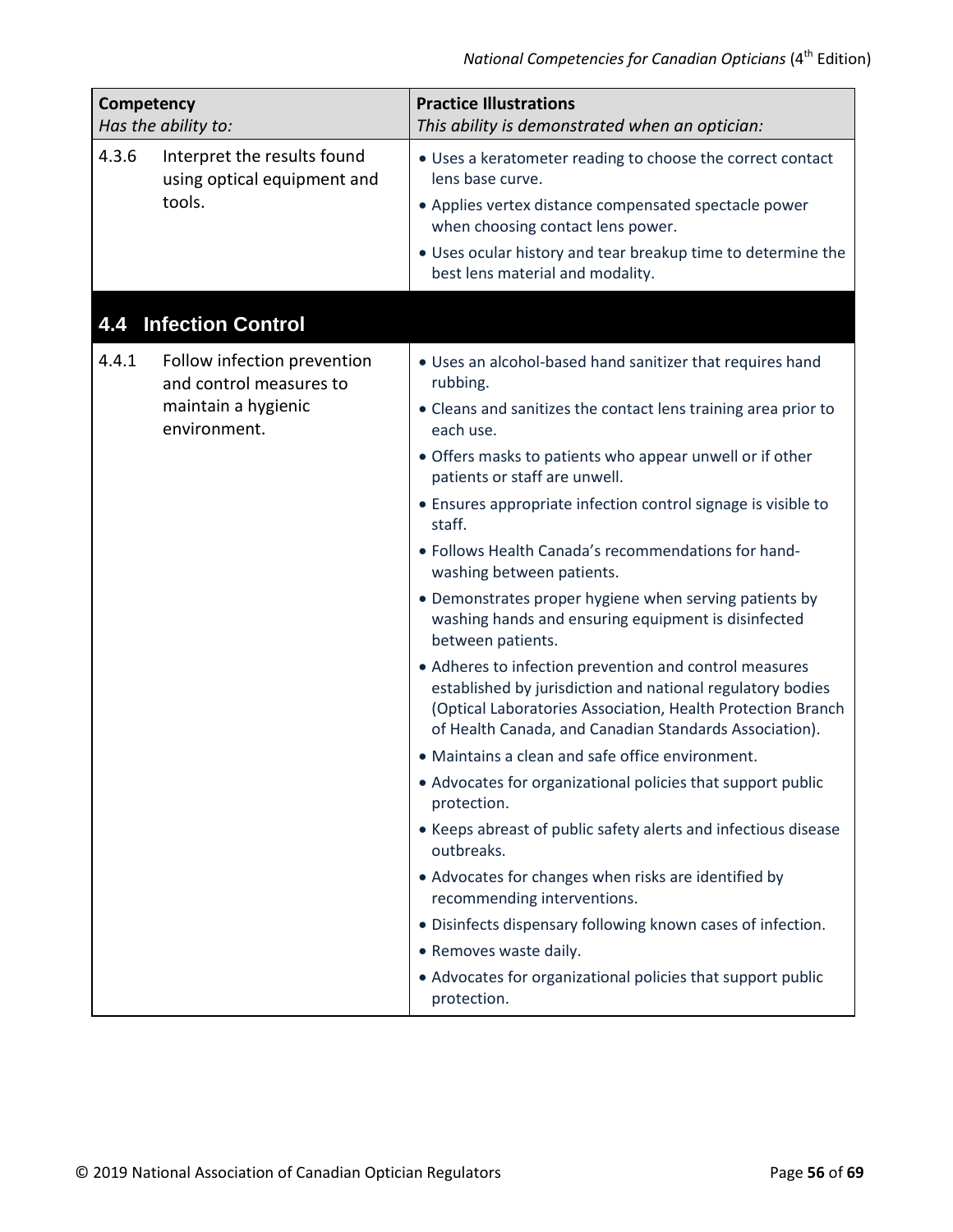| Competency<br>*Has the ability to:* | | Practice Illustrations<br>*This ability is demonstrated when an optician:* |
|---|---|---|
| 4.3.6 | Interpret the results found using optical equipment and tools. | • Uses a keratometer reading to choose the correct contact lens base curve.<br>• Applies vertex distance compensated spectacle power when choosing contact lens power.<br>• Uses ocular history and tear breakup time to determine the best lens material and modality. |
| **4.4** | **Infection Control** | |
| 4.4.1 | Follow infection prevention and control measures to maintain a hygienic environment. | • Uses an alcohol-based hand sanitizer that requires hand rubbing.<br>• Cleans and sanitizes the contact lens training area prior to each use.<br>• Offers masks to patients who appear unwell or if other patients or staff are unwell.<br>• Ensures appropriate infection control signage is visible to staff.<br>• Follows Health Canada's recommendations for hand-washing between patients.<br>• Demonstrates proper hygiene when serving patients by washing hands and ensuring equipment is disinfected between patients.<br>• Adheres to infection prevention and control measures established by jurisdiction and national regulatory bodies (Optical Laboratories Association, Health Protection Branch of Health Canada, and Canadian Standards Association).<br>• Maintains a clean and safe office environment.<br>• Advocates for organizational policies that support public protection.<br>• Keeps abreast of public safety alerts and infectious disease outbreaks.<br>• Advocates for changes when risks are identified by recommending interventions.<br>• Disinfects dispensary following known cases of infection.<br>• Removes waste daily.<br>• Advocates for organizational policies that support public protection. |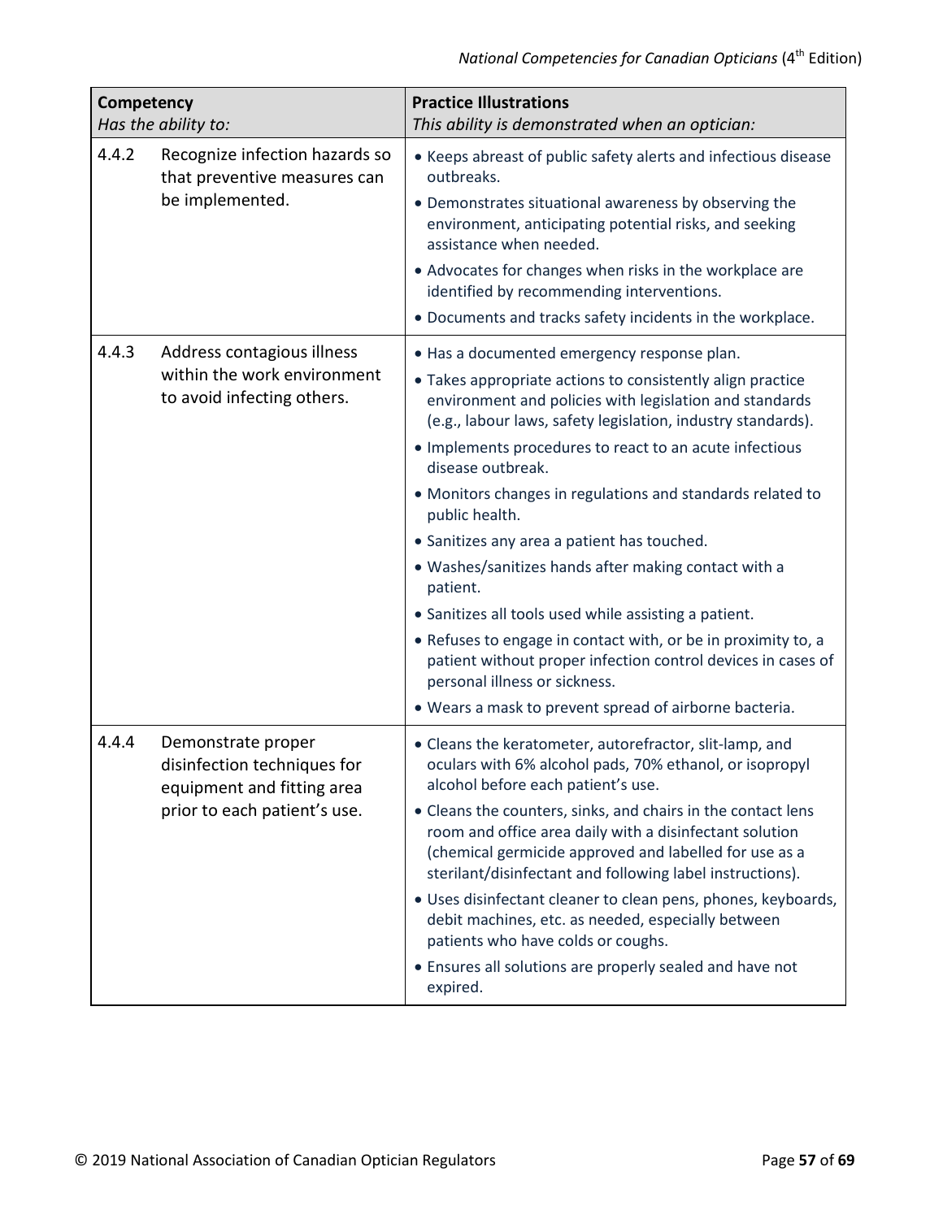| Competency<br>*Has the ability to:* | | Practice Illustrations<br>*This ability is demonstrated when an optician:* |
|---|---|---|
| 4.4.2 | Recognize infection hazards so that preventive measures can be implemented. | • Keeps abreast of public safety alerts and infectious disease outbreaks.<br>• Demonstrates situational awareness by observing the environment, anticipating potential risks, and seeking assistance when needed.<br>• Advocates for changes when risks in the workplace are identified by recommending interventions.<br>• Documents and tracks safety incidents in the workplace. |
| 4.4.3 | Address contagious illness within the work environment to avoid infecting others. | • Has a documented emergency response plan.<br>• Takes appropriate actions to consistently align practice environment and policies with legislation and standards (e.g., labour laws, safety legislation, industry standards).<br>• Implements procedures to react to an acute infectious disease outbreak.<br>• Monitors changes in regulations and standards related to public health.<br>• Sanitizes any area a patient has touched.<br>• Washes/sanitizes hands after making contact with a patient.<br>• Sanitizes all tools used while assisting a patient.<br>• Refuses to engage in contact with, or be in proximity to, a patient without proper infection control devices in cases of personal illness or sickness.<br>• Wears a mask to prevent spread of airborne bacteria. |
| 4.4.4 | Demonstrate proper disinfection techniques for equipment and fitting area prior to each patient's use. | • Cleans the keratometer, autorefractor, slit-lamp, and oculars with 6% alcohol pads, 70% ethanol, or isopropyl alcohol before each patient's use.<br>• Cleans the counters, sinks, and chairs in the contact lens room and office area daily with a disinfectant solution (chemical germicide approved and labelled for use as a sterilant/disinfectant and following label instructions).<br>• Uses disinfectant cleaner to clean pens, phones, keyboards, debit machines, etc. as needed, especially between patients who have colds or coughs.<br>• Ensures all solutions are properly sealed and have not expired. |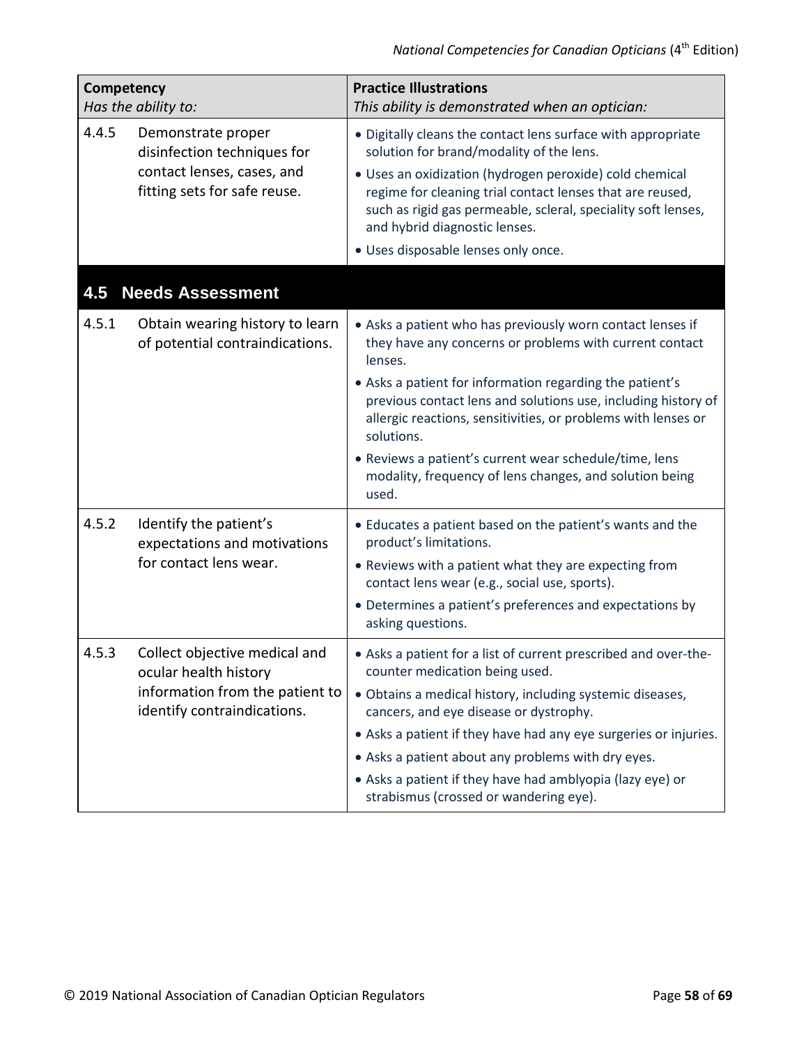| Competency<br>*Has the ability to:* | | Practice Illustrations<br>*This ability is demonstrated when an optician:* |
|---|---|---|
| 4.4.5 | Demonstrate proper disinfection techniques for contact lenses, cases, and fitting sets for safe reuse. | • Digitally cleans the contact lens surface with appropriate solution for brand/modality of the lens.<br>• Uses an oxidization (hydrogen peroxide) cold chemical regime for cleaning trial contact lenses that are reused, such as rigid gas permeable, scleral, speciality soft lenses, and hybrid diagnostic lenses.<br>• Uses disposable lenses only once. |
| **4.5** | **Needs Assessment** | |
| 4.5.1 | Obtain wearing history to learn of potential contraindications. | • Asks a patient who has previously worn contact lenses if they have any concerns or problems with current contact lenses.<br>• Asks a patient for information regarding the patient's previous contact lens and solutions use, including history of allergic reactions, sensitivities, or problems with lenses or solutions.<br>• Reviews a patient's current wear schedule/time, lens modality, frequency of lens changes, and solution being used. |
| 4.5.2 | Identify the patient's expectations and motivations for contact lens wear. | • Educates a patient based on the patient's wants and the product's limitations.<br>• Reviews with a patient what they are expecting from contact lens wear (e.g., social use, sports).<br>• Determines a patient's preferences and expectations by asking questions. |
| 4.5.3 | Collect objective medical and ocular health history information from the patient to identify contraindications. | • Asks a patient for a list of current prescribed and over-the-counter medication being used.<br>• Obtains a medical history, including systemic diseases, cancers, and eye disease or dystrophy.<br>• Asks a patient if they have had any eye surgeries or injuries.<br>• Asks a patient about any problems with dry eyes.<br>• Asks a patient if they have had amblyopia (lazy eye) or strabismus (crossed or wandering eye). |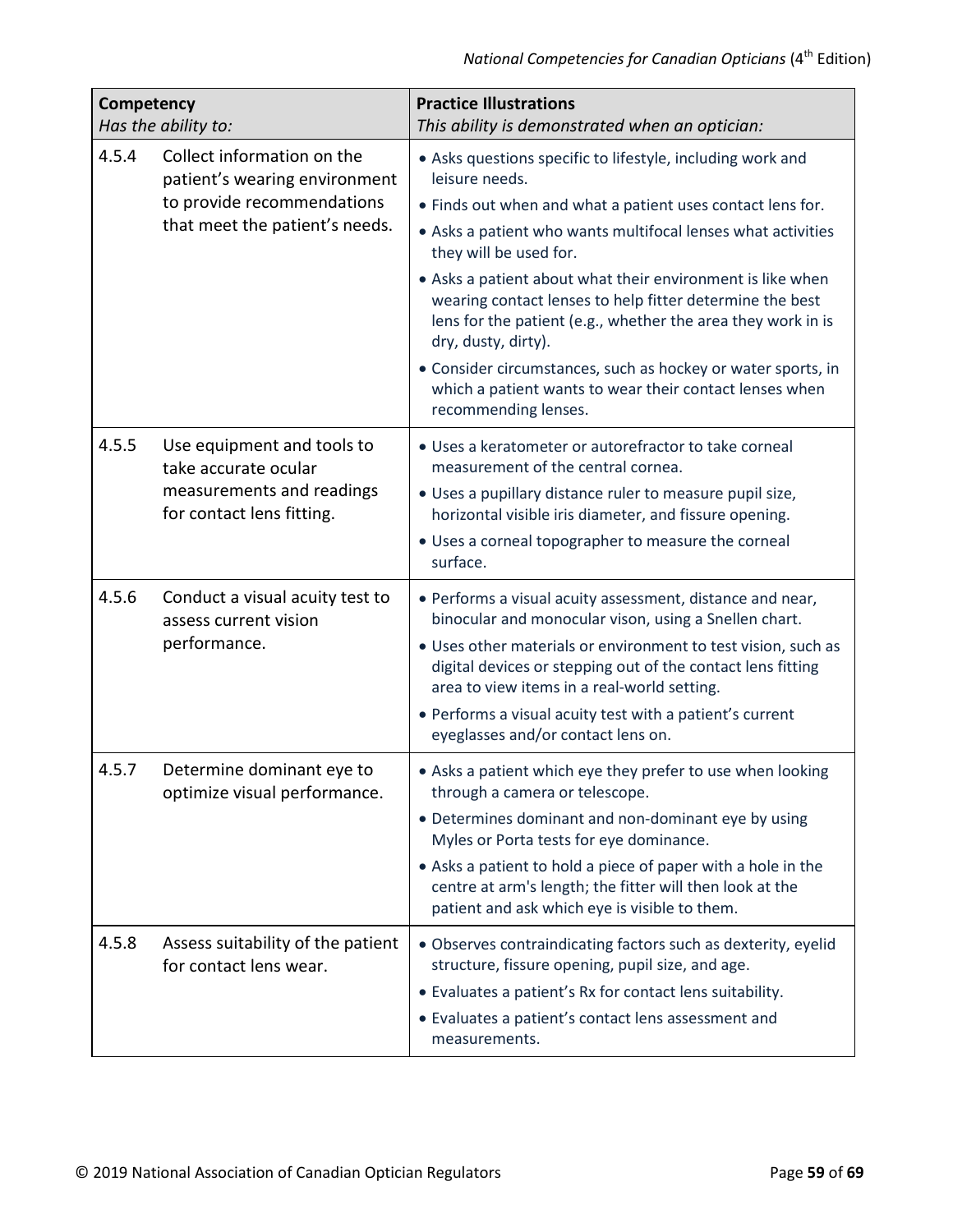| Competency<br>*Has the ability to:* | Practice Illustrations<br>*This ability is demonstrated when an optician:* |
|---|---|
| 4.5.4 Collect information on the patient's wearing environment to provide recommendations that meet the patient's needs. | • Asks questions specific to lifestyle, including work and leisure needs.<br>• Finds out when and what a patient uses contact lens for.<br>• Asks a patient who wants multifocal lenses what activities they will be used for.<br>• Asks a patient about what their environment is like when wearing contact lenses to help fitter determine the best lens for the patient (e.g., whether the area they work in is dry, dusty, dirty).<br>• Consider circumstances, such as hockey or water sports, in which a patient wants to wear their contact lenses when recommending lenses. |
| 4.5.5 Use equipment and tools to take accurate ocular measurements and readings for contact lens fitting. | • Uses a keratometer or autorefractor to take corneal measurement of the central cornea.<br>• Uses a pupillary distance ruler to measure pupil size, horizontal visible iris diameter, and fissure opening.<br>• Uses a corneal topographer to measure the corneal surface. |
| 4.5.6 Conduct a visual acuity test to assess current vision performance. | • Performs a visual acuity assessment, distance and near, binocular and monocular vison, using a Snellen chart.<br>• Uses other materials or environment to test vision, such as digital devices or stepping out of the contact lens fitting area to view items in a real-world setting.<br>• Performs a visual acuity test with a patient's current eyeglasses and/or contact lens on. |
| 4.5.7 Determine dominant eye to optimize visual performance. | • Asks a patient which eye they prefer to use when looking through a camera or telescope.<br>• Determines dominant and non-dominant eye by using Myles or Porta tests for eye dominance.<br>• Asks a patient to hold a piece of paper with a hole in the centre at arm's length; the fitter will then look at the patient and ask which eye is visible to them. |
| 4.5.8 Assess suitability of the patient for contact lens wear. | • Observes contraindicating factors such as dexterity, eyelid structure, fissure opening, pupil size, and age.<br>• Evaluates a patient's Rx for contact lens suitability.<br>• Evaluates a patient's contact lens assessment and measurements. |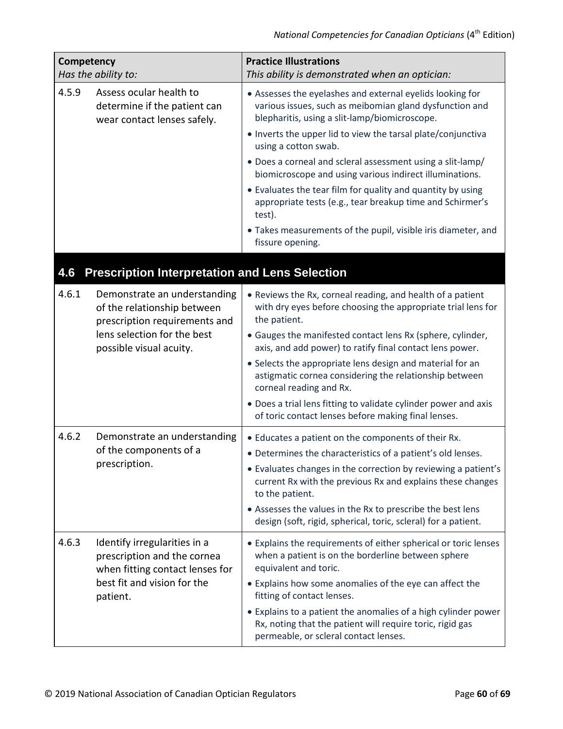| Competency<br>*Has the ability to:* | | Practice Illustrations<br>*This ability is demonstrated when an optician:* |
|---|---|---|
| 4.5.9 | Assess ocular health to determine if the patient can wear contact lenses safely. | • Assesses the eyelashes and external eyelids looking for various issues, such as meibomian gland dysfunction and blepharitis, using a slit-lamp/biomicroscope.<br>• Inverts the upper lid to view the tarsal plate/conjunctiva using a cotton swab.<br>• Does a corneal and scleral assessment using a slit-lamp/ biomicroscope and using various indirect illuminations.<br>• Evaluates the tear film for quality and quantity by using appropriate tests (e.g., tear breakup time and Schirmer's test).<br>• Takes measurements of the pupil, visible iris diameter, and fissure opening. |

## 4.6 Prescription Interpretation and Lens Selection

| Competency<br>*Has the ability to:* | | Practice Illustrations<br>*This ability is demonstrated when an optician:* |
|---|---|---|
| 4.6.1 | Demonstrate an understanding of the relationship between prescription requirements and lens selection for the best possible visual acuity. | • Reviews the Rx, corneal reading, and health of a patient with dry eyes before choosing the appropriate trial lens for the patient.<br>• Gauges the manifested contact lens Rx (sphere, cylinder, axis, and add power) to ratify final contact lens power.<br>• Selects the appropriate lens design and material for an astigmatic cornea considering the relationship between corneal reading and Rx.<br>• Does a trial lens fitting to validate cylinder power and axis of toric contact lenses before making final lenses. |
| 4.6.2 | Demonstrate an understanding of the components of a prescription. | • Educates a patient on the components of their Rx.<br>• Determines the characteristics of a patient's old lenses.<br>• Evaluates changes in the correction by reviewing a patient's current Rx with the previous Rx and explains these changes to the patient.<br>• Assesses the values in the Rx to prescribe the best lens design (soft, rigid, spherical, toric, scleral) for a patient. |
| 4.6.3 | Identify irregularities in a prescription and the cornea when fitting contact lenses for best fit and vision for the patient. | • Explains the requirements of either spherical or toric lenses when a patient is on the borderline between sphere equivalent and toric.<br>• Explains how some anomalies of the eye can affect the fitting of contact lenses.<br>• Explains to a patient the anomalies of a high cylinder power Rx, noting that the patient will require toric, rigid gas permeable, or scleral contact lenses. |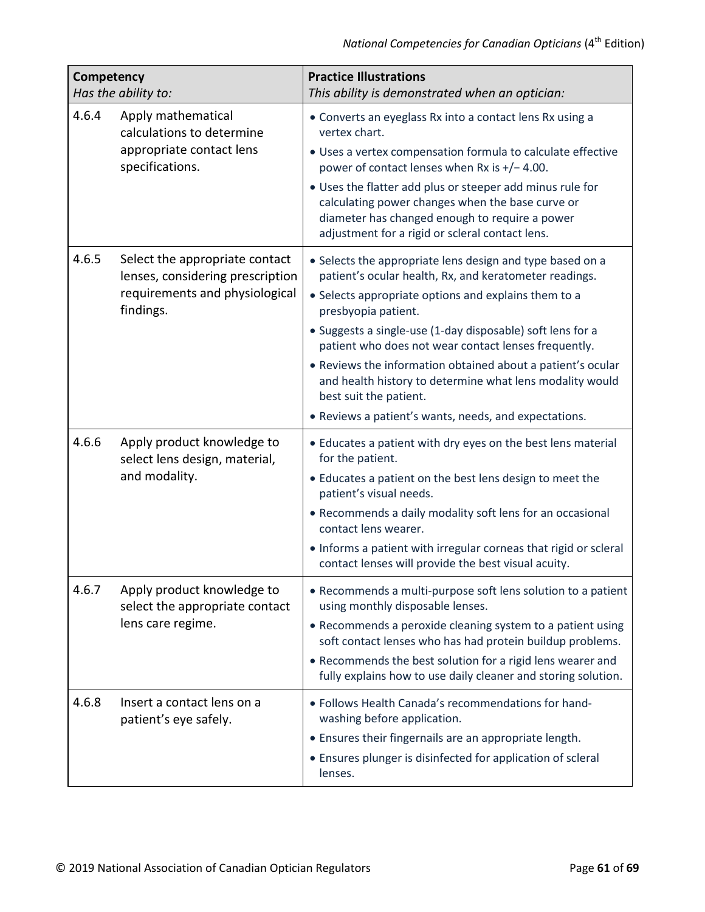| **Competency**<br>*Has the ability to:* | **Practice Illustrations**<br>*This ability is demonstrated when an optician:* |
|---|---|
| 4.6.4 Apply mathematical calculations to determine appropriate contact lens specifications. | • Converts an eyeglass Rx into a contact lens Rx using a vertex chart.<br>• Uses a vertex compensation formula to calculate effective power of contact lenses when Rx is +/− 4.00.<br>• Uses the flatter add plus or steeper add minus rule for calculating power changes when the base curve or diameter has changed enough to require a power adjustment for a rigid or scleral contact lens. |
| 4.6.5 Select the appropriate contact lenses, considering prescription requirements and physiological findings. | • Selects the appropriate lens design and type based on a patient's ocular health, Rx, and keratometer readings.<br>• Selects appropriate options and explains them to a presbyopia patient.<br>• Suggests a single-use (1-day disposable) soft lens for a patient who does not wear contact lenses frequently.<br>• Reviews the information obtained about a patient's ocular and health history to determine what lens modality would best suit the patient.<br>• Reviews a patient's wants, needs, and expectations. |
| 4.6.6 Apply product knowledge to select lens design, material, and modality. | • Educates a patient with dry eyes on the best lens material for the patient.<br>• Educates a patient on the best lens design to meet the patient's visual needs.<br>• Recommends a daily modality soft lens for an occasional contact lens wearer.<br>• Informs a patient with irregular corneas that rigid or scleral contact lenses will provide the best visual acuity. |
| 4.6.7 Apply product knowledge to select the appropriate contact lens care regime. | • Recommends a multi-purpose soft lens solution to a patient using monthly disposable lenses.<br>• Recommends a peroxide cleaning system to a patient using soft contact lenses who has had protein buildup problems.<br>• Recommends the best solution for a rigid lens wearer and fully explains how to use daily cleaner and storing solution. |
| 4.6.8 Insert a contact lens on a patient's eye safely. | • Follows Health Canada's recommendations for hand-washing before application.<br>• Ensures their fingernails are an appropriate length.<br>• Ensures plunger is disinfected for application of scleral lenses. |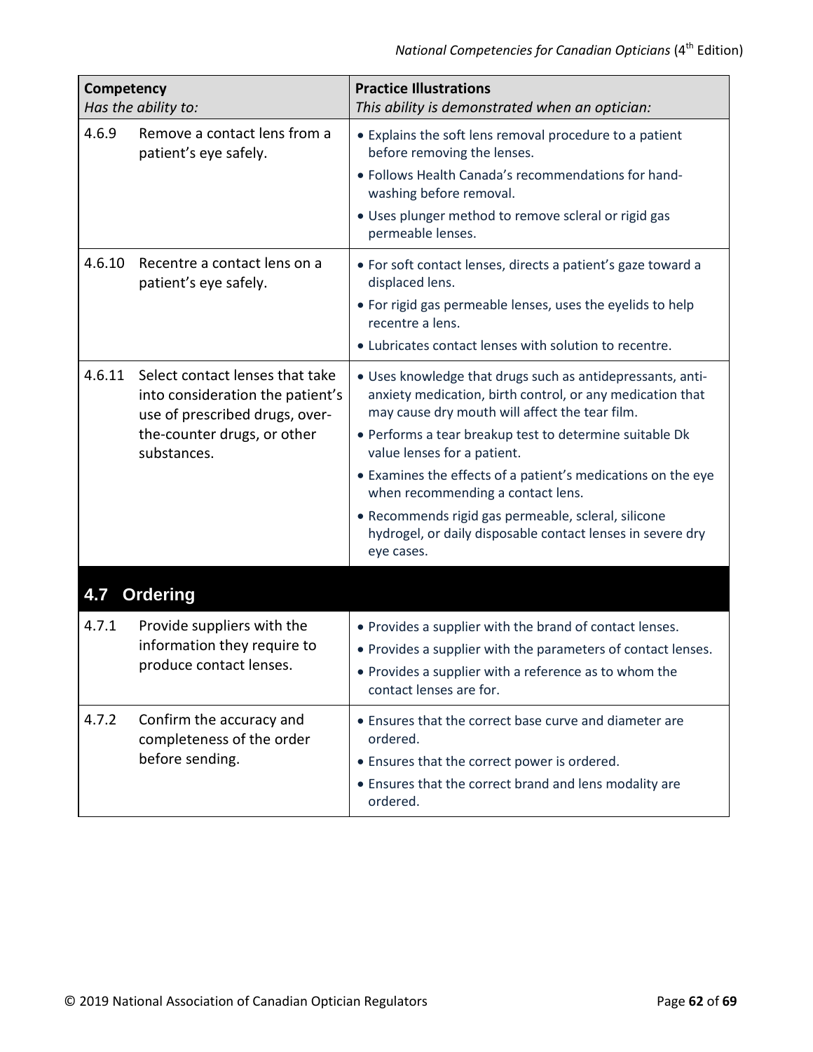| Competency<br>*Has the ability to:* | | Practice Illustrations<br>*This ability is demonstrated when an optician:* |
|---|---|---|
| 4.6.9 | Remove a contact lens from a patient's eye safely. | • Explains the soft lens removal procedure to a patient before removing the lenses.<br>• Follows Health Canada's recommendations for hand-washing before removal.<br>• Uses plunger method to remove scleral or rigid gas permeable lenses. |
| 4.6.10 | Recentre a contact lens on a patient's eye safely. | • For soft contact lenses, directs a patient's gaze toward a displaced lens.<br>• For rigid gas permeable lenses, uses the eyelids to help recentre a lens.<br>• Lubricates contact lenses with solution to recentre. |
| 4.6.11 | Select contact lenses that take into consideration the patient's use of prescribed drugs, over-the-counter drugs, or other substances. | • Uses knowledge that drugs such as antidepressants, anti-anxiety medication, birth control, or any medication that may cause dry mouth will affect the tear film.<br>• Performs a tear breakup test to determine suitable Dk value lenses for a patient.<br>• Examines the effects of a patient's medications on the eye when recommending a contact lens.<br>• Recommends rigid gas permeable, scleral, silicone hydrogel, or daily disposable contact lenses in severe dry eye cases. |
| **4.7** | **Ordering** | |
| 4.7.1 | Provide suppliers with the information they require to produce contact lenses. | • Provides a supplier with the brand of contact lenses.<br>• Provides a supplier with the parameters of contact lenses.<br>• Provides a supplier with a reference as to whom the contact lenses are for. |
| 4.7.2 | Confirm the accuracy and completeness of the order before sending. | • Ensures that the correct base curve and diameter are ordered.<br>• Ensures that the correct power is ordered.<br>• Ensures that the correct brand and lens modality are ordered. |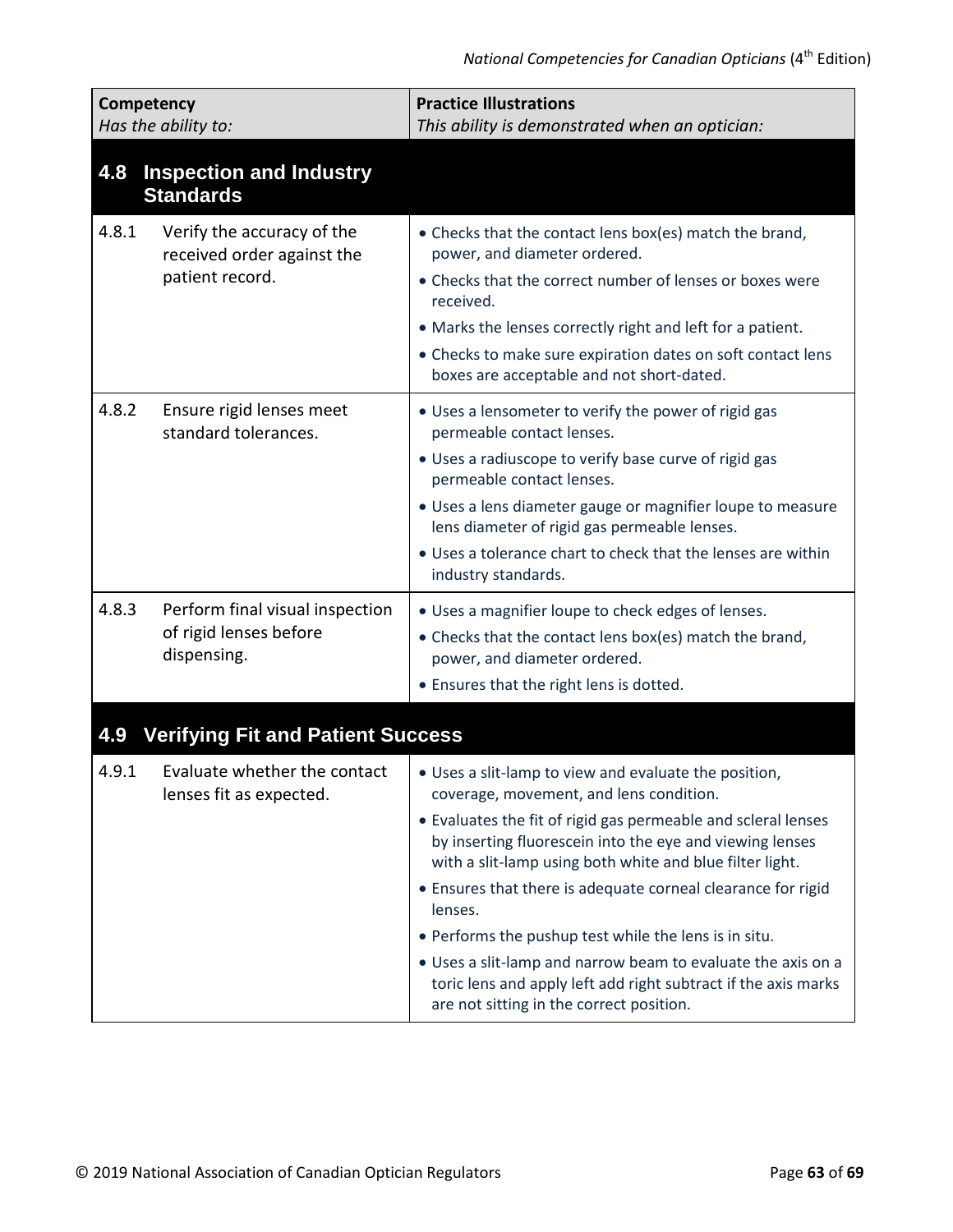| **Competency**<br>*Has the ability to:* | **Practice Illustrations**<br>*This ability is demonstrated when an optician:* |
|---|---|
| **4.8 Inspection and Industry Standards** | |
| 4.8.1 Verify the accuracy of the received order against the patient record. | • Checks that the contact lens box(es) match the brand, power, and diameter ordered.<br>• Checks that the correct number of lenses or boxes were received.<br>• Marks the lenses correctly right and left for a patient.<br>• Checks to make sure expiration dates on soft contact lens boxes are acceptable and not short-dated. |
| 4.8.2 Ensure rigid lenses meet standard tolerances. | • Uses a lensometer to verify the power of rigid gas permeable contact lenses.<br>• Uses a radiuscope to verify base curve of rigid gas permeable contact lenses.<br>• Uses a lens diameter gauge or magnifier loupe to measure lens diameter of rigid gas permeable lenses.<br>• Uses a tolerance chart to check that the lenses are within industry standards. |
| 4.8.3 Perform final visual inspection of rigid lenses before dispensing. | • Uses a magnifier loupe to check edges of lenses.<br>• Checks that the contact lens box(es) match the brand, power, and diameter ordered.<br>• Ensures that the right lens is dotted. |
| **4.9 Verifying Fit and Patient Success** | |
| 4.9.1 Evaluate whether the contact lenses fit as expected. | • Uses a slit-lamp to view and evaluate the position, coverage, movement, and lens condition.<br>• Evaluates the fit of rigid gas permeable and scleral lenses by inserting fluorescein into the eye and viewing lenses with a slit-lamp using both white and blue filter light.<br>• Ensures that there is adequate corneal clearance for rigid lenses.<br>• Performs the pushup test while the lens is in situ.<br>• Uses a slit-lamp and narrow beam to evaluate the axis on a toric lens and apply left add right subtract if the axis marks are not sitting in the correct position. |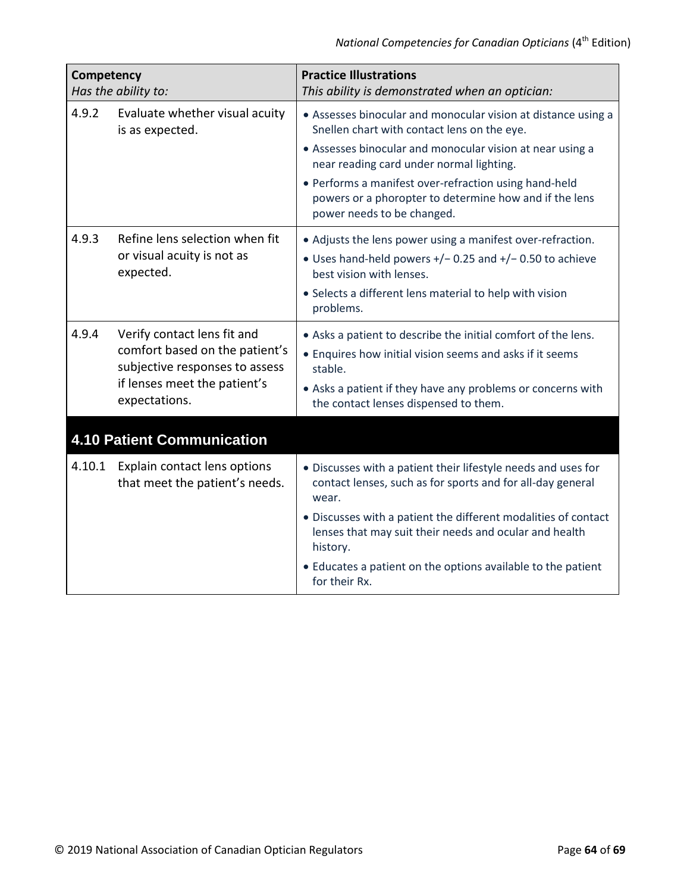| Competency<br>*Has the ability to:* | | Practice Illustrations<br>*This ability is demonstrated when an optician:* |
|---|---|---|
| 4.9.2 | Evaluate whether visual acuity is as expected. | • Assesses binocular and monocular vision at distance using a Snellen chart with contact lens on the eye.<br>• Assesses binocular and monocular vision at near using a near reading card under normal lighting.<br>• Performs a manifest over-refraction using hand-held powers or a phoropter to determine how and if the lens power needs to be changed. |
| 4.9.3 | Refine lens selection when fit or visual acuity is not as expected. | • Adjusts the lens power using a manifest over-refraction.<br>• Uses hand-held powers +/− 0.25 and +/− 0.50 to achieve best vision with lenses.<br>• Selects a different lens material to help with vision problems. |
| 4.9.4 | Verify contact lens fit and comfort based on the patient's subjective responses to assess if lenses meet the patient's expectations. | • Asks a patient to describe the initial comfort of the lens.<br>• Enquires how initial vision seems and asks if it seems stable.<br>• Asks a patient if they have any problems or concerns with the contact lenses dispensed to them. |
| **4.10 Patient Communication** | | |
| 4.10.1 | Explain contact lens options that meet the patient's needs. | • Discusses with a patient their lifestyle needs and uses for contact lenses, such as for sports and for all-day general wear.<br>• Discusses with a patient the different modalities of contact lenses that may suit their needs and ocular and health history.<br>• Educates a patient on the options available to the patient for their Rx. |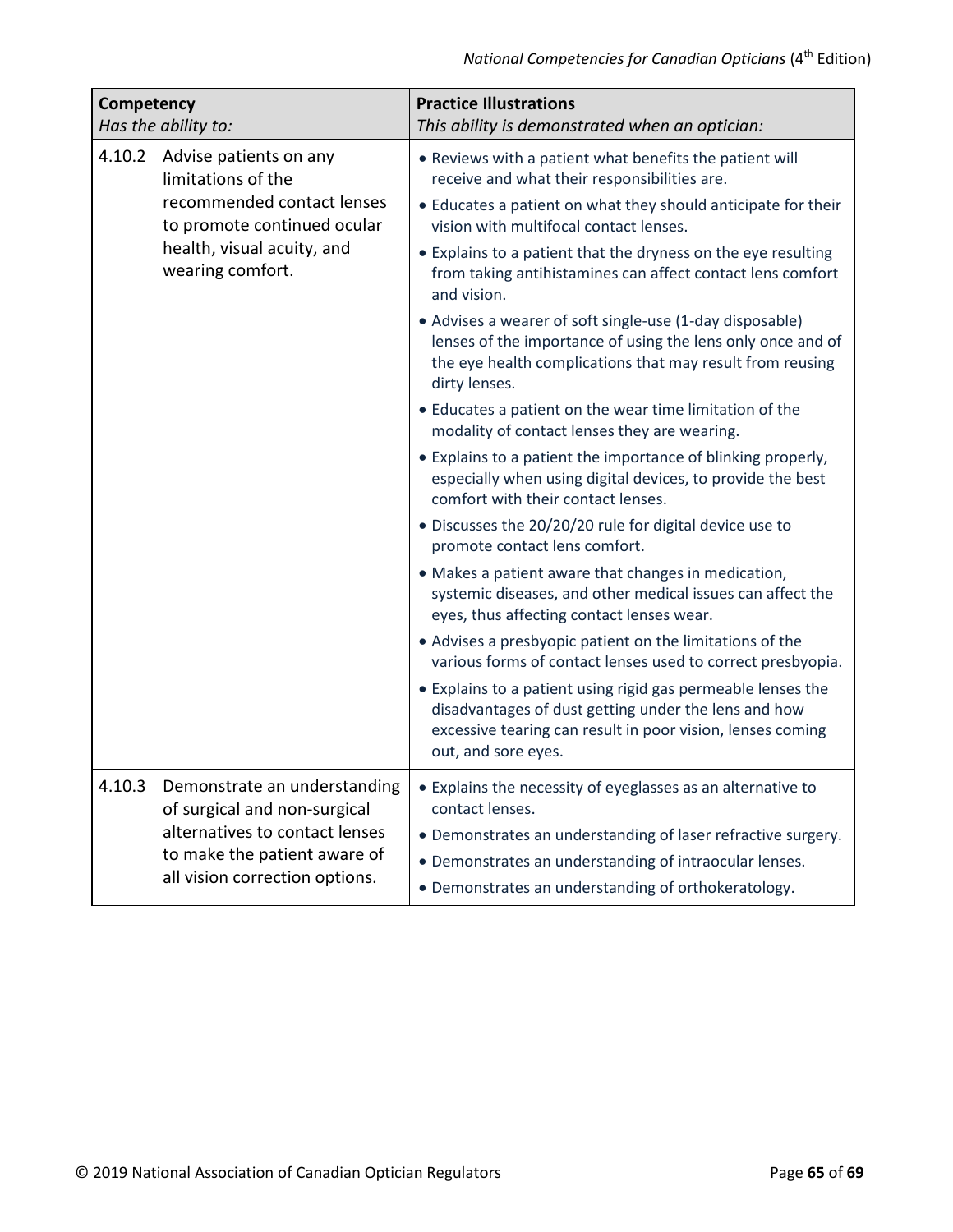| Competency<br>*Has the ability to:* | Practice Illustrations<br>*This ability is demonstrated when an optician:* |
|---|---|
| 4.10.2 Advise patients on any limitations of the recommended contact lenses to promote continued ocular health, visual acuity, and wearing comfort. | • Reviews with a patient what benefits the patient will receive and what their responsibilities are.<br>• Educates a patient on what they should anticipate for their vision with multifocal contact lenses.<br>• Explains to a patient that the dryness on the eye resulting from taking antihistamines can affect contact lens comfort and vision.<br>• Advises a wearer of soft single-use (1-day disposable) lenses of the importance of using the lens only once and of the eye health complications that may result from reusing dirty lenses.<br>• Educates a patient on the wear time limitation of the modality of contact lenses they are wearing.<br>• Explains to a patient the importance of blinking properly, especially when using digital devices, to provide the best comfort with their contact lenses.<br>• Discusses the 20/20/20 rule for digital device use to promote contact lens comfort.<br>• Makes a patient aware that changes in medication, systemic diseases, and other medical issues can affect the eyes, thus affecting contact lenses wear.<br>• Advises a presbyopic patient on the limitations of the various forms of contact lenses used to correct presbyopia.<br>• Explains to a patient using rigid gas permeable lenses the disadvantages of dust getting under the lens and how excessive tearing can result in poor vision, lenses coming out, and sore eyes. |
| 4.10.3 Demonstrate an understanding of surgical and non-surgical alternatives to contact lenses to make the patient aware of all vision correction options. | • Explains the necessity of eyeglasses as an alternative to contact lenses.<br>• Demonstrates an understanding of laser refractive surgery.<br>• Demonstrates an understanding of intraocular lenses.<br>• Demonstrates an understanding of orthokeratology. |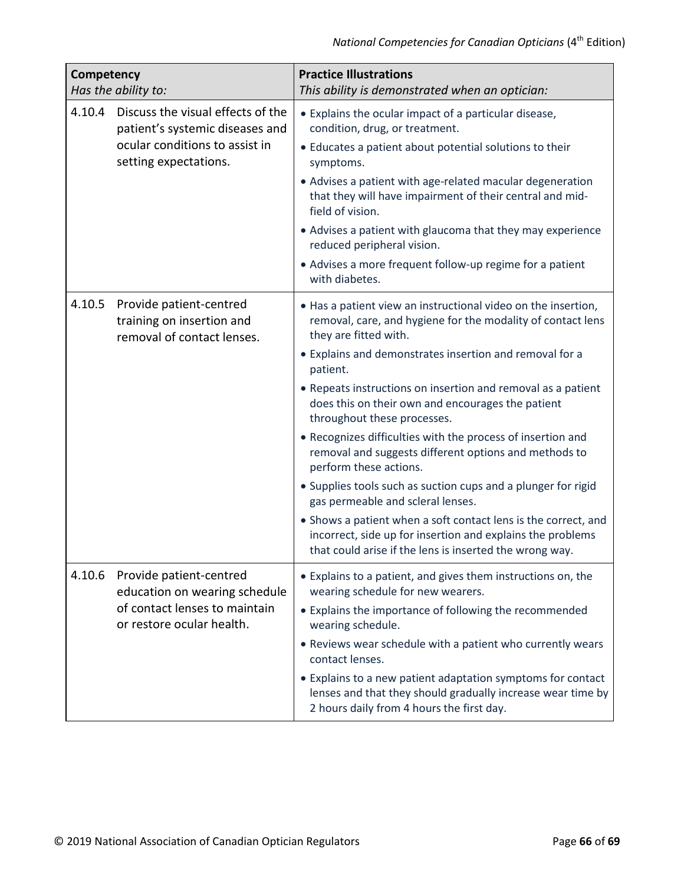| **Competency**<br>*Has the ability to:* | **Practice Illustrations**<br>*This ability is demonstrated when an optician:* |
|---|---|
| 4.10.4 Discuss the visual effects of the patient's systemic diseases and ocular conditions to assist in setting expectations. | • Explains the ocular impact of a particular disease, condition, drug, or treatment.<br>• Educates a patient about potential solutions to their symptoms.<br>• Advises a patient with age-related macular degeneration that they will have impairment of their central and mid-field of vision.<br>• Advises a patient with glaucoma that they may experience reduced peripheral vision.<br>• Advises a more frequent follow-up regime for a patient with diabetes. |
| 4.10.5 Provide patient-centred training on insertion and removal of contact lenses. | • Has a patient view an instructional video on the insertion, removal, care, and hygiene for the modality of contact lens they are fitted with.<br>• Explains and demonstrates insertion and removal for a patient.<br>• Repeats instructions on insertion and removal as a patient does this on their own and encourages the patient throughout these processes.<br>• Recognizes difficulties with the process of insertion and removal and suggests different options and methods to perform these actions.<br>• Supplies tools such as suction cups and a plunger for rigid gas permeable and scleral lenses.<br>• Shows a patient when a soft contact lens is the correct, and incorrect, side up for insertion and explains the problems that could arise if the lens is inserted the wrong way. |
| 4.10.6 Provide patient-centred education on wearing schedule of contact lenses to maintain or restore ocular health. | • Explains to a patient, and gives them instructions on, the wearing schedule for new wearers.<br>• Explains the importance of following the recommended wearing schedule.<br>• Reviews wear schedule with a patient who currently wears contact lenses.<br>• Explains to a new patient adaptation symptoms for contact lenses and that they should gradually increase wear time by 2 hours daily from 4 hours the first day. |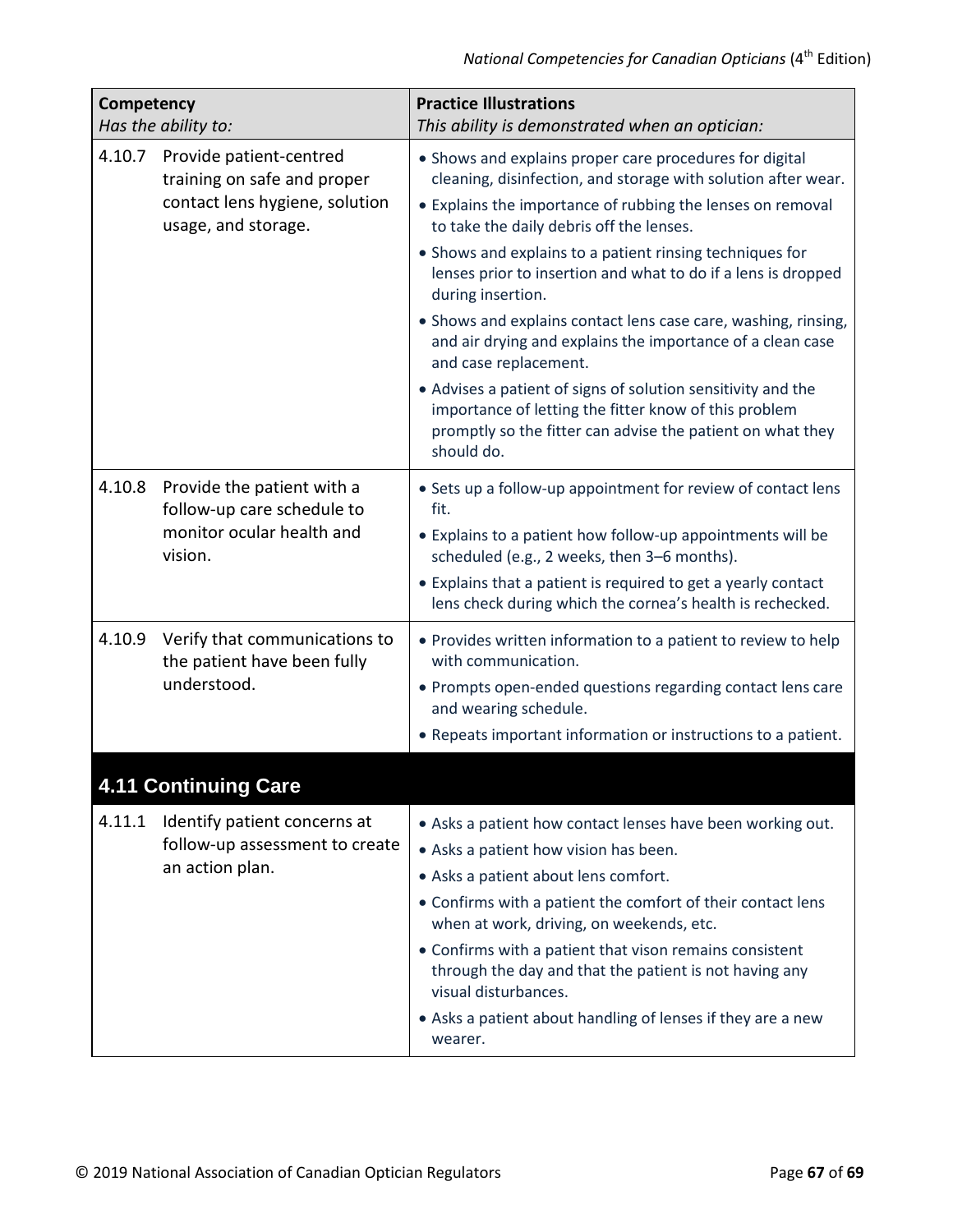| Competency<br>*Has the ability to:* | Practice Illustrations<br>*This ability is demonstrated when an optician:* |
|---|---|
| 4.10.7 Provide patient-centred training on safe and proper contact lens hygiene, solution usage, and storage. | • Shows and explains proper care procedures for digital cleaning, disinfection, and storage with solution after wear.<br>• Explains the importance of rubbing the lenses on removal to take the daily debris off the lenses.<br>• Shows and explains to a patient rinsing techniques for lenses prior to insertion and what to do if a lens is dropped during insertion.<br>• Shows and explains contact lens case care, washing, rinsing, and air drying and explains the importance of a clean case and case replacement.<br>• Advises a patient of signs of solution sensitivity and the importance of letting the fitter know of this problem promptly so the fitter can advise the patient on what they should do. |
| 4.10.8 Provide the patient with a follow-up care schedule to monitor ocular health and vision. | • Sets up a follow-up appointment for review of contact lens fit.<br>• Explains to a patient how follow-up appointments will be scheduled (e.g., 2 weeks, then 3–6 months).<br>• Explains that a patient is required to get a yearly contact lens check during which the cornea's health is rechecked. |
| 4.10.9 Verify that communications to the patient have been fully understood. | • Provides written information to a patient to review to help with communication.<br>• Prompts open-ended questions regarding contact lens care and wearing schedule.<br>• Repeats important information or instructions to a patient. |

## 4.11 Continuing Care

| Competency<br>*Has the ability to:* | Practice Illustrations<br>*This ability is demonstrated when an optician:* |
|---|---|
| 4.11.1 Identify patient concerns at follow-up assessment to create an action plan. | • Asks a patient how contact lenses have been working out.<br>• Asks a patient how vision has been.<br>• Asks a patient about lens comfort.<br>• Confirms with a patient the comfort of their contact lens when at work, driving, on weekends, etc.<br>• Confirms with a patient that vison remains consistent through the day and that the patient is not having any visual disturbances.<br>• Asks a patient about handling of lenses if they are a new wearer. |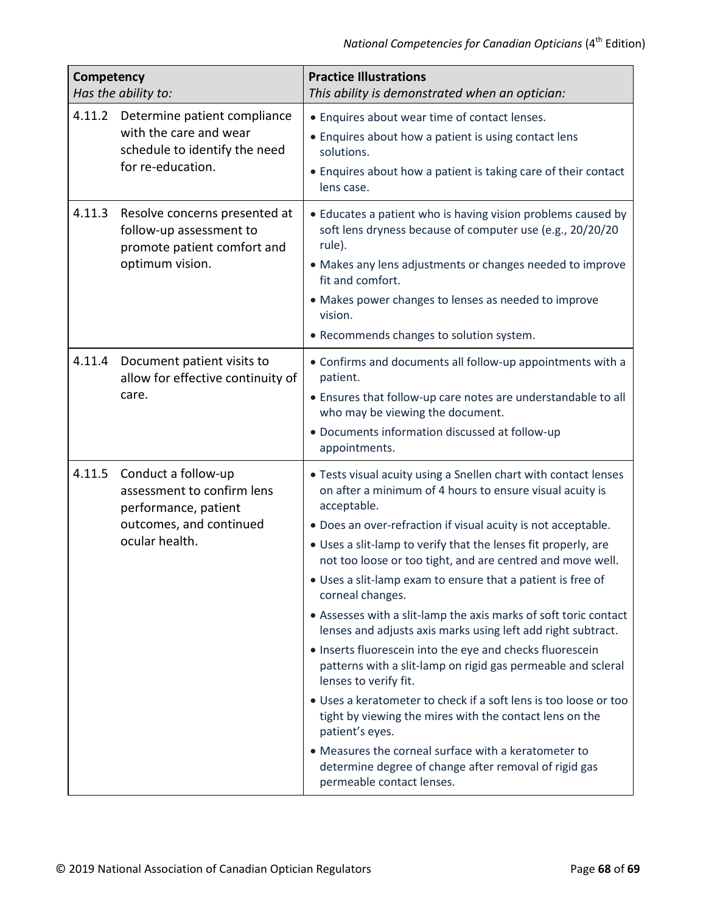| **Competency**<br>*Has the ability to:* | **Practice Illustrations**<br>*This ability is demonstrated when an optician:* |
|---|---|
| 4.11.2 Determine patient compliance with the care and wear schedule to identify the need for re-education. | • Enquires about wear time of contact lenses.<br>• Enquires about how a patient is using contact lens solutions.<br>• Enquires about how a patient is taking care of their contact lens case. |
| 4.11.3 Resolve concerns presented at follow-up assessment to promote patient comfort and optimum vision. | • Educates a patient who is having vision problems caused by soft lens dryness because of computer use (e.g., 20/20/20 rule).<br>• Makes any lens adjustments or changes needed to improve fit and comfort.<br>• Makes power changes to lenses as needed to improve vision.<br>• Recommends changes to solution system. |
| 4.11.4 Document patient visits to allow for effective continuity of care. | • Confirms and documents all follow-up appointments with a patient.<br>• Ensures that follow-up care notes are understandable to all who may be viewing the document.<br>• Documents information discussed at follow-up appointments. |
| 4.11.5 Conduct a follow-up assessment to confirm lens performance, patient outcomes, and continued ocular health. | • Tests visual acuity using a Snellen chart with contact lenses on after a minimum of 4 hours to ensure visual acuity is acceptable.<br>• Does an over-refraction if visual acuity is not acceptable.<br>• Uses a slit-lamp to verify that the lenses fit properly, are not too loose or too tight, and are centred and move well.<br>• Uses a slit-lamp exam to ensure that a patient is free of corneal changes.<br>• Assesses with a slit-lamp the axis marks of soft toric contact lenses and adjusts axis marks using left add right subtract.<br>• Inserts fluorescein into the eye and checks fluorescein patterns with a slit-lamp on rigid gas permeable and scleral lenses to verify fit.<br>• Uses a keratometer to check if a soft lens is too loose or too tight by viewing the mires with the contact lens on the patient's eyes.<br>• Measures the corneal surface with a keratometer to determine degree of change after removal of rigid gas permeable contact lenses. |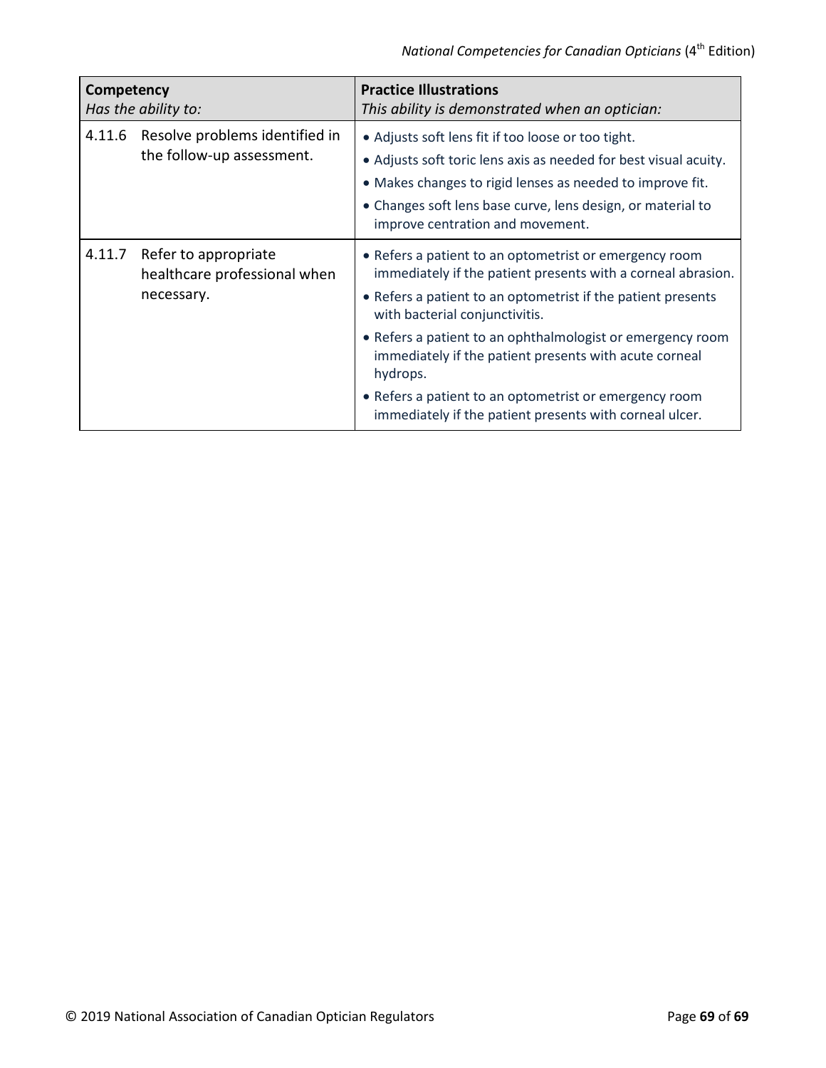| **Competency**<br>*Has the ability to:* | **Practice Illustrations**<br>*This ability is demonstrated when an optician:* |
|---|---|
| 4.11.6 Resolve problems identified in the follow-up assessment. | • Adjusts soft lens fit if too loose or too tight.<br>• Adjusts soft toric lens axis as needed for best visual acuity.<br>• Makes changes to rigid lenses as needed to improve fit.<br>• Changes soft lens base curve, lens design, or material to improve centration and movement. |
| 4.11.7 Refer to appropriate healthcare professional when necessary. | • Refers a patient to an optometrist or emergency room immediately if the patient presents with a corneal abrasion.<br>• Refers a patient to an optometrist if the patient presents with bacterial conjunctivitis.<br>• Refers a patient to an ophthalmologist or emergency room immediately if the patient presents with acute corneal hydrops.<br>• Refers a patient to an optometrist or emergency room immediately if the patient presents with corneal ulcer. |